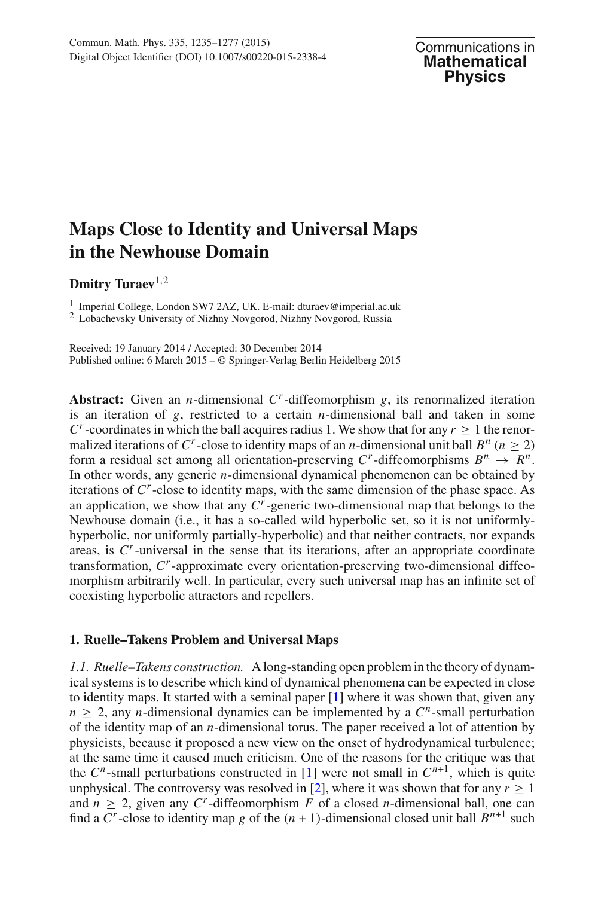# Maps Close to Identity and Universal Maps in the Newhouse Domain

**Dmitry Turaev**[1,2]

[1] Imperial College, London SW7 2AZ, UK. E-mail: dturaev@imperial.ac.uk
[2] Lobachevsky University of Nizhny Novgorod, Nizhny Novgorod, Russia

Received: 19 January 2014 / Accepted: 30 December 2014
Published online: 6 March 2015 – © Springer-Verlag Berlin Heidelberg 2015

**Abstract:** Given an $n$-dimensional $C^r$-diffeomorphism $g$, its renormalized iteration is an iteration of $g$, restricted to a certain $n$-dimensional ball and taken in some $C^r$-coordinates in which the ball acquires radius 1. We show that for any $r \geq 1$ the renormalized iterations of $C^r$-close to identity maps of an $n$-dimensional unit ball $B^n$ ($n \geq 2$) form a residual set among all orientation-preserving $C^r$-diffeomorphisms $B^n \to R^n$. In other words, any generic $n$-dimensional dynamical phenomenon can be obtained by iterations of $C^r$-close to identity maps, with the same dimension of the phase space. As an application, we show that any $C^r$-generic two-dimensional map that belongs to the Newhouse domain (i.e., it has a so-called wild hyperbolic set, so it is not uniformly-hyperbolic, nor uniformly partially-hyperbolic) and that neither contracts, nor expands areas, is $C^r$-universal in the sense that its iterations, after an appropriate coordinate transformation, $C^r$-approximate every orientation-preserving two-dimensional diffeomorphism arbitrarily well. In particular, every such universal map has an infinite set of coexisting hyperbolic attractors and repellers.

## 1. Ruelle–Takens Problem and Universal Maps

*1.1. Ruelle–Takens construction.* A long-standing open problem in the theory of dynamical systems is to describe which kind of dynamical phenomena can be expected in close to identity maps. It started with a seminal paper [1] where it was shown that, given any $n \geq 2$, any $n$-dimensional dynamics can be implemented by a $C^n$-small perturbation of the identity map of an $n$-dimensional torus. The paper received a lot of attention by physicists, because it proposed a new view on the onset of hydrodynamical turbulence; at the same time it caused much criticism. One of the reasons for the critique was that the $C^n$-small perturbations constructed in [1] were not small in $C^{n+1}$, which is quite unphysical. The controversy was resolved in [2], where it was shown that for any $r \geq 1$ and $n \geq 2$, given any $C^r$-diffeomorphism $F$ of a closed $n$-dimensional ball, one can find a $C^r$-close to identity map $g$ of the $(n+1)$-dimensional closed unit ball $B^{n+1}$ such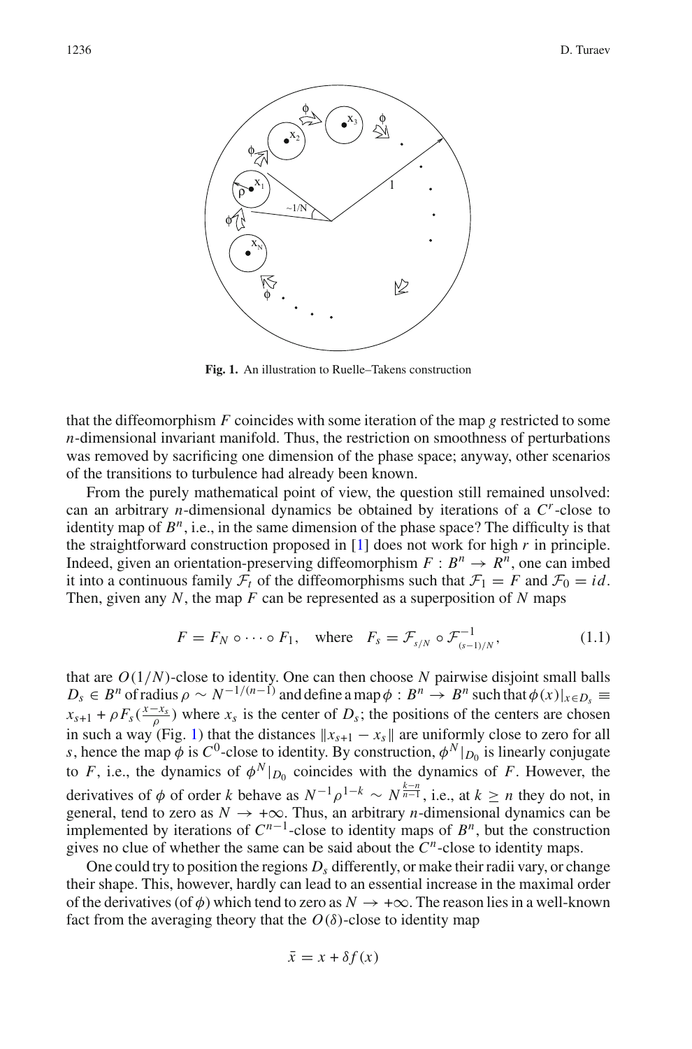Fig. 1. An illustration to Ruelle–Takens construction

that the diffeomorphism $F$ coincides with some iteration of the map $g$ restricted to some $n$-dimensional invariant manifold. Thus, the restriction on smoothness of perturbations was removed by sacrificing one dimension of the phase space; anyway, other scenarios of the transitions to turbulence had already been known.

From the purely mathematical point of view, the question still remained unsolved: can an arbitrary $n$-dimensional dynamics be obtained by iterations of a $C^r$-close to identity map of $B^n$, i.e., in the same dimension of the phase space? The difficulty is that the straightforward construction proposed in [1] does not work for high $r$ in principle. Indeed, given an orientation-preserving diffeomorphism $F : B^n \to R^n$, one can imbed it into a continuous family $\mathcal{F}_t$ of the diffeomorphisms such that $\mathcal{F}_1 = F$ and $\mathcal{F}_0 = id$. Then, given any $N$, the map $F$ can be represented as a superposition of $N$ maps

$$F = F_N \circ \cdots \circ F_1, \quad \text{where} \quad F_s = \mathcal{F}_{s/N} \circ \mathcal{F}^{-1}_{(s-1)/N}, \tag{1.1}$$

that are $O(1/N)$-close to identity. One can then choose $N$ pairwise disjoint small balls $D_s \in B^n$ of radius $\rho \sim N^{-1/(n-1)}$ and define a map $\phi : B^n \to B^n$ such that $\phi(x)|_{x \in D_s} \equiv x_{s+1} + \rho F_s(\frac{x - x_s}{\rho})$ where $x_s$ is the center of $D_s$; the positions of the centers are chosen in such a way (Fig. 1) that the distances $\|x_{s+1} - x_s\|$ are uniformly close to zero for all $s$, hence the map $\phi$ is $C^0$-close to identity. By construction, $\phi^N|_{D_0}$ is linearly conjugate to $F$, i.e., the dynamics of $\phi^N|_{D_0}$ coincides with the dynamics of $F$. However, the derivatives of $\phi$ of order $k$ behave as $N^{-1}\rho^{1-k} \sim N^{\frac{k-n}{n-1}}$, i.e., at $k \geq n$ they do not, in general, tend to zero as $N \to +\infty$. Thus, an arbitrary $n$-dimensional dynamics can be implemented by iterations of $C^{n-1}$-close to identity maps of $B^n$, but the construction gives no clue of whether the same can be said about the $C^n$-close to identity maps.

One could try to position the regions $D_s$ differently, or make their radii vary, or change their shape. This, however, hardly can lead to an essential increase in the maximal order of the derivatives (of $\phi$) which tend to zero as $N \to +\infty$. The reason lies in a well-known fact from the averaging theory that the $O(\delta)$-close to identity map

$$\bar{x} = x + \delta f(x)$$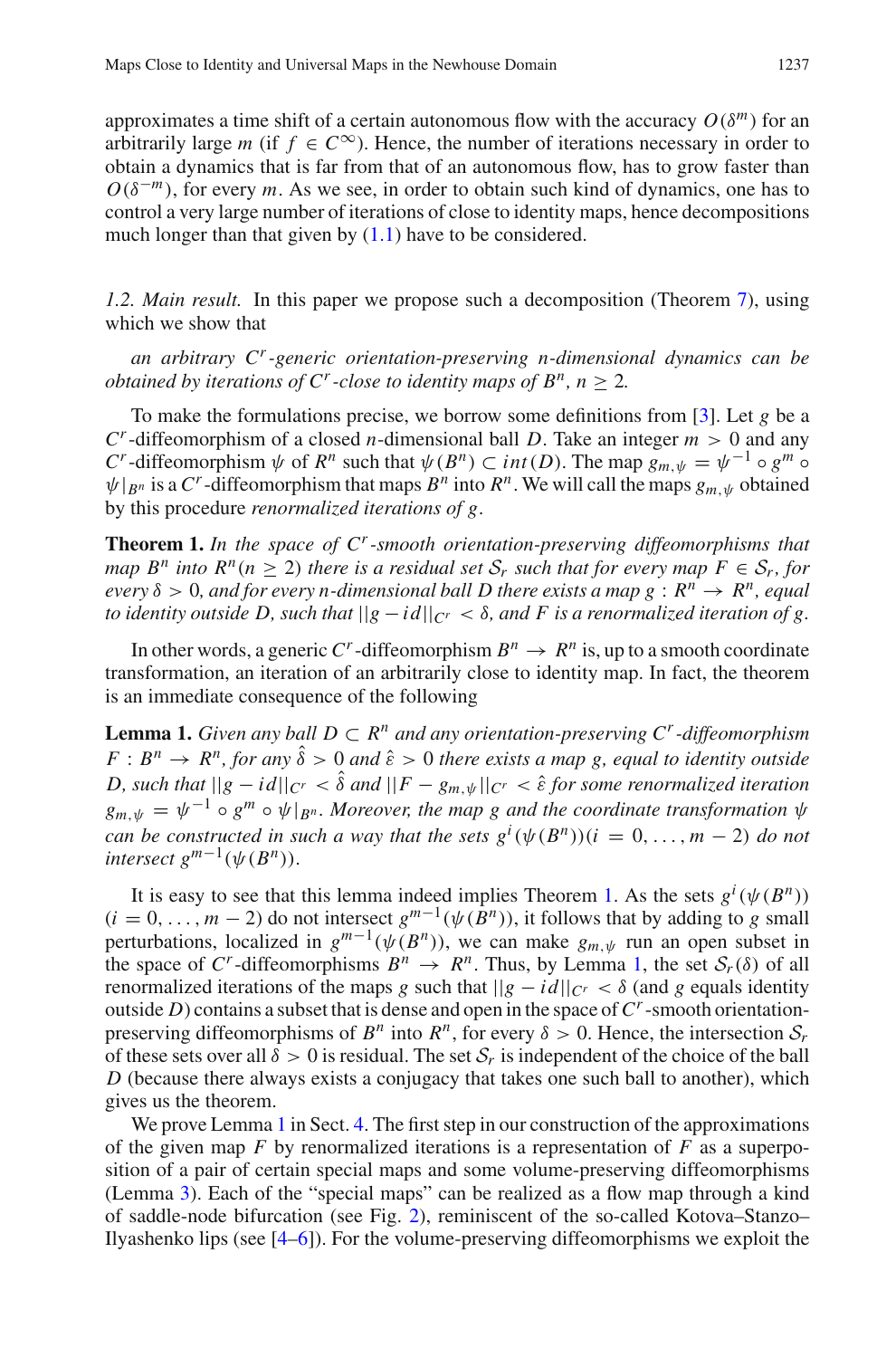approximates a time shift of a certain autonomous flow with the accuracy $O(\delta^m)$ for an arbitrarily large $m$ (if $f \in C^\infty$). Hence, the number of iterations necessary in order to obtain a dynamics that is far from that of an autonomous flow, has to grow faster than $O(\delta^{-m})$, for every $m$. As we see, in order to obtain such kind of dynamics, one has to control a very large number of iterations of close to identity maps, hence decompositions much longer than that given by (1.1) have to be considered.

*1.2. Main result.* In this paper we propose such a decomposition (Theorem 7), using which we show that

*an arbitrary $C^r$-generic orientation-preserving $n$-dimensional dynamics can be obtained by iterations of $C^r$-close to identity maps of $B^n$, $n \geq 2$.*

To make the formulations precise, we borrow some definitions from [3]. Let $g$ be a $C^r$-diffeomorphism of a closed $n$-dimensional ball $D$. Take an integer $m > 0$ and any $C^r$-diffeomorphism $\psi$ of $R^n$ such that $\psi(B^n) \subset int(D)$. The map $g_{m,\psi} = \psi^{-1} \circ g^m \circ \psi|_{B^n}$ is a $C^r$-diffeomorphism that maps $B^n$ into $R^n$. We will call the maps $g_{m,\psi}$ obtained by this procedure *renormalized iterations of $g$*.

**Theorem 1.** *In the space of $C^r$-smooth orientation-preserving diffeomorphisms that map $B^n$ into $R^n (n \geq 2)$ there is a residual set $\mathcal{S}_r$ such that for every map $F \in \mathcal{S}_r$, for every $\delta > 0$, and for every $n$-dimensional ball $D$ there exists a map $g : R^n \to R^n$, equal to identity outside $D$, such that $||g - id||_{C^r} < \delta$, and $F$ is a renormalized iteration of $g$.*

In other words, a generic $C^r$-diffeomorphism $B^n \to R^n$ is, up to a smooth coordinate transformation, an iteration of an arbitrarily close to identity map. In fact, the theorem is an immediate consequence of the following

**Lemma 1.** *Given any ball $D \subset R^n$ and any orientation-preserving $C^r$-diffeomorphism $F : B^n \to R^n$, for any $\hat{\delta} > 0$ and $\hat{\varepsilon} > 0$ there exists a map $g$, equal to identity outside $D$, such that $||g - id||_{C^r} < \hat{\delta}$ and $||F - g_{m,\psi}||_{C^r} < \hat{\varepsilon}$ for some renormalized iteration $g_{m,\psi} = \psi^{-1} \circ g^m \circ \psi|_{B^n}$. Moreover, the map $g$ and the coordinate transformation $\psi$ can be constructed in such a way that the sets $g^i(\psi(B^n)) (i = 0, \ldots, m-2)$ do not intersect $g^{m-1}(\psi(B^n))$.*

It is easy to see that this lemma indeed implies Theorem 1. As the sets $g^i(\psi(B^n))$ $(i = 0, \ldots, m-2)$ do not intersect $g^{m-1}(\psi(B^n))$, it follows that by adding to $g$ small perturbations, localized in $g^{m-1}(\psi(B^n))$, we can make $g_{m,\psi}$ run an open subset in the space of $C^r$-diffeomorphisms $B^n \to R^n$. Thus, by Lemma 1, the set $\mathcal{S}_r(\delta)$ of all renormalized iterations of the maps $g$ such that $||g - id||_{C^r} < \delta$ (and $g$ equals identity outside $D$) contains a subset that is dense and open in the space of $C^r$-smooth orientation-preserving diffeomorphisms of $B^n$ into $R^n$, for every $\delta > 0$. Hence, the intersection $\mathcal{S}_r$ of these sets over all $\delta > 0$ is residual. The set $\mathcal{S}_r$ is independent of the choice of the ball $D$ (because there always exists a conjugacy that takes one such ball to another), which gives us the theorem.

We prove Lemma 1 in Sect. 4. The first step in our construction of the approximations of the given map $F$ by renormalized iterations is a representation of $F$ as a superposition of a pair of certain special maps and some volume-preserving diffeomorphisms (Lemma 3). Each of the "special maps" can be realized as a flow map through a kind of saddle-node bifurcation (see Fig. 2), reminiscent of the so-called Kotova–Stanzo–Ilyashenko lips (see [4–6]). For the volume-preserving diffeomorphisms we exploit the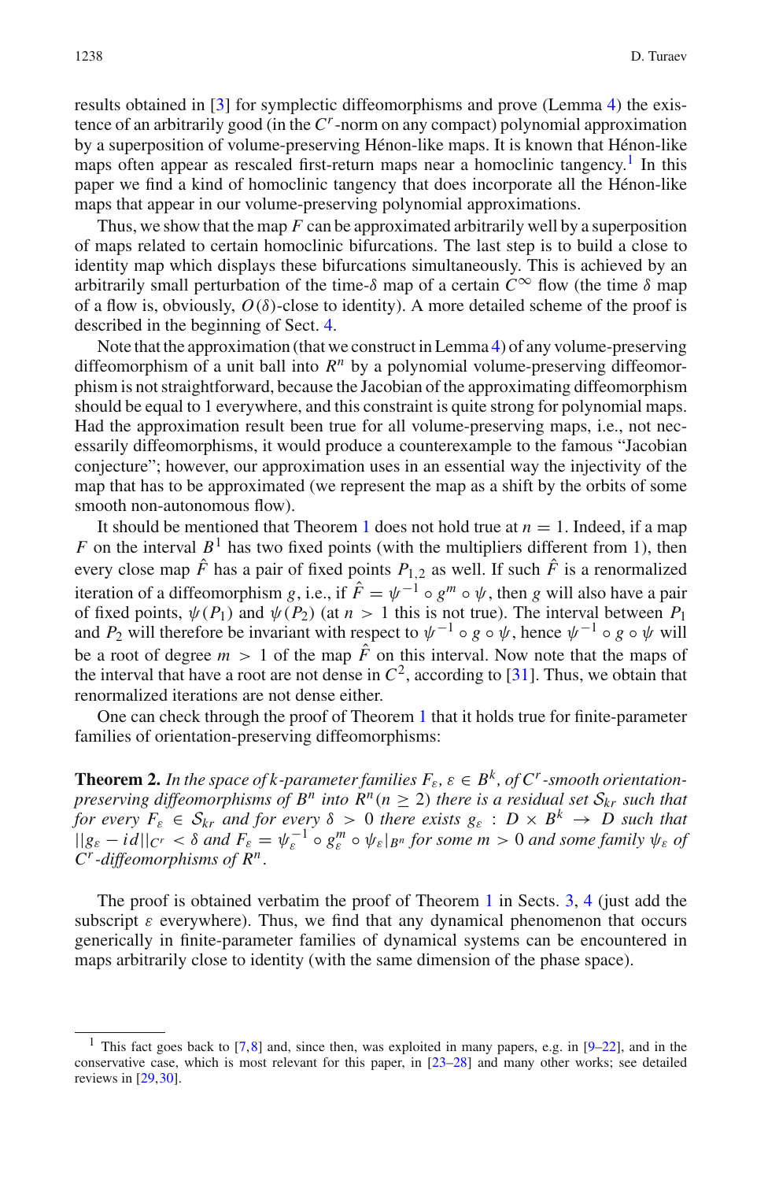results obtained in [3] for symplectic diffeomorphisms and prove (Lemma 4) the existence of an arbitrarily good (in the $C^r$-norm on any compact) polynomial approximation by a superposition of volume-preserving Hénon-like maps. It is known that Hénon-like maps often appear as rescaled first-return maps near a homoclinic tangency.[1] In this paper we find a kind of homoclinic tangency that does incorporate all the Hénon-like maps that appear in our volume-preserving polynomial approximations.

Thus, we show that the map $F$ can be approximated arbitrarily well by a superposition of maps related to certain homoclinic bifurcations. The last step is to build a close to identity map which displays these bifurcations simultaneously. This is achieved by an arbitrarily small perturbation of the time-$\delta$ map of a certain $C^\infty$ flow (the time $\delta$ map of a flow is, obviously, $O(\delta)$-close to identity). A more detailed scheme of the proof is described in the beginning of Sect. 4.

Note that the approximation (that we construct in Lemma 4) of any volume-preserving diffeomorphism of a unit ball into $R^n$ by a polynomial volume-preserving diffeomorphism is not straightforward, because the Jacobian of the approximating diffeomorphism should be equal to 1 everywhere, and this constraint is quite strong for polynomial maps. Had the approximation result been true for all volume-preserving maps, i.e., not necessarily diffeomorphisms, it would produce a counterexample to the famous "Jacobian conjecture"; however, our approximation uses in an essential way the injectivity of the map that has to be approximated (we represent the map as a shift by the orbits of some smooth non-autonomous flow).

It should be mentioned that Theorem 1 does not hold true at $n = 1$. Indeed, if a map $F$ on the interval $B^1$ has two fixed points (with the multipliers different from 1), then every close map $\hat{F}$ has a pair of fixed points $P_{1,2}$ as well. If such $\hat{F}$ is a renormalized iteration of a diffeomorphism $g$, i.e., if $\hat{F} = \psi^{-1} \circ g^m \circ \psi$, then $g$ will also have a pair of fixed points, $\psi(P_1)$ and $\psi(P_2)$ (at $n > 1$ this is not true). The interval between $P_1$ and $P_2$ will therefore be invariant with respect to $\psi^{-1} \circ g \circ \psi$, hence $\psi^{-1} \circ g \circ \psi$ will be a root of degree $m > 1$ of the map $\hat{F}$ on this interval. Now note that the maps of the interval that have a root are not dense in $C^2$, according to [31]. Thus, we obtain that renormalized iterations are not dense either.

One can check through the proof of Theorem 1 that it holds true for finite-parameter families of orientation-preserving diffeomorphisms:

**Theorem 2.** *In the space of k-parameter families $F_\varepsilon$, $\varepsilon \in B^k$, of $C^r$-smooth orientation-preserving diffeomorphisms of $B^n$ into $R^n (n \geq 2)$ there is a residual set $\mathcal{S}_{kr}$ such that for every $F_\varepsilon \in \mathcal{S}_{kr}$ and for every $\delta > 0$ there exists $g_\varepsilon : D \times B^k \to D$ such that $||g_\varepsilon - id||_{C^r} < \delta$ and $F_\varepsilon = \psi_\varepsilon^{-1} \circ g_\varepsilon^m \circ \psi_\varepsilon|_{B^n}$ for some $m > 0$ and some family $\psi_\varepsilon$ of $C^r$-diffeomorphisms of $R^n$.*

The proof is obtained verbatim the proof of Theorem 1 in Sects. 3, 4 (just add the subscript $\varepsilon$ everywhere). Thus, we find that any dynamical phenomenon that occurs generically in finite-parameter families of dynamical systems can be encountered in maps arbitrarily close to identity (with the same dimension of the phase space).

---

[1] This fact goes back to [7,8] and, since then, was exploited in many papers, e.g. in [9–22], and in the conservative case, which is most relevant for this paper, in [23–28] and many other works; see detailed reviews in [29,30].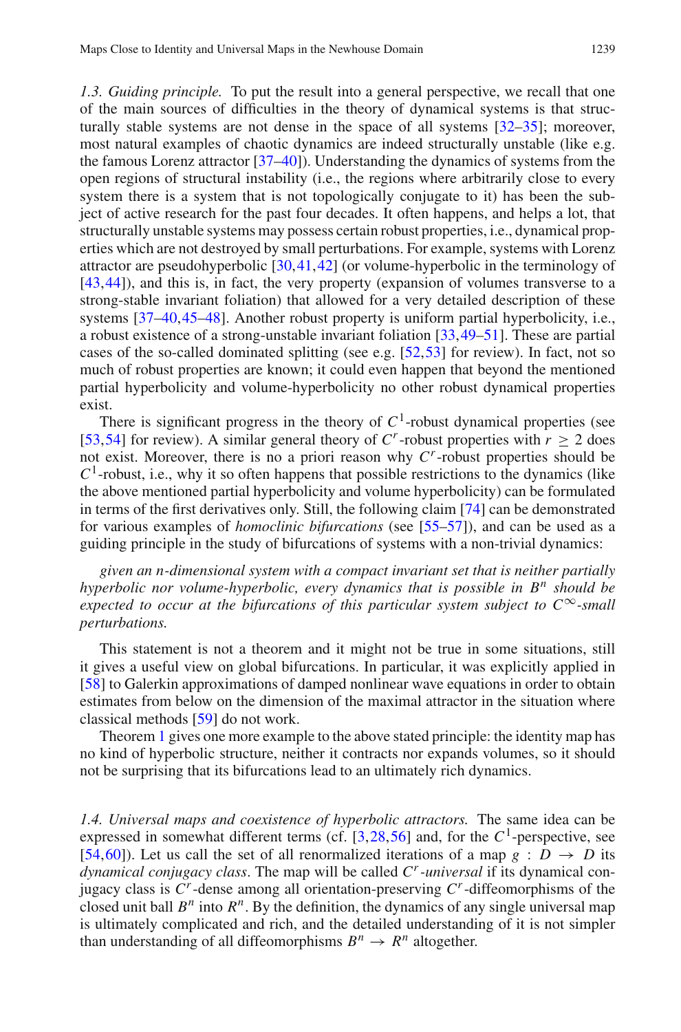*1.3. Guiding principle.* To put the result into a general perspective, we recall that one of the main sources of difficulties in the theory of dynamical systems is that structurally stable systems are not dense in the space of all systems [32–35]; moreover, most natural examples of chaotic dynamics are indeed structurally unstable (like e.g. the famous Lorenz attractor [37–40]). Understanding the dynamics of systems from the open regions of structural instability (i.e., the regions where arbitrarily close to every system there is a system that is not topologically conjugate to it) has been the subject of active research for the past four decades. It often happens, and helps a lot, that structurally unstable systems may possess certain robust properties, i.e., dynamical properties which are not destroyed by small perturbations. For example, systems with Lorenz attractor are pseudohyperbolic [30,41,42] (or volume-hyperbolic in the terminology of [43,44]), and this is, in fact, the very property (expansion of volumes transverse to a strong-stable invariant foliation) that allowed for a very detailed description of these systems [37–40,45–48]. Another robust property is uniform partial hyperbolicity, i.e., a robust existence of a strong-unstable invariant foliation [33,49–51]. These are partial cases of the so-called dominated splitting (see e.g. [52,53] for review). In fact, not so much of robust properties are known; it could even happen that beyond the mentioned partial hyperbolicity and volume-hyperbolicity no other robust dynamical properties exist.

There is significant progress in the theory of $C^1$-robust dynamical properties (see [53,54] for review). A similar general theory of $C^r$-robust properties with $r \geq 2$ does not exist. Moreover, there is no a priori reason why $C^r$-robust properties should be $C^1$-robust, i.e., why it so often happens that possible restrictions to the dynamics (like the above mentioned partial hyperbolicity and volume hyperbolicity) can be formulated in terms of the first derivatives only. Still, the following claim [74] can be demonstrated for various examples of *homoclinic bifurcations* (see [55–57]), and can be used as a guiding principle in the study of bifurcations of systems with a non-trivial dynamics:

*given an n-dimensional system with a compact invariant set that is neither partially hyperbolic nor volume-hyperbolic, every dynamics that is possible in $B^n$ should be expected to occur at the bifurcations of this particular system subject to $C^\infty$-small perturbations.*

This statement is not a theorem and it might not be true in some situations, still it gives a useful view on global bifurcations. In particular, it was explicitly applied in [58] to Galerkin approximations of damped nonlinear wave equations in order to obtain estimates from below on the dimension of the maximal attractor in the situation where classical methods [59] do not work.

Theorem 1 gives one more example to the above stated principle: the identity map has no kind of hyperbolic structure, neither it contracts nor expands volumes, so it should not be surprising that its bifurcations lead to an ultimately rich dynamics.

*1.4. Universal maps and coexistence of hyperbolic attractors.* The same idea can be expressed in somewhat different terms (cf. [3,28,56] and, for the $C^1$-perspective, see [54,60]). Let us call the set of all renormalized iterations of a map $g : D \to D$ its *dynamical conjugacy class*. The map will be called *$C^r$-universal* if its dynamical conjugacy class is $C^r$-dense among all orientation-preserving $C^r$-diffeomorphisms of the closed unit ball $B^n$ into $R^n$. By the definition, the dynamics of any single universal map is ultimately complicated and rich, and the detailed understanding of it is not simpler than understanding of all diffeomorphisms $B^n \to R^n$ altogether.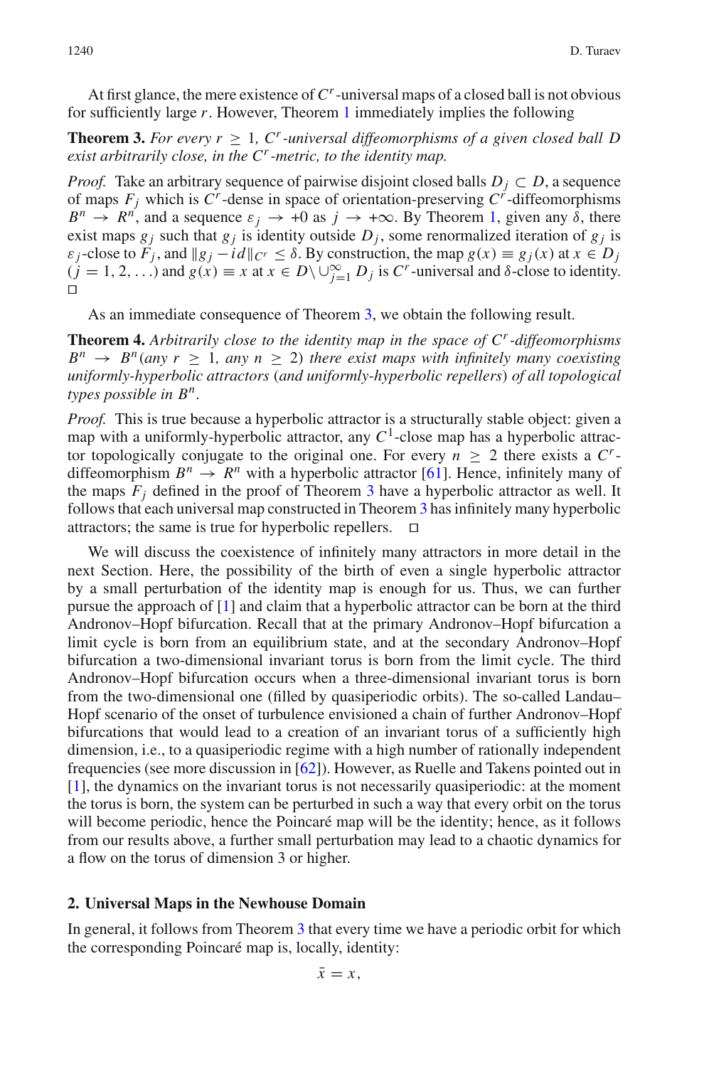At first glance, the mere existence of $C^r$-universal maps of a closed ball is not obvious for sufficiently large $r$. However, Theorem 1 immediately implies the following

**Theorem 3.** *For every $r \geq 1$, $C^r$-universal diffeomorphisms of a given closed ball $D$ exist arbitrarily close, in the $C^r$-metric, to the identity map.*

*Proof.* Take an arbitrary sequence of pairwise disjoint closed balls $D_j \subset D$, a sequence of maps $F_j$ which is $C^r$-dense in space of orientation-preserving $C^r$-diffeomorphisms $B^n \to R^n$, and a sequence $\varepsilon_j \to +0$ as $j \to +\infty$. By Theorem 1, given any $\delta$, there exist maps $g_j$ such that $g_j$ is identity outside $D_j$, some renormalized iteration of $g_j$ is $\varepsilon_j$-close to $F_j$, and $\|g_j - id\|_{C^r} \leq \delta$. By construction, the map $g(x) \equiv g_j(x)$ at $x \in D_j$ $(j = 1, 2, \ldots)$ and $g(x) \equiv x$ at $x \in D \setminus \cup_{j=1}^{\infty} D_j$ is $C^r$-universal and $\delta$-close to identity. □

As an immediate consequence of Theorem 3, we obtain the following result.

**Theorem 4.** *Arbitrarily close to the identity map in the space of $C^r$-diffeomorphisms $B^n \to B^n$ (any $r \geq 1$, any $n \geq 2$) there exist maps with infinitely many coexisting uniformly-hyperbolic attractors (and uniformly-hyperbolic repellers) of all topological types possible in $B^n$.*

*Proof.* This is true because a hyperbolic attractor is a structurally stable object: given a map with a uniformly-hyperbolic attractor, any $C^1$-close map has a hyperbolic attractor topologically conjugate to the original one. For every $n \geq 2$ there exists a $C^r$-diffeomorphism $B^n \to R^n$ with a hyperbolic attractor [61]. Hence, infinitely many of the maps $F_j$ defined in the proof of Theorem 3 have a hyperbolic attractor as well. It follows that each universal map constructed in Theorem 3 has infinitely many hyperbolic attractors; the same is true for hyperbolic repellers. □

We will discuss the coexistence of infinitely many attractors in more detail in the next Section. Here, the possibility of the birth of even a single hyperbolic attractor by a small perturbation of the identity map is enough for us. Thus, we can further pursue the approach of [1] and claim that a hyperbolic attractor can be born at the third Andronov–Hopf bifurcation. Recall that at the primary Andronov–Hopf bifurcation a limit cycle is born from an equilibrium state, and at the secondary Andronov–Hopf bifurcation a two-dimensional invariant torus is born from the limit cycle. The third Andronov–Hopf bifurcation occurs when a three-dimensional invariant torus is born from the two-dimensional one (filled by quasiperiodic orbits). The so-called Landau–Hopf scenario of the onset of turbulence envisioned a chain of further Andronov–Hopf bifurcations that would lead to a creation of an invariant torus of a sufficiently high dimension, i.e., to a quasiperiodic regime with a high number of rationally independent frequencies (see more discussion in [62]). However, as Ruelle and Takens pointed out in [1], the dynamics on the invariant torus is not necessarily quasiperiodic: at the moment the torus is born, the system can be perturbed in such a way that every orbit on the torus will become periodic, hence the Poincaré map will be the identity; hence, as it follows from our results above, a further small perturbation may lead to a chaotic dynamics for a flow on the torus of dimension 3 or higher.

## 2. Universal Maps in the Newhouse Domain

In general, it follows from Theorem 3 that every time we have a periodic orbit for which the corresponding Poincaré map is, locally, identity:

$$\bar{x} = x,$$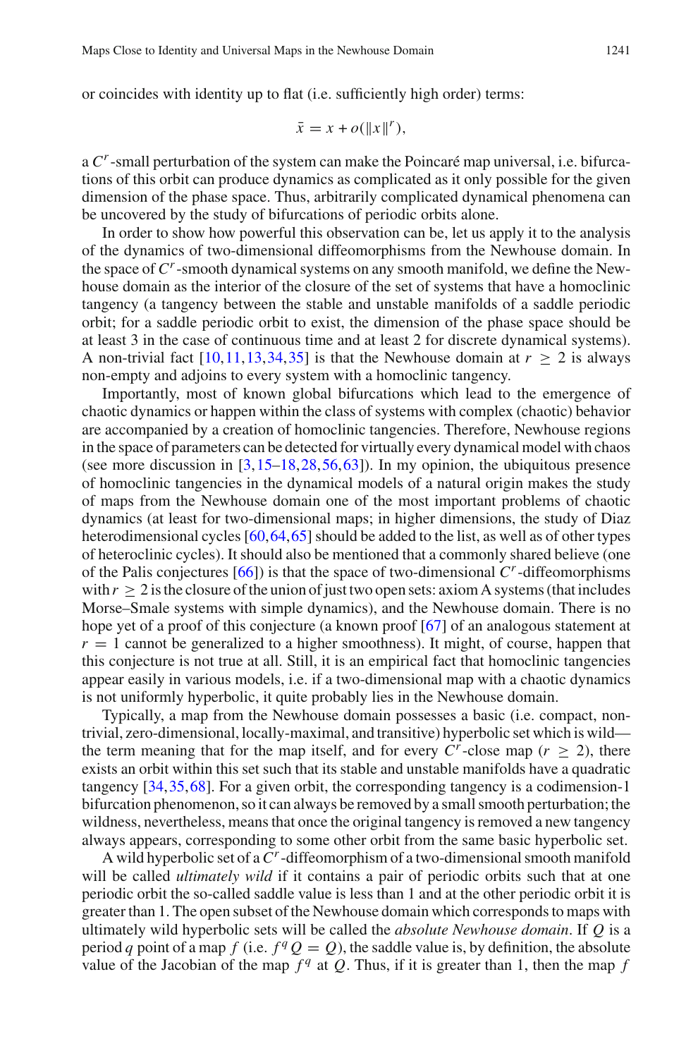or coincides with identity up to flat (i.e. sufficiently high order) terms:

$$\bar{x} = x + o(\|x\|^r),$$

a $C^r$-small perturbation of the system can make the Poincaré map universal, i.e. bifurcations of this orbit can produce dynamics as complicated as it only possible for the given dimension of the phase space. Thus, arbitrarily complicated dynamical phenomena can be uncovered by the study of bifurcations of periodic orbits alone.

In order to show how powerful this observation can be, let us apply it to the analysis of the dynamics of two-dimensional diffeomorphisms from the Newhouse domain. In the space of $C^r$-smooth dynamical systems on any smooth manifold, we define the Newhouse domain as the interior of the closure of the set of systems that have a homoclinic tangency (a tangency between the stable and unstable manifolds of a saddle periodic orbit; for a saddle periodic orbit to exist, the dimension of the phase space should be at least 3 in the case of continuous time and at least 2 for discrete dynamical systems). A non-trivial fact [10,11,13,34,35] is that the Newhouse domain at $r \geq 2$ is always non-empty and adjoins to every system with a homoclinic tangency.

Importantly, most of known global bifurcations which lead to the emergence of chaotic dynamics or happen within the class of systems with complex (chaotic) behavior are accompanied by a creation of homoclinic tangencies. Therefore, Newhouse regions in the space of parameters can be detected for virtually every dynamical model with chaos (see more discussion in [3,15–18,28,56,63]). In my opinion, the ubiquitous presence of homoclinic tangencies in the dynamical models of a natural origin makes the study of maps from the Newhouse domain one of the most important problems of chaotic dynamics (at least for two-dimensional maps; in higher dimensions, the study of Diaz heterodimensional cycles [60,64,65] should be added to the list, as well as of other types of heteroclinic cycles). It should also be mentioned that a commonly shared believe (one of the Palis conjectures [66]) is that the space of two-dimensional $C^r$-diffeomorphisms with $r \geq 2$ is the closure of the union of just two open sets: axiom A systems (that includes Morse–Smale systems with simple dynamics), and the Newhouse domain. There is no hope yet of a proof of this conjecture (a known proof [67] of an analogous statement at $r = 1$ cannot be generalized to a higher smoothness). It might, of course, happen that this conjecture is not true at all. Still, it is an empirical fact that homoclinic tangencies appear easily in various models, i.e. if a two-dimensional map with a chaotic dynamics is not uniformly hyperbolic, it quite probably lies in the Newhouse domain.

Typically, a map from the Newhouse domain possesses a basic (i.e. compact, non-trivial, zero-dimensional, locally-maximal, and transitive) hyperbolic set which is wild—the term meaning that for the map itself, and for every $C^r$-close map ($r \geq 2$), there exists an orbit within this set such that its stable and unstable manifolds have a quadratic tangency [34,35,68]. For a given orbit, the corresponding tangency is a codimension-1 bifurcation phenomenon, so it can always be removed by a small smooth perturbation; the wildness, nevertheless, means that once the original tangency is removed a new tangency always appears, corresponding to some other orbit from the same basic hyperbolic set.

A wild hyperbolic set of a $C^r$-diffeomorphism of a two-dimensional smooth manifold will be called *ultimately wild* if it contains a pair of periodic orbits such that at one periodic orbit the so-called saddle value is less than 1 and at the other periodic orbit it is greater than 1. The open subset of the Newhouse domain which corresponds to maps with ultimately wild hyperbolic sets will be called the *absolute Newhouse domain*. If $Q$ is a period $q$ point of a map $f$ (i.e. $f^q Q = Q$), the saddle value is, by definition, the absolute value of the Jacobian of the map $f^q$ at $Q$. Thus, if it is greater than 1, then the map $f$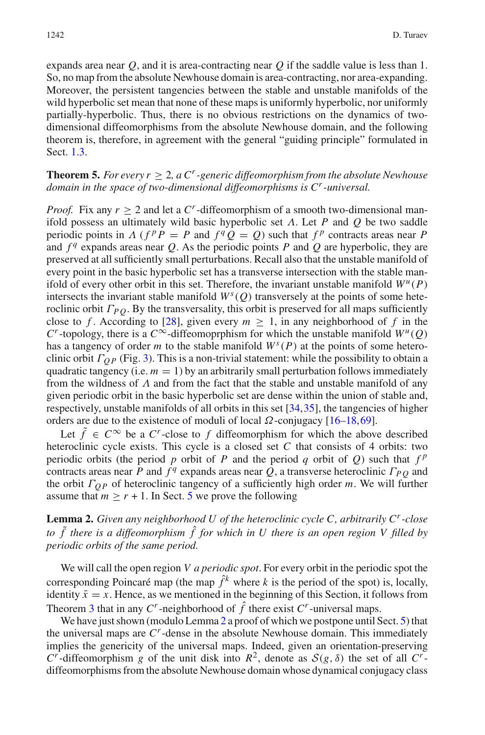expands area near $Q$, and it is area-contracting near $Q$ if the saddle value is less than 1. So, no map from the absolute Newhouse domain is area-contracting, nor area-expanding. Moreover, the persistent tangencies between the stable and unstable manifolds of the wild hyperbolic set mean that none of these maps is uniformly hyperbolic, nor uniformly partially-hyperbolic. Thus, there is no obvious restrictions on the dynamics of two-dimensional diffeomorphisms from the absolute Newhouse domain, and the following theorem is, therefore, in agreement with the general "guiding principle" formulated in Sect. 1.3.

**Theorem 5.** *For every $r \geq 2$, a $C^r$-generic diffeomorphism from the absolute Newhouse domain in the space of two-dimensional diffeomorphisms is $C^r$-universal.*

*Proof.* Fix any $r \geq 2$ and let a $C^r$-diffeomorphism of a smooth two-dimensional manifold possess an ultimately wild basic hyperbolic set $\Lambda$. Let $P$ and $Q$ be two saddle periodic points in $\Lambda$ ($f^p P = P$ and $f^q Q = Q$) such that $f^p$ contracts areas near $P$ and $f^q$ expands areas near $Q$. As the periodic points $P$ and $Q$ are hyperbolic, they are preserved at all sufficiently small perturbations. Recall also that the unstable manifold of every point in the basic hyperbolic set has a transverse intersection with the stable manifold of every other orbit in this set. Therefore, the invariant unstable manifold $W^u(P)$ intersects the invariant stable manifold $W^s(Q)$ transversely at the points of some heteroclinic orbit $\Gamma_{PQ}$. By the transversality, this orbit is preserved for all maps sufficiently close to $f$. According to [28], given every $m \geq 1$, in any neighborhood of $f$ in the $C^r$-topology, there is a $C^\infty$-diffeomoprphism for which the unstable manifold $W^u(Q)$ has a tangency of order $m$ to the stable manifold $W^s(P)$ at the points of some heteroclinic orbit $\Gamma_{QP}$ (Fig. 3). This is a non-trivial statement: while the possibility to obtain a quadratic tangency (i.e. $m = 1$) by an arbitrarily small perturbation follows immediately from the wildness of $\Lambda$ and from the fact that the stable and unstable manifold of any given periodic orbit in the basic hyperbolic set are dense within the union of stable and, respectively, unstable manifolds of all orbits in this set [34,35], the tangencies of higher orders are due to the existence of moduli of local $\Omega$-conjugacy [16–18,69].

Let $\tilde{f} \in C^\infty$ be a $C^r$-close to $f$ diffeomorphism for which the above described heteroclinic cycle exists. This cycle is a closed set $C$ that consists of 4 orbits: two periodic orbits (the period $p$ orbit of $P$ and the period $q$ orbit of $Q$) such that $f^p$ contracts areas near $P$ and $f^q$ expands areas near $Q$, a transverse heteroclinic $\Gamma_{PQ}$ and the orbit $\Gamma_{QP}$ of heteroclinic tangency of a sufficiently high order $m$. We will further assume that $m \geq r + 1$. In Sect. 5 we prove the following

**Lemma 2.** *Given any neighborhood $U$ of the heteroclinic cycle $C$, arbitrarily $C^r$-close to $\tilde{f}$ there is a diffeomorphism $\hat{f}$ for which in $U$ there is an open region $V$ filled by periodic orbits of the same period.*

We will call the open region $V$ *a periodic spot*. For every orbit in the periodic spot the corresponding Poincaré map (the map $\hat{f}^k$ where $k$ is the period of the spot) is, locally, identity $\bar{x} = x$. Hence, as we mentioned in the beginning of this Section, it follows from Theorem 3 that in any $C^r$-neighborhood of $\hat{f}$ there exist $C^r$-universal maps.

We have just shown (modulo Lemma 2 a proof of which we postpone until Sect. 5) that the universal maps are $C^r$-dense in the absolute Newhouse domain. This immediately implies the genericity of the universal maps. Indeed, given an orientation-preserving $C^r$-diffeomorphism $g$ of the unit disk into $R^2$, denote as $\mathcal{S}(g, \delta)$ the set of all $C^r$-diffeomorphisms from the absolute Newhouse domain whose dynamical conjugacy class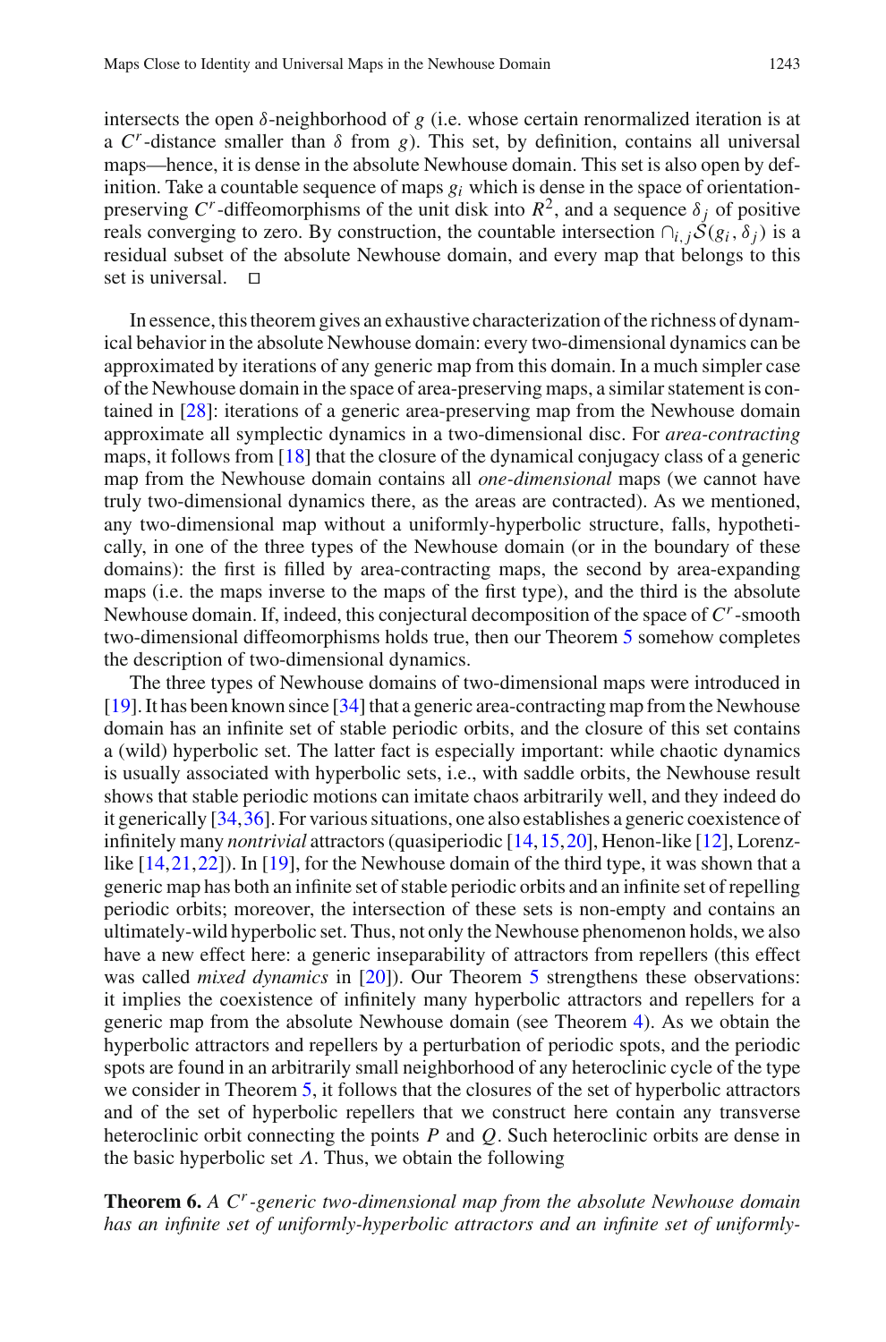intersects the open $\delta$-neighborhood of $g$ (i.e. whose certain renormalized iteration is at a $C^r$-distance smaller than $\delta$ from $g$). This set, by definition, contains all universal maps—hence, it is dense in the absolute Newhouse domain. This set is also open by definition. Take a countable sequence of maps $g_i$ which is dense in the space of orientation-preserving $C^r$-diffeomorphisms of the unit disk into $R^2$, and a sequence $\delta_j$ of positive reals converging to zero. By construction, the countable intersection $\cap_{i,j}\mathcal{S}(g_i, \delta_j)$ is a residual subset of the absolute Newhouse domain, and every map that belongs to this set is universal. $\square$

In essence, this theorem gives an exhaustive characterization of the richness of dynamical behavior in the absolute Newhouse domain: every two-dimensional dynamics can be approximated by iterations of any generic map from this domain. In a much simpler case of the Newhouse domain in the space of area-preserving maps, a similar statement is contained in [28]: iterations of a generic area-preserving map from the Newhouse domain approximate all symplectic dynamics in a two-dimensional disc. For *area-contracting* maps, it follows from [18] that the closure of the dynamical conjugacy class of a generic map from the Newhouse domain contains all *one-dimensional* maps (we cannot have truly two-dimensional dynamics there, as the areas are contracted). As we mentioned, any two-dimensional map without a uniformly-hyperbolic structure, falls, hypothetically, in one of the three types of the Newhouse domain (or in the boundary of these domains): the first is filled by area-contracting maps, the second by area-expanding maps (i.e. the maps inverse to the maps of the first type), and the third is the absolute Newhouse domain. If, indeed, this conjectural decomposition of the space of $C^r$-smooth two-dimensional diffeomorphisms holds true, then our Theorem 5 somehow completes the description of two-dimensional dynamics.

The three types of Newhouse domains of two-dimensional maps were introduced in [19]. It has been known since [34] that a generic area-contracting map from the Newhouse domain has an infinite set of stable periodic orbits, and the closure of this set contains a (wild) hyperbolic set. The latter fact is especially important: while chaotic dynamics is usually associated with hyperbolic sets, i.e., with saddle orbits, the Newhouse result shows that stable periodic motions can imitate chaos arbitrarily well, and they indeed do it generically [34,36]. For various situations, one also establishes a generic coexistence of infinitely many *nontrivial* attractors (quasiperiodic [14,15,20], Henon-like [12], Lorenz-like [14,21,22]). In [19], for the Newhouse domain of the third type, it was shown that a generic map has both an infinite set of stable periodic orbits and an infinite set of repelling periodic orbits; moreover, the intersection of the closures of these sets is non-empty and contains an ultimately-wild hyperbolic set. Thus, not only the Newhouse phenomenon holds, we also have a new effect here: a generic inseparability of attractors from repellers (this effect was called *mixed dynamics* in [20]). Our Theorem 5 strengthens these observations: it implies the coexistence of infinitely many hyperbolic attractors and repellers for a generic map from the absolute Newhouse domain (see Theorem 4). As we obtain the hyperbolic attractors and repellers by a perturbation of periodic spots, and the periodic spots are found in an arbitrarily small neighborhood of any heteroclinic cycle of the type we consider in Theorem 5, it follows that the closures of the set of hyperbolic attractors and of the set of hyperbolic repellers that we construct here contain any transverse heteroclinic orbit connecting the points $P$ and $Q$. Such heteroclinic orbits are dense in the basic hyperbolic set $\Lambda$. Thus, we obtain the following

**Theorem 6.** *A $C^r$-generic two-dimensional map from the absolute Newhouse domain has an infinite set of uniformly-hyperbolic attractors and an infinite set of uniformly-*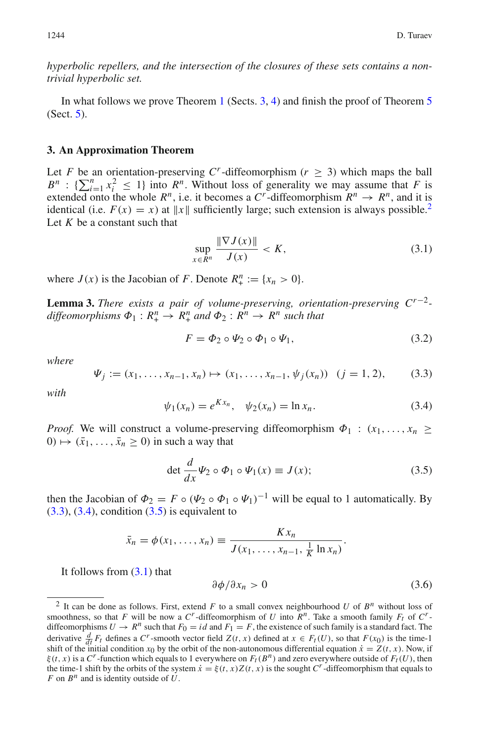*hyperbolic repellers, and the intersection of the closures of these sets contains a non-trivial hyperbolic set.*

In what follows we prove Theorem 1 (Sects. 3, 4) and finish the proof of Theorem 5 (Sect. 5).

## 3. An Approximation Theorem

Let $F$ be an orientation-preserving $C^r$-diffeomorphism ($r \geq 3$) which maps the ball $B^n$ : $\{\sum_{i=1}^n x_i^2 \leq 1\}$ into $R^n$. Without loss of generality we may assume that $F$ is extended onto the whole $R^n$, i.e. it becomes a $C^r$-diffeomorphism $R^n \to R^n$, and it is identical (i.e. $F(x) = x$) at $\|x\|$ sufficiently large; such extension is always possible.[2] Let $K$ be a constant such that

$$\sup_{x \in R^n} \frac{\|\nabla J(x)\|}{J(x)} < K, \tag{3.1}$$

where $J(x)$ is the Jacobian of $F$. Denote $R_+^n := \{x_n > 0\}$.

**Lemma 3.** *There exists a pair of volume-preserving, orientation-preserving $C^{r-2}$-diffeomorphisms $\Phi_1 : R_+^n \to R_+^n$ and $\Phi_2 : R^n \to R^n$ such that*

$$F = \Phi_2 \circ \Psi_2 \circ \Phi_1 \circ \Psi_1, \tag{3.2}$$

*where*

$$\Psi_j := (x_1, \ldots, x_{n-1}, x_n) \mapsto (x_1, \ldots, x_{n-1}, \psi_j(x_n)) \quad (j = 1, 2), \tag{3.3}$$

*with*

$$\psi_1(x_n) = e^{Kx_n}, \quad \psi_2(x_n) = \ln x_n. \tag{3.4}$$

*Proof.* We will construct a volume-preserving diffeomorphism $\Phi_1 : (x_1, \ldots, x_n \geq 0) \mapsto (\bar{x}_1, \ldots, \bar{x}_n \geq 0)$ in such a way that

$$\det \frac{d}{dx} \Psi_2 \circ \Phi_1 \circ \Psi_1(x) \equiv J(x); \tag{3.5}$$

then the Jacobian of $\Phi_2 = F \circ (\Psi_2 \circ \Phi_1 \circ \Psi_1)^{-1}$ will be equal to 1 automatically. By (3.3), (3.4), condition (3.5) is equivalent to

$$\bar{x}_n = \phi(x_1, \ldots, x_n) \equiv \frac{Kx_n}{J(x_1, \ldots, x_{n-1}, \frac{1}{K} \ln x_n)}.$$

It follows from (3.1) that

$$\partial \phi / \partial x_n > 0 \tag{3.6}$$

---

[2] It can be done as follows. First, extend $F$ to a small convex neighbourhood $U$ of $B^n$ without loss of smoothness, so that $F$ will be now a $C^r$-diffeomorphism of $U$ into $R^n$. Take a smooth family $F_t$ of $C^r$-diffeomorphisms $U \to R^n$ such that $F_0 = id$ and $F_1 = F$, the existence of such family is a standard fact. The derivative $\frac{d}{dt} F_t$ defines a $C^r$-smooth vector field $Z(t, x)$ defined at $x \in F_t(U)$, so that $F(x_0)$ is the time-1 shift of the initial condition $x_0$ by the orbit of the non-autonomous differential equation $\dot{x} = Z(t, x)$. Now, if $\xi(t, x)$ is a $C^r$-function which equals to 1 everywhere on $F_t(B^n)$ and zero everywhere outside of $F_t(U)$, then the time-1 shift by the orbits of the system $\dot{x} = \xi(t, x) Z(t, x)$ is the sought $C^r$-diffeomorphism that equals to $F$ on $B^n$ and is identity outside of $U$.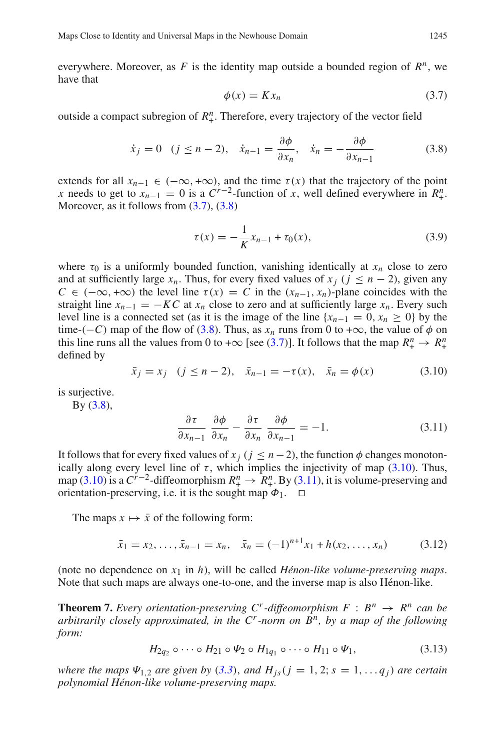everywhere. Moreover, as $F$ is the identity map outside a bounded region of $R^n$, we have that

$$\phi(x) = Kx_n \tag{3.7}$$

outside a compact subregion of $R^n_+$. Therefore, every trajectory of the vector field

$$\dot{x}_j = 0 \quad (j \leq n-2), \quad \dot{x}_{n-1} = \frac{\partial \phi}{\partial x_n}, \quad \dot{x}_n = -\frac{\partial \phi}{\partial x_{n-1}} \tag{3.8}$$

extends for all $x_{n-1} \in (-\infty, +\infty)$, and the time $\tau(x)$ that the trajectory of the point $x$ needs to get to $x_{n-1} = 0$ is a $C^{r-2}$-function of $x$, well defined everywhere in $R^n_+$. Moreover, as it follows from (3.7), (3.8)

$$\tau(x) = -\frac{1}{K}x_{n-1} + \tau_0(x), \tag{3.9}$$

where $\tau_0$ is a uniformly bounded function, vanishing identically at $x_n$ close to zero and at sufficiently large $x_n$. Thus, for every fixed values of $x_j$ $(j \leq n-2)$, given any $C \in (-\infty, +\infty)$ the level line $\tau(x) = C$ in the $(x_{n-1}, x_n)$-plane coincides with the straight line $x_{n-1} = -KC$ at $x_n$ close to zero and at sufficiently large $x_n$. Every such level line is a connected set (as it is the image of the line $\{x_{n-1} = 0, x_n \geq 0\}$ by the time-$(-C)$ map of the flow of (3.8)). Thus, as $x_n$ runs from 0 to $+\infty$, the value of $\phi$ on this line runs all the values from 0 to $+\infty$ [see (3.7)]. It follows that the map $R^n_+ \to R^n_+$ defined by

$$\bar{x}_j = x_j \quad (j \leq n-2), \quad \bar{x}_{n-1} = -\tau(x), \quad \bar{x}_n = \phi(x) \tag{3.10}$$

is surjective.

By (3.8),

$$\frac{\partial \tau}{\partial x_{n-1}} \frac{\partial \phi}{\partial x_n} - \frac{\partial \tau}{\partial x_n} \frac{\partial \phi}{\partial x_{n-1}} = -1. \tag{3.11}$$

It follows that for every fixed values of $x_j$ $(j \leq n-2)$, the function $\phi$ changes monotonically along every level line of $\tau$, which implies the injectivity of map (3.10). Thus, map (3.10) is a $C^{r-2}$-diffeomorphism $R^n_+ \to R^n_+$. By (3.11), it is volume-preserving and orientation-preserving, i.e. it is the sought map $\Phi_1$. $\square$

The maps $x \mapsto \bar{x}$ of the following form:

$$\bar{x}_1 = x_2, \ldots, \bar{x}_{n-1} = x_n, \quad \bar{x}_n = (-1)^{n+1}x_1 + h(x_2, \ldots, x_n) \tag{3.12}$$

(note no dependence on $x_1$ in $h$), will be called *Hénon-like volume-preserving maps*. Note that such maps are always one-to-one, and the inverse map is also Hénon-like.

**Theorem 7.** *Every orientation-preserving $C^r$-diffeomorphism $F : B^n \to R^n$ can be arbitrarily closely approximated, in the $C^r$-norm on $B^n$, by a map of the following form:*

$$H_{2q_2} \circ \cdots \circ H_{21} \circ \Psi_2 \circ H_{1q_1} \circ \cdots \circ H_{11} \circ \Psi_1, \tag{3.13}$$

*where the maps $\Psi_{1,2}$ are given by (3.3), and $H_{js}(j = 1, 2; s = 1, \ldots q_j)$ are certain polynomial Hénon-like volume-preserving maps.*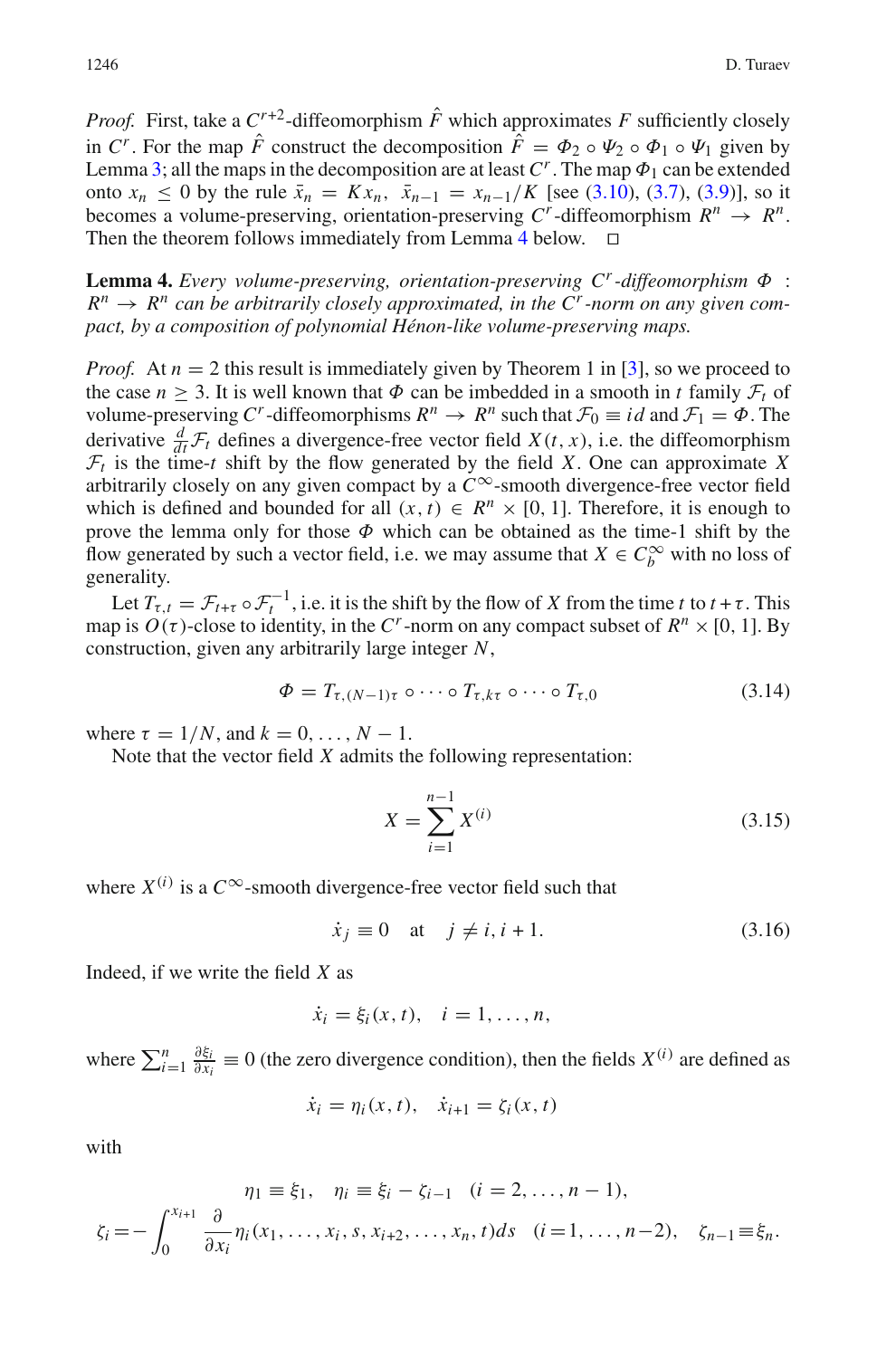*Proof.* First, take a $C^{r+2}$-diffeomorphism $\hat{F}$ which approximates $F$ sufficiently closely in $C^r$. For the map $\hat{F}$ construct the decomposition $\hat{F} = \Phi_2 \circ \Psi_2 \circ \Phi_1 \circ \Psi_1$ given by Lemma 3; all the maps in the decomposition are at least $C^r$. The map $\Phi_1$ can be extended onto $x_n \leq 0$ by the rule $\bar{x}_n = K x_n$, $\bar{x}_{n-1} = x_{n-1}/K$ [see (3.10), (3.7), (3.9)], so it becomes a volume-preserving, orientation-preserving $C^r$-diffeomorphism $R^n \to R^n$. Then the theorem follows immediately from Lemma 4 below. □

**Lemma 4.** *Every volume-preserving, orientation-preserving $C^r$-diffeomorphism $\Phi$ : $R^n \to R^n$ can be arbitrarily closely approximated, in the $C^r$-norm on any given compact, by a composition of polynomial Hénon-like volume-preserving maps.*

*Proof.* At $n = 2$ this result is immediately given by Theorem 1 in [3], so we proceed to the case $n \geq 3$. It is well known that $\Phi$ can be imbedded in a smooth in $t$ family $\mathcal{F}_t$ of volume-preserving $C^r$-diffeomorphisms $R^n \to R^n$ such that $\mathcal{F}_0 \equiv id$ and $\mathcal{F}_1 = \Phi$. The derivative $\frac{d}{dt}\mathcal{F}_t$ defines a divergence-free vector field $X(t, x)$, i.e. the diffeomorphism $\mathcal{F}_t$ is the time-$t$ shift by the flow generated by the field $X$. One can approximate $X$ arbitrarily closely on any given compact by a $C^\infty$-smooth divergence-free vector field which is defined and bounded for all $(x, t) \in R^n \times [0, 1]$. Therefore, it is enough to prove the lemma only for those $\Phi$ which can be obtained as the time-1 shift by the flow generated by such a vector field, i.e. we may assume that $X \in C_b^\infty$ with no loss of generality.

Let $T_{\tau,t} = \mathcal{F}_{t+\tau} \circ \mathcal{F}_t^{-1}$, i.e. it is the shift by the flow of $X$ from the time $t$ to $t+\tau$. This map is $O(\tau)$-close to identity, in the $C^r$-norm on any compact subset of $R^n \times [0, 1]$. By construction, given any arbitrarily large integer $N$,

$$\Phi = T_{\tau,(N-1)\tau} \circ \cdots \circ T_{\tau,k\tau} \circ \cdots \circ T_{\tau,0} \tag{3.14}$$

where $\tau = 1/N$, and $k = 0, \ldots, N-1$.

Note that the vector field $X$ admits the following representation:

$$X = \sum_{i=1}^{n-1} X^{(i)} \tag{3.15}$$

where $X^{(i)}$ is a $C^\infty$-smooth divergence-free vector field such that

$$\dot{x}_j \equiv 0 \quad \text{at} \quad j \neq i, i+1. \tag{3.16}$$

Indeed, if we write the field $X$ as

$$\dot{x}_i = \xi_i(x, t), \quad i = 1, \ldots, n,$$

where $\sum_{i=1}^n \frac{\partial \xi_i}{\partial x_i} \equiv 0$ (the zero divergence condition), then the fields $X^{(i)}$ are defined as

$$\dot{x}_i = \eta_i(x, t), \quad \dot{x}_{i+1} = \zeta_i(x, t)$$

with

$$\eta_1 \equiv \xi_1, \quad \eta_i \equiv \xi_i - \zeta_{i-1} \quad (i = 2, \ldots, n-1),$$

$$\zeta_i = -\int_0^{x_{i+1}} \frac{\partial}{\partial x_i} \eta_i(x_1, \ldots, x_i, s, x_{i+2}, \ldots, x_n, t) ds \quad (i = 1, \ldots, n-2), \quad \zeta_{n-1} \equiv \xi_n.$$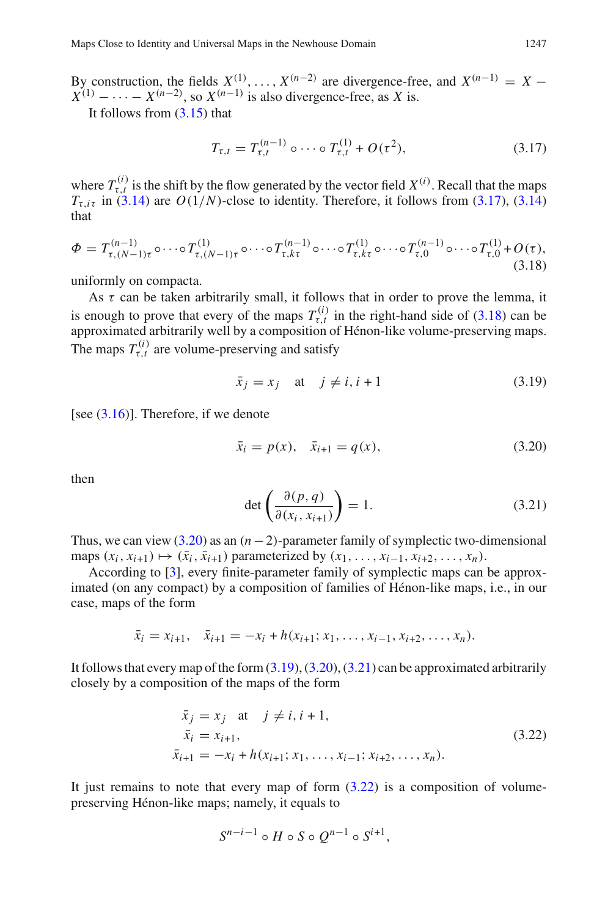By construction, the fields $X^{(1)}, \ldots, X^{(n-2)}$ are divergence-free, and $X^{(n-1)} = X - X^{(1)} - \cdots - X^{(n-2)}$, so $X^{(n-1)}$ is also divergence-free, as $X$ is.

It follows from (3.15) that

$$T_{\tau,t} = T^{(n-1)}_{\tau,t} \circ \cdots \circ T^{(1)}_{\tau,t} + O(\tau^2), \tag{3.17}$$

where $T^{(i)}_{\tau,t}$ is the shift by the flow generated by the vector field $X^{(i)}$. Recall that the maps $T_{\tau,i\tau}$ in (3.14) are $O(1/N)$-close to identity. Therefore, it follows from (3.17), (3.14) that

$$\Phi = T^{(n-1)}_{\tau,(N-1)\tau} \circ \cdots \circ T^{(1)}_{\tau,(N-1)\tau} \circ \cdots \circ T^{(n-1)}_{\tau,k\tau} \circ \cdots \circ T^{(1)}_{\tau,k\tau} \circ \cdots \circ T^{(n-1)}_{\tau,0} \circ \cdots \circ T^{(1)}_{\tau,0} + O(\tau), \tag{3.18}$$

uniformly on compacta.

As $\tau$ can be taken arbitrarily small, it follows that in order to prove the lemma, it is enough to prove that every of the maps $T^{(i)}_{\tau,t}$ in the right-hand side of (3.18) can be approximated arbitrarily well by a composition of Hénon-like volume-preserving maps. The maps $T^{(i)}_{\tau,t}$ are volume-preserving and satisfy

$$\bar{x}_j = x_j \quad \text{at} \quad j \neq i, i+1 \tag{3.19}$$

[see (3.16)]. Therefore, if we denote

$$\bar{x}_i = p(x), \quad \bar{x}_{i+1} = q(x), \tag{3.20}$$

then

$$\det\left(\frac{\partial(p,q)}{\partial(x_i, x_{i+1})}\right) = 1. \tag{3.21}$$

Thus, we can view (3.20) as an $(n-2)$-parameter family of symplectic two-dimensional maps $(x_i, x_{i+1}) \mapsto (\bar{x}_i, \bar{x}_{i+1})$ parameterized by $(x_1, \ldots, x_{i-1}, x_{i+2}, \ldots, x_n)$.

According to [3], every finite-parameter family of symplectic maps can be approximated (on any compact) by a composition of families of Hénon-like maps, i.e., in our case, maps of the form

$$\bar{x}_i = x_{i+1}, \quad \bar{x}_{i+1} = -x_i + h(x_{i+1}; x_1, \ldots, x_{i-1}, x_{i+2}, \ldots, x_n).$$

It follows that every map of the form (3.19), (3.20), (3.21) can be approximated arbitrarily closely by a composition of the maps of the form

$$\begin{aligned}
\bar{x}_j &= x_j \quad \text{at} \quad j \neq i, i+1, \\
\bar{x}_i &= x_{i+1}, \\
\bar{x}_{i+1} &= -x_i + h(x_{i+1}; x_1, \ldots, x_{i-1}; x_{i+2}, \ldots, x_n).
\end{aligned} \tag{3.22}$$

It just remains to note that every map of form (3.22) is a composition of volume-preserving Hénon-like maps; namely, it equals to

$$S^{n-i-1} \circ H \circ S \circ Q^{n-1} \circ S^{i+1},$$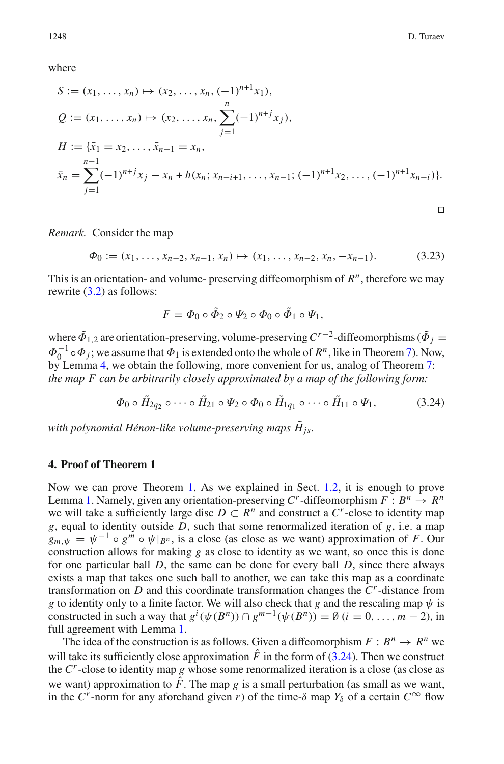where

$$S := (x_1, \ldots, x_n) \mapsto (x_2, \ldots, x_n, (-1)^{n+1} x_1),$$

$$Q := (x_1, \ldots, x_n) \mapsto (x_2, \ldots, x_n, \sum_{j=1}^{n} (-1)^{n+j} x_j),$$

$$H := \{\bar{x}_1 = x_2, \ldots, \bar{x}_{n-1} = x_n,$$

$$\bar{x}_n = \sum_{j=1}^{n-1} (-1)^{n+j} x_j - x_n + h(x_n; x_{n-i+1}, \ldots, x_{n-1}; (-1)^{n+1} x_2, \ldots, (-1)^{n+1} x_{n-i})\}.$$

□

*Remark.* Consider the map

$$\Phi_0 := (x_1, \ldots, x_{n-2}, x_{n-1}, x_n) \mapsto (x_1, \ldots, x_{n-2}, x_n, -x_{n-1}). \tag{3.23}$$

This is an orientation- and volume- preserving diffeomorphism of $R^n$, therefore we may rewrite (3.2) as follows:

$$F = \Phi_0 \circ \tilde{\Phi}_2 \circ \Psi_2 \circ \Phi_0 \circ \tilde{\Phi}_1 \circ \Psi_1,$$

where $\tilde{\Phi}_{1,2}$ are orientation-preserving, volume-preserving $C^{r-2}$-diffeomorphisms ($\tilde{\Phi}_j = \Phi_0^{-1} \circ \Phi_j$; we assume that $\Phi_1$ is extended onto the whole of $R^n$, like in Theorem 7). Now, by Lemma 4, we obtain the following, more convenient for us, analog of Theorem 7: *the map $F$ can be arbitrarily closely approximated by a map of the following form:*

$$\Phi_0 \circ \tilde{H}_{2q_2} \circ \cdots \circ \tilde{H}_{21} \circ \Psi_2 \circ \Phi_0 \circ \tilde{H}_{1q_1} \circ \cdots \circ \tilde{H}_{11} \circ \Psi_1, \tag{3.24}$$

*with polynomial Hénon-like volume-preserving maps $\tilde{H}_{js}$.*

## 4. Proof of Theorem 1

Now we can prove Theorem 1. As we explained in Sect. 1.2, it is enough to prove Lemma 1. Namely, given any orientation-preserving $C^r$-diffeomorphism $F : B^n \to R^n$ we will take a sufficiently large disc $D \subset R^n$ and construct a $C^r$-close to identity map $g$, equal to identity outside $D$, such that some renormalized iteration of $g$, i.e. a map $g_{m,\psi} = \psi^{-1} \circ g^m \circ \psi|_{B^n}$, is a close (as close as we want) approximation of $F$. Our construction allows for making $g$ as close to identity as we want, so once this is done for one particular ball $D$, the same can be done for every ball $D$, since there always exists a map that takes one such ball to another, we can take this map as a coordinate transformation on $D$ and this coordinate transformation changes the $C^r$-distance from $g$ to identity only to a finite factor. We will also check that $g$ and the rescaling map $\psi$ is constructed in such a way that $g^i(\psi(B^n)) \cap g^{m-1}(\psi(B^n)) = \emptyset$ $(i = 0, \ldots, m-2)$, in full agreement with Lemma 1.

The idea of the construction is as follows. Given a diffeomorphism $F : B^n \to R^n$ we will take its sufficiently close approximation $\hat{F}$ in the form of (3.24). Then we construct the $C^r$-close to identity map $g$ whose some renormalized iteration is a close (as close as we want) approximation to $\hat{F}$. The map $g$ is a small perturbation (as small as we want, in the $C^r$-norm for any aforehand given $r$) of the time-$\delta$ map $Y_\delta$ of a certain $C^\infty$ flow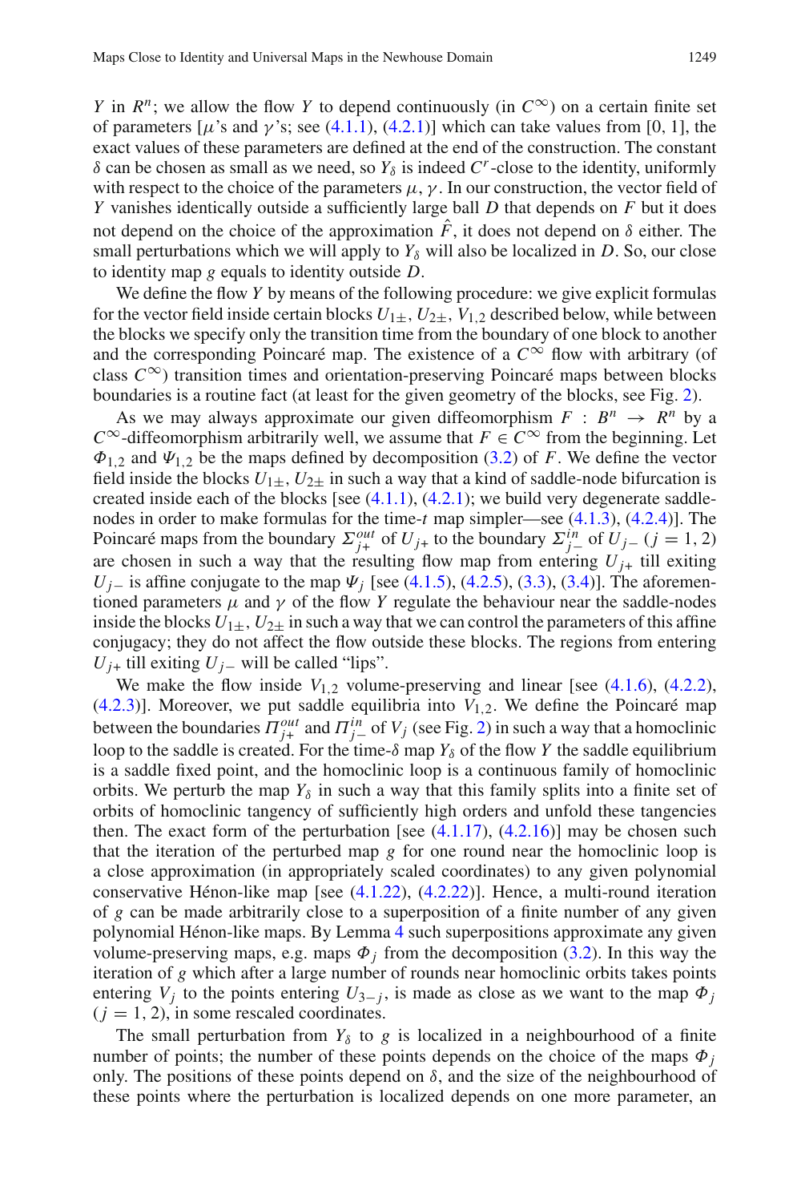$Y$ in $R^n$; we allow the flow $Y$ to depend continuously (in $C^\infty$) on a certain finite set of parameters [$\mu$'s and $\gamma$'s; see (4.1.1), (4.2.1)] which can take values from [0, 1], the exact values of these parameters are defined at the end of the construction. The constant $\delta$ can be chosen as small as we need, so $Y_\delta$ is indeed $C^r$-close to the identity, uniformly with respect to the choice of the parameters $\mu, \gamma$. In our construction, the vector field of $Y$ vanishes identically outside a sufficiently large ball $D$ that depends on $F$ but it does not depend on the choice of the approximation $\hat{F}$, it does not depend on $\delta$ either. The small perturbations which we will apply to $Y_\delta$ will also be localized in $D$. So, our close to identity map $g$ equals to identity outside $D$.

We define the flow $Y$ by means of the following procedure: we give explicit formulas for the vector field inside certain blocks $U_{1\pm}$, $U_{2\pm}$, $V_{1,2}$ described below, while between the blocks we specify only the transition time from the boundary of one block to another and the corresponding Poincaré map. The existence of a $C^\infty$ flow with arbitrary (of class $C^\infty$) transition times and orientation-preserving Poincaré maps between blocks boundaries is a routine fact (at least for the given geometry of the blocks, see Fig. 2).

As we may always approximate our given diffeomorphism $F : B^n \to R^n$ by a $C^\infty$-diffeomorphism arbitrarily well, we assume that $F \in C^\infty$ from the beginning. Let $\Phi_{1,2}$ and $\Psi_{1,2}$ be the maps defined by decomposition (3.2) of $F$. We define the vector field inside the blocks $U_{1\pm}$, $U_{2\pm}$ in such a way that a kind of saddle-node bifurcation is created inside each of the blocks [see (4.1.1), (4.2.1); we build very degenerate saddle-nodes in order to make formulas for the time-$t$ map simpler—see (4.1.3), (4.2.4)]. The Poincaré maps from the boundary $\Sigma^{out}_{j+}$ of $U_{j+}$ to the boundary $\Sigma^{in}_{j-}$ of $U_{j-}$ ($j = 1, 2$) are chosen in such a way that the resulting flow map from entering $U_{j+}$ till exiting $U_{j-}$ is affine conjugate to the map $\Psi_j$ [see (4.1.5), (4.2.5), (3.3), (3.4)]. The aforementioned parameters $\mu$ and $\gamma$ of the flow $Y$ regulate the behaviour near the saddle-nodes inside the blocks $U_{1\pm}$, $U_{2\pm}$ in such a way that we can control the parameters of this affine conjugacy; they do not affect the flow outside these blocks. The regions from entering $U_{j+}$ till exiting $U_{j-}$ will be called "lips".

We make the flow inside $V_{1,2}$ volume-preserving and linear [see (4.1.6), (4.2.2), (4.2.3)]. Moreover, we put saddle equilibria into $V_{1,2}$. We define the Poincaré map between the boundaries $\Pi^{out}_{j+}$ and $\Pi^{in}_{j-}$ of $V_j$ (see Fig. 2) in such a way that a homoclinic loop to the saddle is created. For the time-$\delta$ map $Y_\delta$ the saddle equilibrium is a saddle fixed point, and the homoclinic loop is a continuous family of homoclinic orbits. We perturb the map $Y_\delta$ in such a way that this family splits into a finite set of orbits of homoclinic tangency of sufficiently high orders and unfold these tangencies then. The exact form of the perturbation [see (4.1.17), (4.2.16)] may be chosen such that the iteration of the perturbed map $g$ for one round near the homoclinic loop is a close approximation (in appropriately scaled coordinates) to any given polynomial conservative Hénon-like map [see (4.1.22), (4.2.22)]. Hence, a multi-round iteration of $g$ can be made arbitrarily close to a superposition of a finite number of any given polynomial Hénon-like maps. By Lemma 4 such superpositions approximate any given volume-preserving maps, e.g. maps $\Phi_j$ from the decomposition (3.2). In this way the iteration of $g$ which after a large number of rounds near homoclinic orbits takes points entering $V_j$ to the points entering $U_{3-j}$, is made as close as we want to the map $\Phi_j$ ($j = 1, 2$), in some rescaled coordinates.

The small perturbation from $Y_\delta$ to $g$ is localized in a neighbourhood of a finite number of points; the number of these points depends on the choice of the maps $\Phi_j$ only. The positions of these points depend on $\delta$, and the size of the neighbourhood of these points where the perturbation is localized depends on one more parameter, an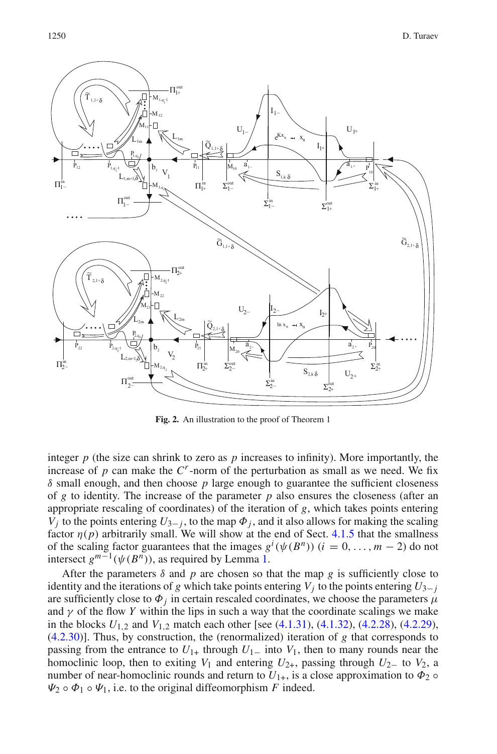**Fig. 2.** An illustration to the proof of Theorem 1

integer $p$ (the size can shrink to zero as $p$ increases to infinity). More importantly, the increase of $p$ can make the $C^r$-norm of the perturbation as small as we need. We fix $\delta$ small enough, and then choose $p$ large enough to guarantee the sufficient closeness of $g$ to identity. The increase of the parameter $p$ also ensures the closeness (after an appropriate rescaling of coordinates) of the iteration of $g$, which takes points entering $V_j$ to the points entering $U_{3-j}$, to the map $\Phi_j$, and it also allows for making the scaling factor $\eta(p)$ arbitrarily small. We will show at the end of Sect. 4.1.5 that the smallness of the scaling factor guarantees that the images $g^i(\psi(B^n))$ $(i = 0, \ldots, m-2)$ do not intersect $g^{m-1}(\psi(B^n))$, as required by Lemma 1.

After the parameters $\delta$ and $p$ are chosen so that the map $g$ is sufficiently close to identity and the iterations of $g$ which take points entering $V_j$ to the points entering $U_{3-j}$ are sufficiently close to $\Phi_j$ in certain rescaled coordinates, we choose the parameters $\mu$ and $\gamma$ of the flow $Y$ within the lips in such a way that the coordinate scalings we make in the blocks $U_{1,2}$ and $V_{1,2}$ match each other [see (4.1.31), (4.1.32), (4.2.28), (4.2.29), (4.2.30)]. Thus, by construction, the (renormalized) iteration of $g$ that corresponds to passing from the entrance to $U_{1+}$ through $U_{1-}$ into $V_1$, then to many rounds near the homoclinic loop, then to exiting $V_1$ and entering $U_{2+}$, passing through $U_{2-}$ to $V_2$, a number of near-homoclinic rounds and return to $U_{1+}$, is a close approximation to $\Phi_2 \circ \Psi_2 \circ \Phi_1 \circ \Psi_1$, i.e. to the original diffeomorphism $F$ indeed.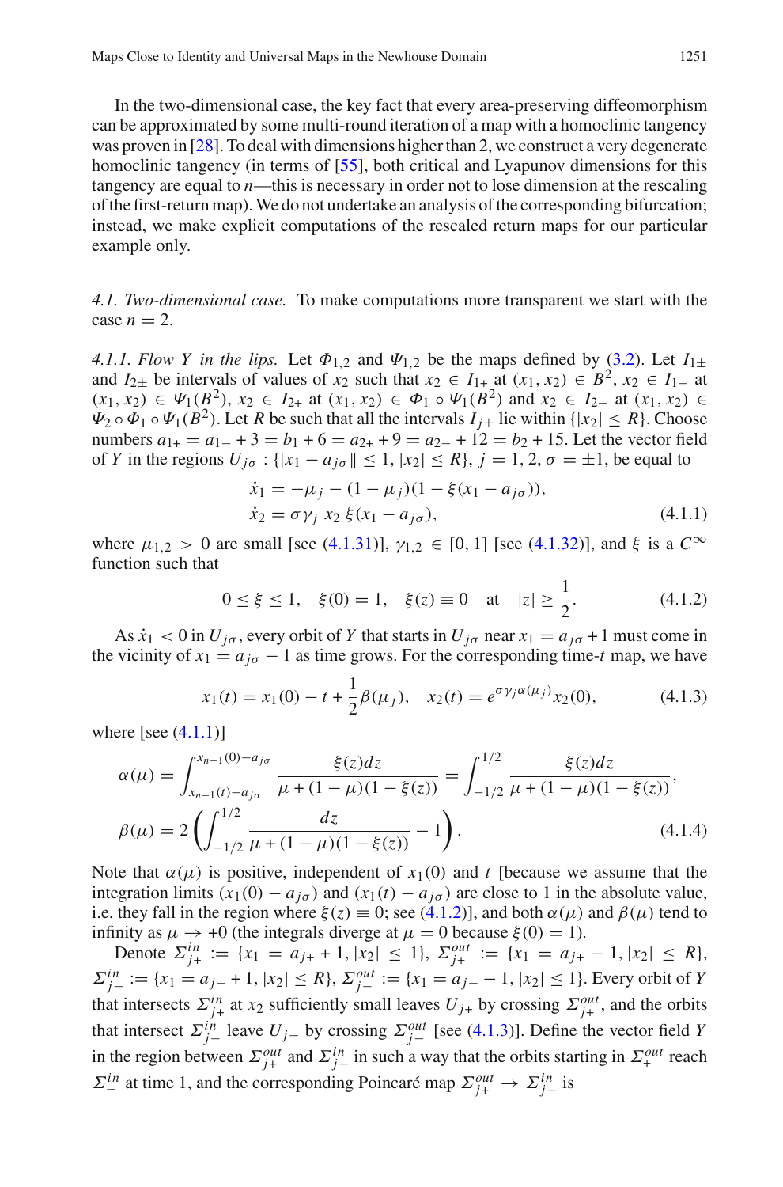In the two-dimensional case, the key fact that every area-preserving diffeomorphism can be approximated by some multi-round iteration of a map with a homoclinic tangency was proven in [28]. To deal with dimensions higher than 2, we construct a very degenerate homoclinic tangency (in terms of [55], both critical and Lyapunov dimensions for this tangency are equal to $n$—this is necessary in order not to lose dimension at the rescaling of the first-return map). We do not undertake an analysis of the corresponding bifurcation; instead, we make explicit computations of the rescaled return maps for our particular example only.

*4.1. Two-dimensional case.* To make computations more transparent we start with the case $n = 2$.

*4.1.1. Flow Y in the lips.* Let $\Phi_{1,2}$ and $\Psi_{1,2}$ be the maps defined by (3.2). Let $I_{1\pm}$ and $I_{2\pm}$ be intervals of values of $x_2$ such that $x_2 \in I_{1+}$ at $(x_1, x_2) \in B^2$, $x_2 \in I_{1-}$ at $(x_1, x_2) \in \Psi_1(B^2)$, $x_2 \in I_{2+}$ at $(x_1, x_2) \in \Phi_1 \circ \Psi_1(B^2)$ and $x_2 \in I_{2-}$ at $(x_1, x_2) \in \Psi_2 \circ \Phi_1 \circ \Psi_1(B^2)$. Let $R$ be such that all the intervals $I_{j\pm}$ lie within $\{|x_2| \le R\}$. Choose numbers $a_{1+} = a_{1-} + 3 = b_1 + 6 = a_{2+} + 9 = a_{2-} + 12 = b_2 + 15$. Let the vector field of $Y$ in the regions $U_{j\sigma} : \{|x_1 - a_{j\sigma}\| \le 1, |x_2| \le R\}$, $j = 1, 2$, $\sigma = \pm 1$, be equal to

$$
\begin{aligned}
\dot{x}_1 &= -\mu_j - (1 - \mu_j)(1 - \xi(x_1 - a_{j\sigma})),\\
\dot{x}_2 &= \sigma \gamma_j \; x_2 \; \xi(x_1 - a_{j\sigma}),
\end{aligned}
\tag{4.1.1}
$$

where $\mu_{1,2} > 0$ are small [see (4.1.31)], $\gamma_{1,2} \in [0, 1]$ [see (4.1.32)], and $\xi$ is a $C^\infty$ function such that

$$
0 \le \xi \le 1, \quad \xi(0) = 1, \quad \xi(z) \equiv 0 \quad \text{at} \quad |z| \ge \frac{1}{2}. \tag{4.1.2}
$$

As $\dot{x}_1 < 0$ in $U_{j\sigma}$, every orbit of $Y$ that starts in $U_{j\sigma}$ near $x_1 = a_{j\sigma} + 1$ must come in the vicinity of $x_1 = a_{j\sigma} - 1$ as time grows. For the corresponding time-$t$ map, we have

$$
x_1(t) = x_1(0) - t + \frac{1}{2}\beta(\mu_j), \quad x_2(t) = e^{\sigma \gamma_j \alpha(\mu_j)} x_2(0), \tag{4.1.3}
$$

where [see (4.1.1)]

$$
\begin{aligned}
\alpha(\mu) &= \int_{x_{n-1}(t) - a_{j\sigma}}^{x_{n-1}(0) - a_{j\sigma}} \frac{\xi(z)dz}{\mu + (1 - \mu)(1 - \xi(z))} = \int_{-1/2}^{1/2} \frac{\xi(z)dz}{\mu + (1 - \mu)(1 - \xi(z))},\\
\beta(\mu) &= 2\left(\int_{-1/2}^{1/2} \frac{dz}{\mu + (1 - \mu)(1 - \xi(z))} - 1\right).
\end{aligned}
\tag{4.1.4}
$$

Note that $\alpha(\mu)$ is positive, independent of $x_1(0)$ and $t$ [because we assume that the integration limits $(x_1(0) - a_{j\sigma})$ and $(x_1(t) - a_{j\sigma})$ are close to 1 in the absolute value, i.e. they fall in the region where $\xi(z) \equiv 0$; see (4.1.2)], and both $\alpha(\mu)$ and $\beta(\mu)$ tend to infinity as $\mu \to +0$ (the integrals diverge at $\mu = 0$ because $\xi(0) = 1$).

Denote $\Sigma_{j+}^{in} := \{x_1 = a_{j+} + 1, |x_2| \le 1\}$, $\Sigma_{j+}^{out} := \{x_1 = a_{j+} - 1, |x_2| \le R\}$, $\Sigma_{j-}^{in} := \{x_1 = a_{j-} + 1, |x_2| \le R\}$, $\Sigma_{j-}^{out} := \{x_1 = a_{j-} - 1, |x_2| \le 1\}$. Every orbit of $Y$ that intersects $\Sigma_{j+}^{in}$ at $x_2$ sufficiently small leaves $U_{j+}$ by crossing $\Sigma_{j+}^{out}$, and the orbits that intersect $\Sigma_{j-}^{in}$ leave $U_{j-}$ by crossing $\Sigma_{j-}^{out}$ [see (4.1.3)]. Define the vector field $Y$ in the region between $\Sigma_{j+}^{out}$ and $\Sigma_{j-}^{in}$ in such a way that the orbits starting in $\Sigma_{+}^{out}$ reach $\Sigma_{-}^{in}$ at time 1, and the corresponding Poincaré map $\Sigma_{j+}^{out} \to \Sigma_{j-}^{in}$ is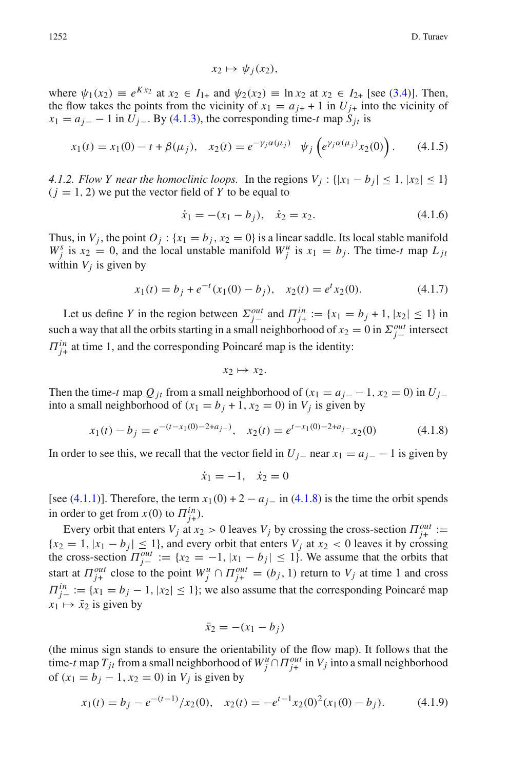$$x_2 \mapsto \psi_j(x_2),$$

where $\psi_1(x_2) \equiv e^{Kx_2}$ at $x_2 \in I_{1+}$ and $\psi_2(x_2) \equiv \ln x_2$ at $x_2 \in I_{2+}$ [see (3.4)]. Then, the flow takes the points from the vicinity of $x_1 = a_{j+} + 1$ in $U_{j+}$ into the vicinity of $x_1 = a_{j-} - 1$ in $U_{j-}$. By (4.1.3), the corresponding time-$t$ map $S_{jt}$ is

$$x_1(t) = x_1(0) - t + \beta(\mu_j), \quad x_2(t) = e^{-\gamma_j \alpha(\mu_j)} \;\; \psi_j\left(e^{\gamma_j \alpha(\mu_j)} x_2(0)\right). \tag{4.1.5}$$

*4.1.2. Flow Y near the homoclinic loops.* In the regions $V_j : \{|x_1 - b_j| \le 1, |x_2| \le 1\}$ $(j = 1, 2)$ we put the vector field of $Y$ to be equal to

$$\dot{x}_1 = -(x_1 - b_j), \quad \dot{x}_2 = x_2. \tag{4.1.6}$$

Thus, in $V_j$, the point $O_j : \{x_1 = b_j, x_2 = 0\}$ is a linear saddle. Its local stable manifold $W_j^s$ is $x_2 = 0$, and the local unstable manifold $W_j^u$ is $x_1 = b_j$. The time-$t$ map $L_{jt}$ within $V_j$ is given by

$$x_1(t) = b_j + e^{-t}(x_1(0) - b_j), \quad x_2(t) = e^t x_2(0). \tag{4.1.7}$$

Let us define $Y$ in the region between $\Sigma_{j-}^{out}$ and $\Pi_{j+}^{in} := \{x_1 = b_j + 1, |x_2| \le 1\}$ in such a way that all the orbits starting in a small neighborhood of $x_2 = 0$ in $\Sigma_{j-}^{out}$ intersect $\Pi_{j+}^{in}$ at time 1, and the corresponding Poincaré map is the identity:

$$x_2 \mapsto x_2.$$

Then the time-$t$ map $Q_{jt}$ from a small neighborhood of $(x_1 = a_{j-} - 1, x_2 = 0)$ in $U_{j-}$ into a small neighborhood of $(x_1 = b_j + 1, x_2 = 0)$ in $V_j$ is given by

$$x_1(t) - b_j = e^{-(t - x_1(0) - 2 + a_{j-})}, \quad x_2(t) = e^{t - x_1(0) - 2 + a_{j-}} x_2(0) \tag{4.1.8}$$

In order to see this, we recall that the vector field in $U_{j-}$ near $x_1 = a_{j-} - 1$ is given by

$$\dot{x}_1 = -1, \quad \dot{x}_2 = 0$$

[see (4.1.1)]. Therefore, the term $x_1(0) + 2 - a_{j-}$ in (4.1.8) is the time the orbit spends in order to get from $x(0)$ to $\Pi_{j+}^{in}$).

Every orbit that enters $V_j$ at $x_2 > 0$ leaves $V_j$ by crossing the cross-section $\Pi_{j+}^{out} := \{x_2 = 1, |x_1 - b_j| \le 1\}$, and every orbit that enters $V_j$ at $x_2 < 0$ leaves it by crossing the cross-section $\Pi_{j-}^{out} := \{x_2 = -1, |x_1 - b_j| \le 1\}$. We assume that the orbits that start at $\Pi_{j+}^{out}$ close to the point $W_j^u \cap \Pi_{j+}^{out} = (b_j, 1)$ return to $V_j$ at time 1 and cross $\Pi_{j-}^{in} := \{x_1 = b_j - 1, |x_2| \le 1\}$; we also assume that the corresponding Poincaré map $x_1 \mapsto \bar{x}_2$ is given by

$$\bar{x}_2 = -(x_1 - b_j)$$

(the minus sign stands to ensure the orientability of the flow map). It follows that the time-$t$ map $T_{jt}$ from a small neighborhood of $W_j^u \cap \Pi_{j+}^{out}$ in $V_j$ into a small neighborhood of $(x_1 = b_j - 1, x_2 = 0)$ in $V_j$ is given by

$$x_1(t) = b_j - e^{-(t-1)}/x_2(0), \quad x_2(t) = -e^{t-1} x_2(0)^2 (x_1(0) - b_j). \tag{4.1.9}$$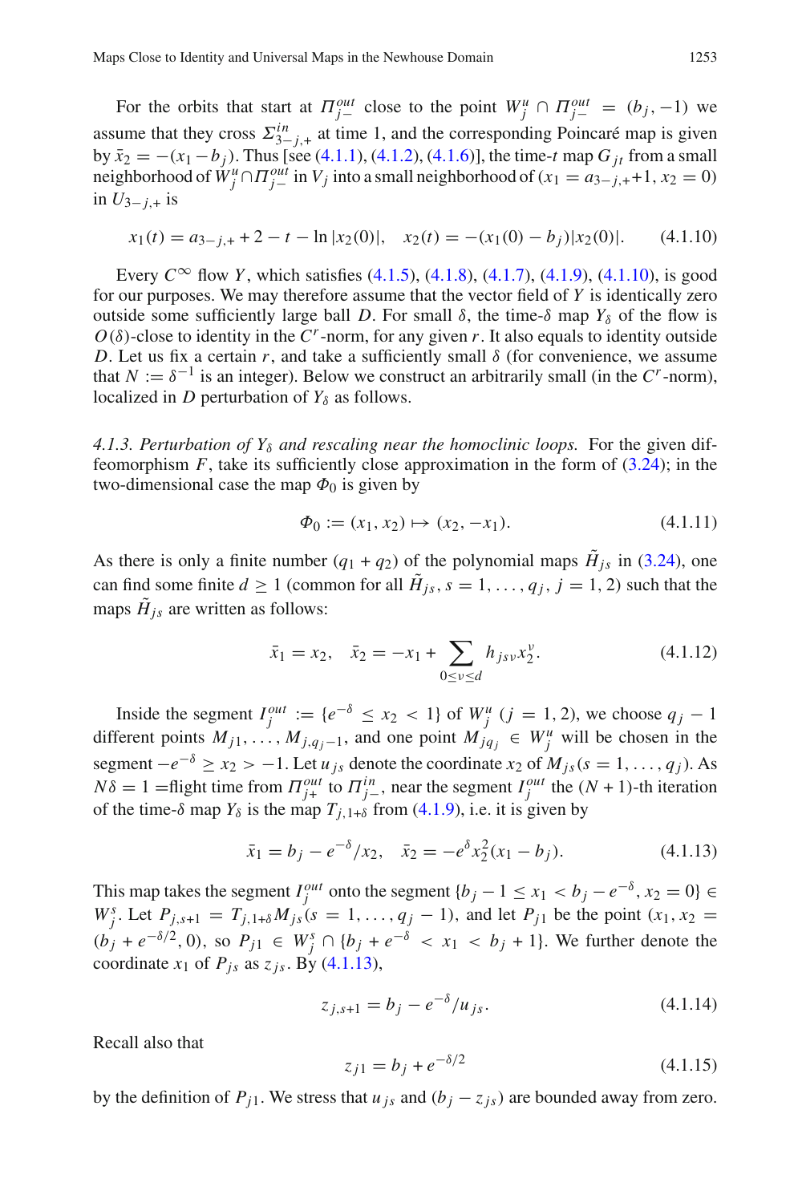For the orbits that start at $\Pi_{j-}^{out}$ close to the point $W_j^u \cap \Pi_{j-}^{out} = (b_j, -1)$ we assume that they cross $\Sigma_{3-j,+}^{in}$ at time 1, and the corresponding Poincaré map is given by $\bar{x}_2 = -(x_1 - b_j)$. Thus [see (4.1.1), (4.1.2), (4.1.6)], the time-$t$ map $G_{jt}$ from a small neighborhood of $W_j^u \cap \Pi_{j-}^{out}$ in $V_j$ into a small neighborhood of $(x_1 = a_{3-j,+}+1, x_2 = 0)$ in $U_{3-j,+}$ is

$$x_1(t) = a_{3-j,+} + 2 - t - \ln|x_2(0)|, \quad x_2(t) = -(x_1(0) - b_j)|x_2(0)|. \tag{4.1.10}$$

Every $C^\infty$ flow $Y$, which satisfies (4.1.5), (4.1.8), (4.1.7), (4.1.9), (4.1.10), is good for our purposes. We may therefore assume that the vector field of $Y$ is identically zero outside some sufficiently large ball $D$. For small $\delta$, the time-$\delta$ map $Y_\delta$ of the flow is $O(\delta)$-close to identity in the $C^r$-norm, for any given $r$. It also equals to identity outside $D$. Let us fix a certain $r$, and take a sufficiently small $\delta$ (for convenience, we assume that $N := \delta^{-1}$ is an integer). Below we construct an arbitrarily small (in the $C^r$-norm), localized in $D$ perturbation of $Y_\delta$ as follows.

*4.1.3. Perturbation of $Y_\delta$ and rescaling near the homoclinic loops.* For the given diffeomorphism $F$, take its sufficiently close approximation in the form of (3.24); in the two-dimensional case the map $\Phi_0$ is given by

$$\Phi_0 := (x_1, x_2) \mapsto (x_2, -x_1). \tag{4.1.11}$$

As there is only a finite number $(q_1 + q_2)$ of the polynomial maps $\tilde{H}_{js}$ in (3.24), one can find some finite $d \geq 1$ (common for all $\tilde{H}_{js}$, $s = 1, \ldots, q_j$, $j = 1, 2$) such that the maps $\tilde{H}_{js}$ are written as follows:

$$\bar{x}_1 = x_2, \quad \bar{x}_2 = -x_1 + \sum_{0 \leq \nu \leq d} h_{js\nu} x_2^\nu. \tag{4.1.12}$$

Inside the segment $I_j^{out} := \{e^{-\delta} \leq x_2 < 1\}$ of $W_j^u$ $(j = 1, 2)$, we choose $q_j - 1$ different points $M_{j1}, \ldots, M_{j,q_j-1}$, and one point $M_{jq_j} \in W_j^u$ will be chosen in the segment $-e^{-\delta} \geq x_2 > -1$. Let $u_{js}$ denote the coordinate $x_2$ of $M_{js}$ $(s = 1, \ldots, q_j)$. As $N\delta = 1 =$flight time from $\Pi_{j+}^{out}$ to $\Pi_{j-}^{in}$, near the segment $I_j^{out}$ the $(N+1)$-th iteration of the time-$\delta$ map $Y_\delta$ is the map $T_{j,1+\delta}$ from (4.1.9), i.e. it is given by

$$\bar{x}_1 = b_j - e^{-\delta}/x_2, \quad \bar{x}_2 = -e^\delta x_2^2 (x_1 - b_j). \tag{4.1.13}$$

This map takes the segment $I_j^{out}$ onto the segment $\{b_j - 1 \leq x_1 < b_j - e^{-\delta}, x_2 = 0\} \in W_j^s$. Let $P_{j,s+1} = T_{j,1+\delta} M_{js}$ $(s = 1, \ldots, q_j - 1)$, and let $P_{j1}$ be the point $(x_1, x_2 = (b_j + e^{-\delta/2}, 0)$, so $P_{j1} \in W_j^s \cap \{b_j + e^{-\delta} < x_1 < b_j + 1\}$. We further denote the coordinate $x_1$ of $P_{js}$ as $z_{js}$. By (4.1.13),

$$z_{j,s+1} = b_j - e^{-\delta}/u_{js}. \tag{4.1.14}$$

Recall also that

$$z_{j1} = b_j + e^{-\delta/2} \tag{4.1.15}$$

by the definition of $P_{j1}$. We stress that $u_{js}$ and $(b_j - z_{js})$ are bounded away from zero.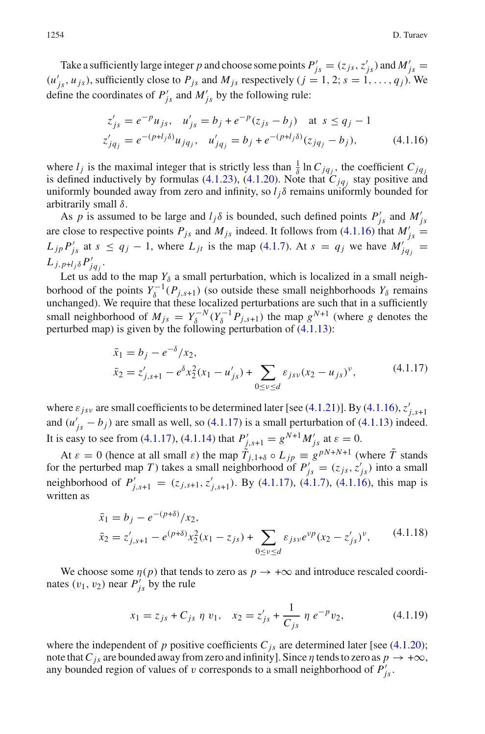Take a sufficiently large integer $p$ and choose some points $P'_{js} = (z_{js}, z'_{js})$ and $M'_{js} = (u'_{js}, u_{js})$, sufficiently close to $P_{js}$ and $M_{js}$ respectively ($j = 1, 2; s = 1, \ldots, q_j$). We define the coordinates of $P'_{js}$ and $M'_{js}$ by the following rule:

$$
\begin{aligned}
z'_{js} &= e^{-p} u_{js}, \quad u'_{js} = b_j + e^{-p}(z_{js} - b_j) \quad \text{at } \ s \le q_j - 1 \\
z'_{jq_j} &= e^{-(p+l_j\delta)} u_{jq_j}, \quad u'_{jq_j} = b_j + e^{-(p+l_j\delta)}(z_{jq_j} - b_j),
\end{aligned}
\tag{4.1.16}
$$

where $l_j$ is the maximal integer that is strictly less than $\frac{1}{\delta} \ln C_{jq_j}$, the coefficient $C_{jq_j}$ is defined inductively by formulas (4.1.23), (4.1.20). Note that $C_{jq_j}$ stay positive and uniformly bounded away from zero and infinity, so $l_j\delta$ remains uniformly bounded for arbitrarily small $\delta$.

As $p$ is assumed to be large and $l_j\delta$ is bounded, such defined points $P'_{js}$ and $M'_{js}$ are close to respective points $P_{js}$ and $M_{js}$ indeed. It follows from (4.1.16) that $M'_{js} = L_{jp} P'_{js}$ at $s \le q_j - 1$, where $L_{jt}$ is the map (4.1.7). At $s = q_j$ we have $M'_{jq_j} = L_{j,p+l_j\delta} P'_{jq_j}$.

Let us add to the map $Y_\delta$ a small perturbation, which is localized in a small neighborhood of the points $Y_\delta^{-1}(P_{j,s+1})$ (so outside these small neighborhoods $Y_\delta$ remains unchanged). We require that these localized perturbations are such that in a sufficiently small neighborhood of $M_{js} = Y_\delta^{-N}(Y_\delta^{-1} P_{j,s+1})$ the map $g^{N+1}$ (where $g$ denotes the perturbed map) is given by the following perturbation of (4.1.13):

$$
\begin{aligned}
\bar{x}_1 &= b_j - e^{-\delta}/x_2, \\
\bar{x}_2 &= z'_{j,s+1} - e^{\delta} x_2^2 (x_1 - u'_{js}) + \sum_{0 \le \nu \le d} \varepsilon_{js\nu} (x_2 - u_{js})^\nu,
\end{aligned}
\tag{4.1.17}
$$

where $\varepsilon_{js\nu}$ are small coefficients to be determined later [see (4.1.21)]. By (4.1.16), $z'_{j,s+1}$ and $(u'_{js} - b_j)$ are small as well, so (4.1.17) is a small perturbation of (4.1.13) indeed. It is easy to see from (4.1.17), (4.1.14) that $P'_{j,s+1} = g^{N+1} M'_{js}$ at $\varepsilon = 0$.

At $\varepsilon = 0$ (hence at all small $\varepsilon$) the map $\tilde{T}_{j,1+\delta} \circ L_{jp} \equiv g^{pN+N+1}$ (where $\tilde{T}$ stands for the perturbed map $T$) takes a small neighborhood of $P'_{js} = (z_{js}, z'_{js})$ into a small neighborhood of $P'_{j,s+1} = (z_{j,s+1}, z'_{j,s+1})$. By (4.1.17), (4.1.7), (4.1.16), this map is written as

$$
\begin{aligned}
\bar{x}_1 &= b_j - e^{-(p+\delta)}/x_2, \\
\bar{x}_2 &= z'_{j,s+1} - e^{(p+\delta)} x_2^2 (x_1 - z_{js}) + \sum_{0 \le \nu \le d} \varepsilon_{js\nu} e^{\nu p} (x_2 - z'_{js})^\nu,
\end{aligned}
\tag{4.1.18}
$$

We choose some $\eta(p)$ that tends to zero as $p \to +\infty$ and introduce rescaled coordinates $(v_1, v_2)$ near $P'_{js}$ by the rule

$$
x_1 = z_{js} + C_{js}\, \eta\, v_1, \quad x_2 = z'_{js} + \frac{1}{C_{js}}\, \eta\, e^{-p} v_2,
\tag{4.1.19}
$$

where the independent of $p$ positive coefficients $C_{js}$ are determined later [see (4.1.20); note that $C_{js}$ are bounded away from zero and infinity]. Since $\eta$ tends to zero as $p \to +\infty$, any bounded region of values of $v$ corresponds to a small neighborhood of $P'_{js}$.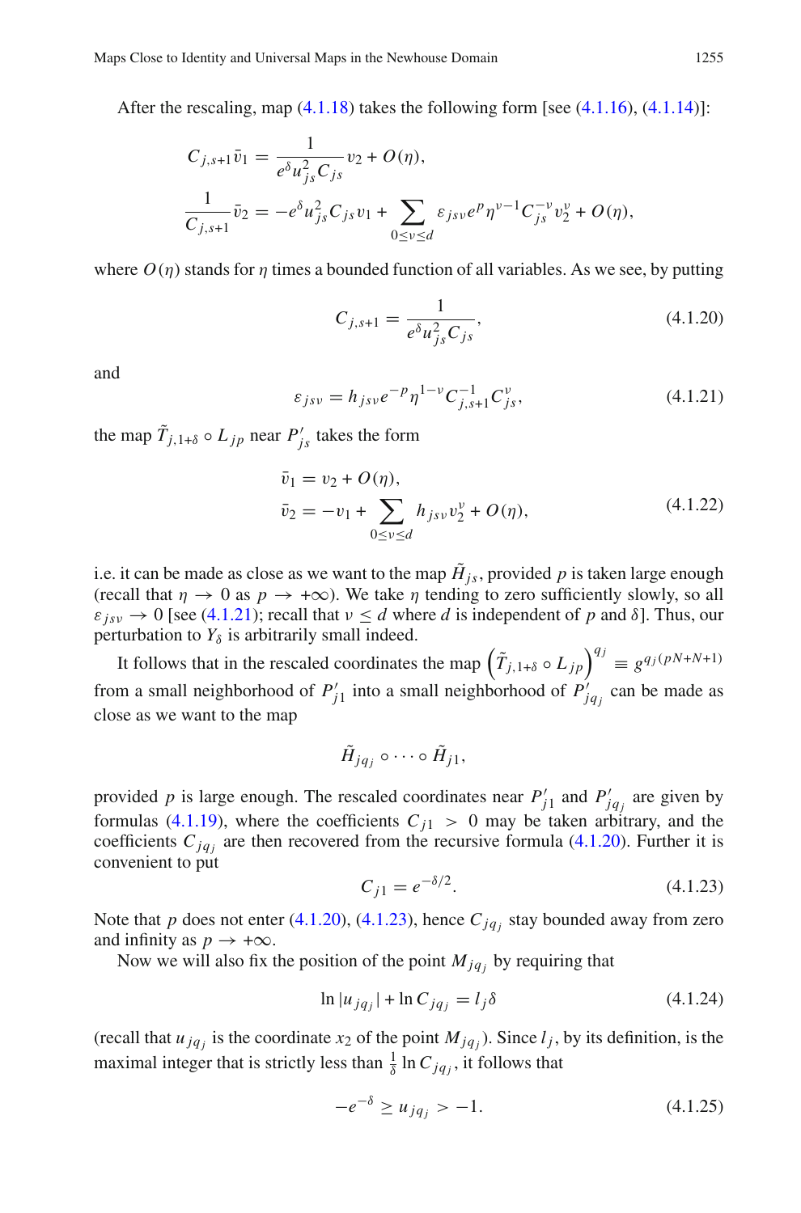After the rescaling, map (4.1.18) takes the following form [see (4.1.16), (4.1.14)]:

$$C_{j,s+1}\bar{v}_1 = \frac{1}{e^{\delta}u_{js}^2 C_{js}} v_2 + O(\eta),$$
$$\frac{1}{C_{j,s+1}}\bar{v}_2 = -e^{\delta}u_{js}^2 C_{js} v_1 + \sum_{0\le\nu\le d} \varepsilon_{js\nu} e^{p}\eta^{\nu-1} C_{js}^{-\nu} v_2^{\nu} + O(\eta),$$

where $O(\eta)$ stands for $\eta$ times a bounded function of all variables. As we see, by putting

$$C_{j,s+1} = \frac{1}{e^{\delta}u_{js}^2 C_{js}}, \tag{4.1.20}$$

and

$$\varepsilon_{js\nu} = h_{js\nu} e^{-p}\eta^{1-\nu} C_{j,s+1}^{-1} C_{js}^{\nu}, \tag{4.1.21}$$

the map $\tilde{T}_{j,1+\delta} \circ L_{jp}$ near $P'_{js}$ takes the form

$$\begin{aligned} \bar{v}_1 &= v_2 + O(\eta), \\ \bar{v}_2 &= -v_1 + \sum_{0\le\nu\le d} h_{js\nu} v_2^{\nu} + O(\eta), \end{aligned} \tag{4.1.22}$$

i.e. it can be made as close as we want to the map $\tilde{H}_{js}$, provided $p$ is taken large enough (recall that $\eta \to 0$ as $p \to +\infty$). We take $\eta$ tending to zero sufficiently slowly, so all $\varepsilon_{js\nu} \to 0$ [see (4.1.21); recall that $\nu \le d$ where $d$ is independent of $p$ and $\delta$]. Thus, our perturbation to $Y_\delta$ is arbitrarily small indeed.

It follows that in the rescaled coordinates the map $\left(\tilde{T}_{j,1+\delta} \circ L_{jp}\right)^{q_j} \equiv g^{q_j(pN+N+1)}$ from a small neighborhood of $P'_{j1}$ into a small neighborhood of $P'_{jq_j}$ can be made as close as we want to the map

$$\tilde{H}_{jq_j} \circ \cdots \circ \tilde{H}_{j1},$$

provided $p$ is large enough. The rescaled coordinates near $P'_{j1}$ and $P'_{jq_j}$ are given by formulas (4.1.19), where the coefficients $C_{j1} > 0$ may be taken arbitrary, and the coefficients $C_{jq_j}$ are then recovered from the recursive formula (4.1.20). Further it is convenient to put

$$C_{j1} = e^{-\delta/2}. \tag{4.1.23}$$

Note that $p$ does not enter (4.1.20), (4.1.23), hence $C_{jq_j}$ stay bounded away from zero and infinity as $p \to +\infty$.

Now we will also fix the position of the point $M_{jq_j}$ by requiring that

$$\ln|u_{jq_j}| + \ln C_{jq_j} = l_j\delta \tag{4.1.24}$$

(recall that $u_{jq_j}$ is the coordinate $x_2$ of the point $M_{jq_j}$). Since $l_j$, by its definition, is the maximal integer that is strictly less than $\frac{1}{\delta}\ln C_{jq_j}$, it follows that

$$-e^{-\delta} \ge u_{jq_j} > -1. \tag{4.1.25}$$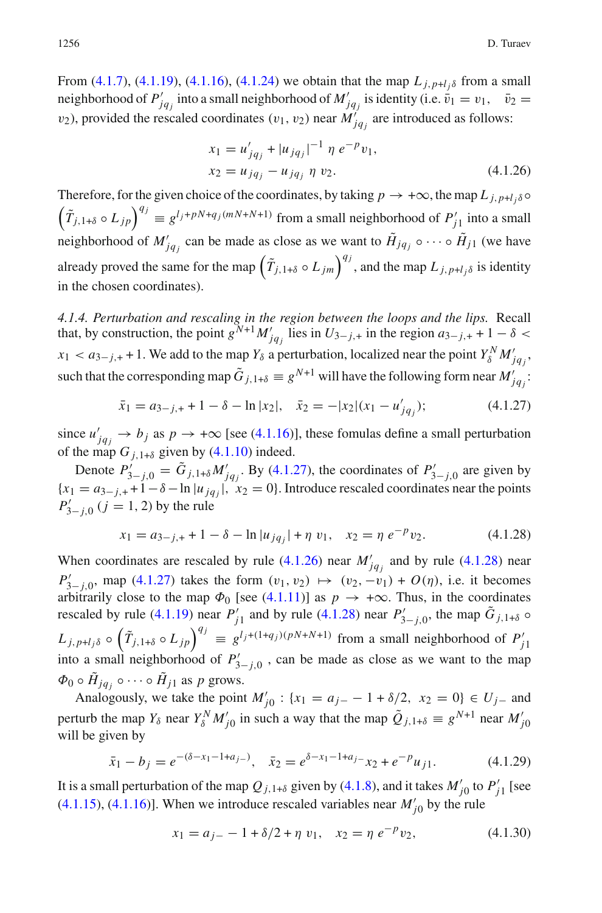From (4.1.7), (4.1.19), (4.1.16), (4.1.24) we obtain that the map $L_{j,p+l_j\delta}$ from a small neighborhood of $P'_{jq_j}$ into a small neighborhood of $M'_{jq_j}$ is identity (i.e. $\bar{v}_1 = v_1$, $\bar{v}_2 = v_2$), provided the rescaled coordinates $(v_1, v_2)$ near $M'_{jq_j}$ are introduced as follows:

$$
\begin{aligned}
x_1 &= u'_{jq_j} + |u_{jq_j}|^{-1}\,\eta\, e^{-p} v_1,\\
x_2 &= u_{jq_j} - u_{jq_j}\,\eta\, v_2.
\end{aligned}
\tag{4.1.26}
$$

Therefore, for the given choice of the coordinates, by taking $p \to +\infty$, the map $L_{j,p+l_j\delta} \circ \left(\tilde{T}_{j,1+\delta} \circ L_{jp}\right)^{q_j} \equiv g^{l_j+pN+q_j(mN+N+1)}$ from a small neighborhood of $P'_{j1}$ into a small neighborhood of $M'_{jq_j}$ can be made as close as we want to $\tilde{H}_{jq_j} \circ \cdots \circ \tilde{H}_{j1}$ (we have already proved the same for the map $\left(\tilde{T}_{j,1+\delta} \circ L_{jm}\right)^{q_j}$, and the map $L_{j,p+l_j\delta}$ is identity in the chosen coordinates).

*4.1.4. Perturbation and rescaling in the region between the loops and the lips.* Recall that, by construction, the point $g^{N+1}M'_{jq_j}$ lies in $U_{3-j,+}$ in the region $a_{3-j,+} + 1 - \delta < x_1 < a_{3-j,+} + 1$. We add to the map $Y_\delta$ a perturbation, localized near the point $Y_\delta^N M'_{jq_j}$, such that the corresponding map $\tilde{G}_{j,1+\delta} \equiv g^{N+1}$ will have the following form near $M'_{jq_j}$:

$$
\bar{x}_1 = a_{3-j,+} + 1 - \delta - \ln|x_2|, \quad \bar{x}_2 = -|x_2|(x_1 - u'_{jq_j});
\tag{4.1.27}
$$

since $u'_{jq_j} \to b_j$ as $p \to +\infty$ [see (4.1.16)], these fomulas define a small perturbation of the map $G_{j,1+\delta}$ given by (4.1.10) indeed.

Denote $P'_{3-j,0} = \tilde{G}_{j,1+\delta} M'_{jq_j}$. By (4.1.27), the coordinates of $P'_{3-j,0}$ are given by $\{x_1 = a_{3-j,+} + 1 - \delta - \ln|u_{jq_j}|,\ x_2 = 0\}$. Introduce rescaled coordinates near the points $P'_{3-j,0}$ $(j = 1, 2)$ by the rule

$$
x_1 = a_{3-j,+} + 1 - \delta - \ln|u_{jq_j}| + \eta\, v_1, \quad x_2 = \eta\, e^{-p} v_2.
\tag{4.1.28}
$$

When coordinates are rescaled by rule (4.1.26) near $M'_{jq_j}$ and by rule (4.1.28) near $P'_{3-j,0}$, map (4.1.27) takes the form $(v_1, v_2) \mapsto (v_2, -v_1) + O(\eta)$, i.e. it becomes arbitrarily close to the map $\Phi_0$ [see (4.1.11)] as $p \to +\infty$. Thus, in the coordinates rescaled by rule (4.1.19) near $P'_{j1}$ and by rule (4.1.28) near $P'_{3-j,0}$, the map $\tilde{G}_{j,1+\delta} \circ L_{j,p+l_j\delta} \circ \left(\tilde{T}_{j,1+\delta} \circ L_{jp}\right)^{q_j} \equiv g^{l_j+(1+q_j)(pN+N+1)}$ from a small neighborhood of $P'_{j1}$ into a small neighborhood of $P'_{3-j,0}$, can be made as close as we want to the map $\Phi_0 \circ \tilde{H}_{jq_j} \circ \cdots \tilde{H}_{j1}$ as $p$ grows.

Analogously, we take the point $M'_{j0} : \{x_1 = a_{j-} - 1 + \delta/2,\ x_2 = 0\} \in U_{j-}$ and perturb the map $Y_\delta$ near $Y_\delta^N M'_{j0}$ in such a way that the map $\tilde{Q}_{j,1+\delta} \equiv g^{N+1}$ near $M'_{j0}$ will be given by

$$
\bar{x}_1 - b_j = e^{-(\delta - x_1 - 1 + a_{j-})}, \quad \bar{x}_2 = e^{\delta - x_1 - 1 + a_{j-}} x_2 + e^{-p} u_{j1}.
\tag{4.1.29}
$$

It is a small perturbation of the map $Q_{j,1+\delta}$ given by (4.1.8), and it takes $M'_{j0}$ to $P'_{j1}$ [see (4.1.15), (4.1.16)]. When we introduce rescaled variables near $M'_{j0}$ by the rule

$$
x_1 = a_{j-} - 1 + \delta/2 + \eta\, v_1, \quad x_2 = \eta\, e^{-p} v_2,
\tag{4.1.30}
$$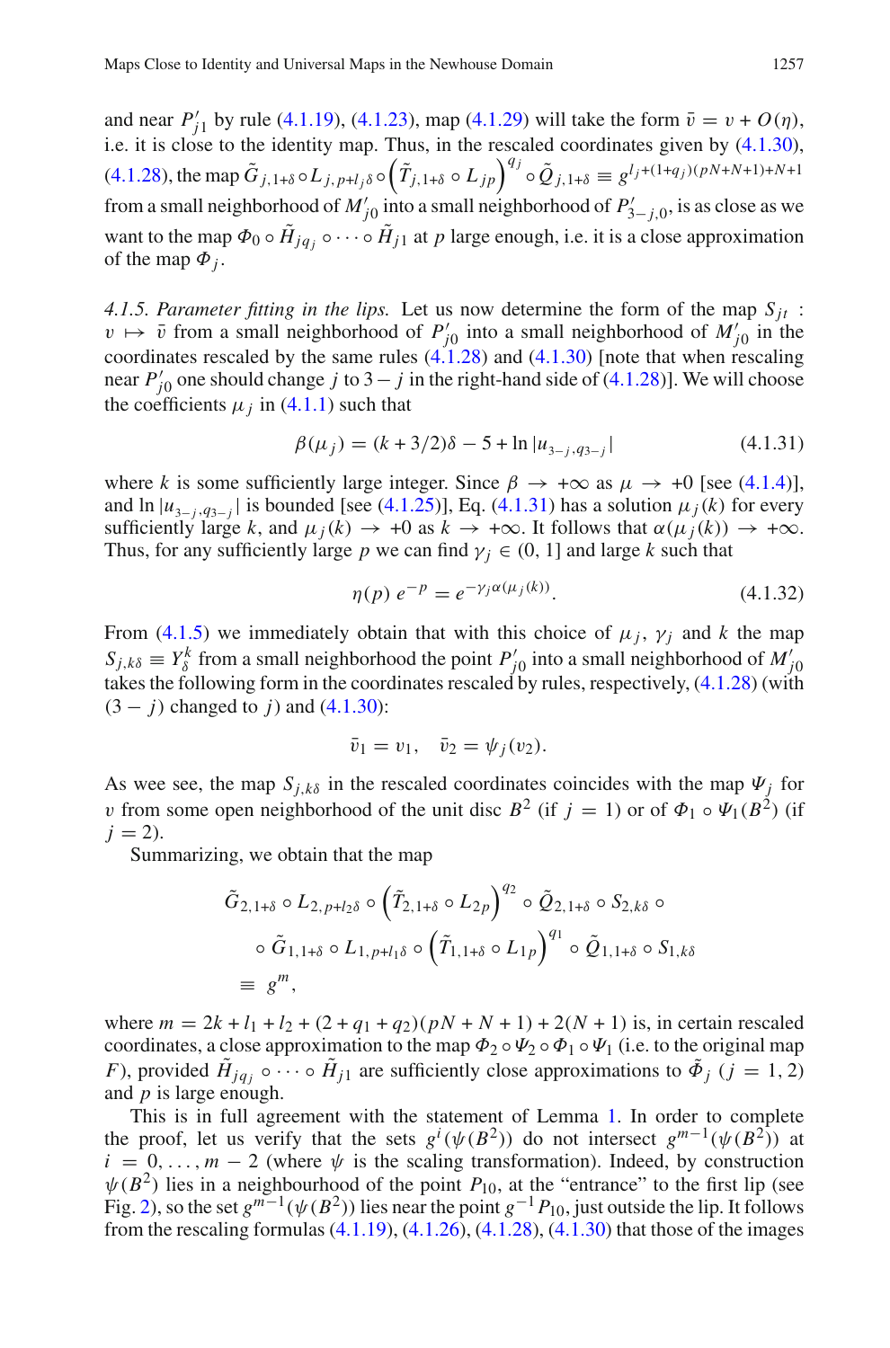and near $P'_{j1}$ by rule (4.1.19), (4.1.23), map (4.1.29) will take the form $\bar{v} = v + O(\eta)$, i.e. it is close to the identity map. Thus, in the rescaled coordinates given by (4.1.30), (4.1.28), the map $\tilde{G}_{j,1+\delta} \circ L_{j,p+l_j\delta} \circ \left(\tilde{T}_{j,1+\delta} \circ L_{jp}\right)^{q_j} \circ \tilde{Q}_{j,1+\delta} \equiv g^{l_j+(1+q_j)(pN+N+1)+N+1}$ from a small neighborhood of $M'_{j0}$ into a small neighborhood of $P'_{3-j,0}$, is as close as we want to the map $\Phi_0 \circ \tilde{H}_{jq_j} \circ \cdots \circ \tilde{H}_{j1}$ at $p$ large enough, i.e. it is a close approximation of the map $\Phi_j$.

*4.1.5. Parameter fitting in the lips.* Let us now determine the form of the map $S_{jt}$ : $v \mapsto \bar{v}$ from a small neighborhood of $P'_{j0}$ into a small neighborhood of $M'_{j0}$ in the coordinates rescaled by the same rules (4.1.28) and (4.1.30) [note that when rescaling near $P'_{j0}$ one should change $j$ to $3-j$ in the right-hand side of (4.1.28)]. We will choose the coefficients $\mu_j$ in (4.1.1) such that

$$\beta(\mu_j) = (k + 3/2)\delta - 5 + \ln |u_{3-j,q_{3-j}}| \tag{4.1.31}$$

where $k$ is some sufficiently large integer. Since $\beta \to +\infty$ as $\mu \to +0$ [see (4.1.4)], and $\ln |u_{3-j,q_{3-j}}|$ is bounded [see (4.1.25)], Eq. (4.1.31) has a solution $\mu_j(k)$ for every sufficiently large $k$, and $\mu_j(k) \to +0$ as $k \to +\infty$. It follows that $\alpha(\mu_j(k)) \to +\infty$. Thus, for any sufficiently large $p$ we can find $\gamma_j \in (0, 1]$ and large $k$ such that

$$\eta(p)\, e^{-p} = e^{-\gamma_j \alpha(\mu_j(k))}. \tag{4.1.32}$$

From (4.1.5) we immediately obtain that with this choice of $\mu_j$, $\gamma_j$ and $k$ the map $S_{j,k\delta} \equiv Y^k_\delta$ from a small neighborhood the point $P'_{j0}$ into a small neighborhood of $M'_{j0}$ takes the following form in the coordinates rescaled by rules, respectively, (4.1.28) (with $(3-j)$ changed to $j$) and (4.1.30):

$$\bar{v}_1 = v_1, \quad \bar{v}_2 = \psi_j(v_2).$$

As wee see, the map $S_{j,k\delta}$ in the rescaled coordinates coincides with the map $\Psi_j$ for $v$ from some open neighborhood of the unit disc $B^2$ (if $j = 1$) or of $\Phi_1 \circ \Psi_1(B^2)$ (if $j = 2$).

Summarizing, we obtain that the map

$$\begin{aligned}
&\tilde{G}_{2,1+\delta} \circ L_{2,p+l_2\delta} \circ \left(\tilde{T}_{2,1+\delta} \circ L_{2p}\right)^{q_2} \circ \tilde{Q}_{2,1+\delta} \circ S_{2,k\delta} \circ \\
&\quad \circ \tilde{G}_{1,1+\delta} \circ L_{1,p+l_1\delta} \circ \left(\tilde{T}_{1,1+\delta} \circ L_{1p}\right)^{q_1} \circ \tilde{Q}_{1,1+\delta} \circ S_{1,k\delta} \\
&\equiv g^m,
\end{aligned}$$

where $m = 2k + l_1 + l_2 + (2 + q_1 + q_2)(pN + N + 1) + 2(N + 1)$ is, in certain rescaled coordinates, a close approximation to the map $\Phi_2 \circ \Psi_2 \circ \Phi_1 \circ \Psi_1$ (i.e. to the original map $F$), provided $\tilde{H}_{jq_j} \circ \cdots \circ \tilde{H}_{j1}$ are sufficiently close approximations to $\tilde{\Phi}_j$ ($j = 1, 2$) and $p$ is large enough.

This is in full agreement with the statement of Lemma 1. In order to complete the proof, let us verify that the sets $g^i(\psi(B^2))$ do not intersect $g^{m-1}(\psi(B^2))$ at $i = 0, \ldots, m-2$ (where $\psi$ is the scaling transformation). Indeed, by construction $\psi(B^2)$ lies in a neighbourhood of the point $P_{10}$, at the "entrance" to the first lip (see Fig. 2), so the set $g^{m-1}(\psi(B^2))$ lies near the point $g^{-1}P_{10}$, just outside the lip. It follows from the rescaling formulas (4.1.19), (4.1.26), (4.1.28), (4.1.30) that those of the images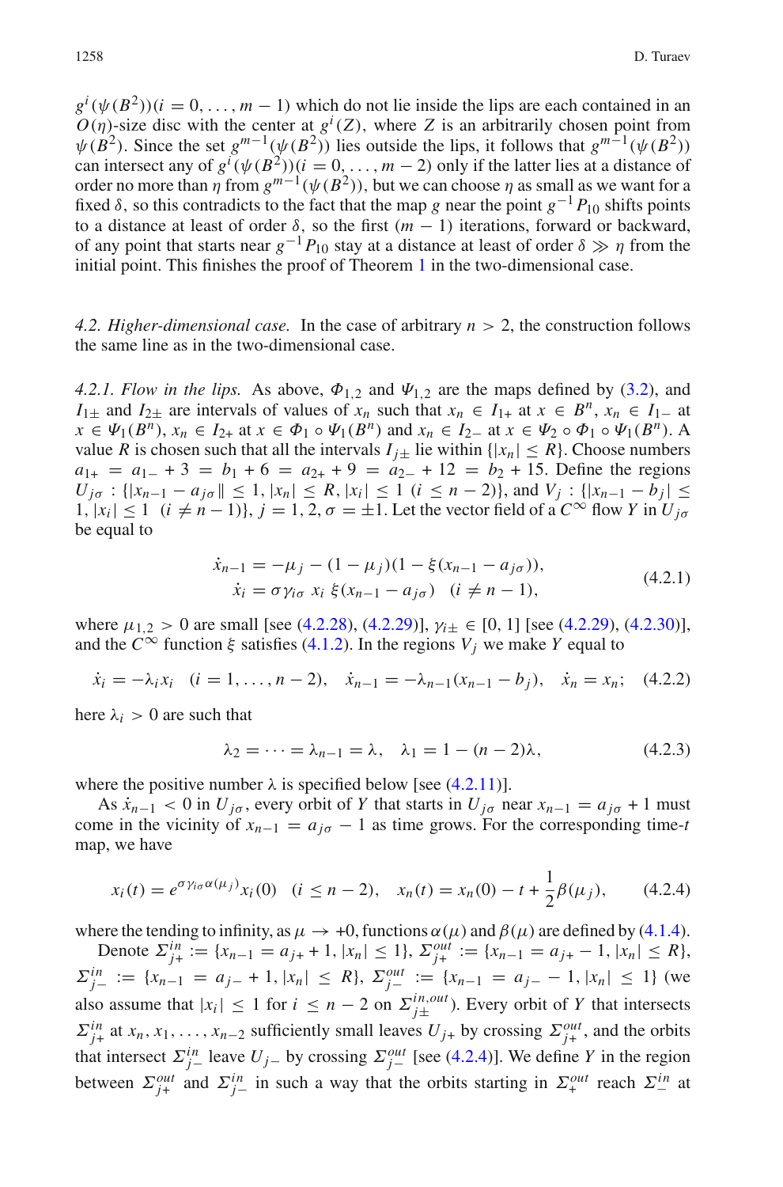$g^i(\psi(B^2))(i = 0, \ldots, m-1)$ which do not lie inside the lips are each contained in an $O(\eta)$-size disc with the center at $g^i(Z)$, where $Z$ is an arbitrarily chosen point from $\psi(B^2)$. Since the set $g^{m-1}(\psi(B^2))$ lies outside the lips, it follows that $g^{m-1}(\psi(B^2))$ can intersect any of $g^i(\psi(B^2))(i = 0, \ldots, m-2)$ only if the latter lies at a distance of order no more than $\eta$ from $g^{m-1}(\psi(B^2))$, but we can choose $\eta$ as small as we want for a fixed $\delta$, so this contradicts to the fact that the map $g$ near the point $g^{-1}P_{10}$ shifts points to a distance at least of order $\delta$, so the first $(m-1)$ iterations, forward or backward, of any point that starts near $g^{-1}P_{10}$ stay at a distance at least of order $\delta \gg \eta$ from the initial point. This finishes the proof of Theorem 1 in the two-dimensional case.

*4.2. Higher-dimensional case.* In the case of arbitrary $n > 2$, the construction follows the same line as in the two-dimensional case.

*4.2.1. Flow in the lips.* As above, $\Phi_{1,2}$ and $\Psi_{1,2}$ are the maps defined by (3.2), and $I_{1\pm}$ and $I_{2\pm}$ are intervals of values of $x_n$ such that $x_n \in I_{1+}$ at $x \in B^n$, $x_n \in I_{1-}$ at $x \in \Psi_1(B^n)$, $x_n \in I_{2+}$ at $x \in \Phi_1 \circ \Psi_1(B^n)$ and $x_n \in I_{2-}$ at $x \in \Psi_2 \circ \Phi_1 \circ \Psi_1(B^n)$. A value $R$ is chosen such that all the intervals $I_{j\pm}$ lie within $\{|x_n| \le R\}$. Choose numbers $a_{1+} = a_{1-} + 3 = b_1 + 6 = a_{2+} + 9 = a_{2-} + 12 = b_2 + 15$. Define the regions $U_{j\sigma} : \{|x_{n-1} - a_{j\sigma}\| \le 1, |x_n| \le R, |x_i| \le 1\ (i \le n-2)\}$, and $V_j : \{|x_{n-1} - b_j| \le 1, |x_i| \le 1\ \ (i \ne n-1)\}$, $j = 1, 2, \sigma = \pm 1$. Let the vector field of a $C^\infty$ flow $Y$ in $U_{j\sigma}$ be equal to

$$
\begin{aligned}
\dot{x}_{n-1} &= -\mu_j - (1-\mu_j)(1 - \xi(x_{n-1} - a_{j\sigma})), \\
\dot{x}_i &= \sigma \gamma_{i\sigma}\, x_i\, \xi(x_{n-1} - a_{j\sigma}) \quad (i \ne n-1),
\end{aligned}
\tag{4.2.1}
$$

where $\mu_{1,2} > 0$ are small [see (4.2.28), (4.2.29)], $\gamma_{i\pm} \in [0, 1]$ [see (4.2.29), (4.2.30)], and the $C^\infty$ function $\xi$ satisfies (4.1.2). In the regions $V_j$ we make $Y$ equal to

$$
\dot{x}_i = -\lambda_i x_i \quad (i = 1, \ldots, n-2), \quad \dot{x}_{n-1} = -\lambda_{n-1}(x_{n-1} - b_j), \quad \dot{x}_n = x_n; \tag{4.2.2}
$$

here $\lambda_i > 0$ are such that

$$
\lambda_2 = \cdots = \lambda_{n-1} = \lambda, \quad \lambda_1 = 1 - (n-2)\lambda, \tag{4.2.3}
$$

where the positive number $\lambda$ is specified below [see (4.2.11)].

As $\dot{x}_{n-1} < 0$ in $U_{j\sigma}$, every orbit of $Y$ that starts in $U_{j\sigma}$ near $x_{n-1} = a_{j\sigma} + 1$ must come in the vicinity of $x_{n-1} = a_{j\sigma} - 1$ as time grows. For the corresponding time-$t$ map, we have

$$
x_i(t) = e^{\sigma \gamma_{i\sigma} \alpha(\mu_j)} x_i(0) \quad (i \le n-2), \quad x_n(t) = x_n(0) - t + \frac{1}{2}\beta(\mu_j), \tag{4.2.4}
$$

where the tending to infinity, as $\mu \to +0$, functions $\alpha(\mu)$ and $\beta(\mu)$ are defined by (4.1.4).

Denote $\Sigma_{j+}^{in} := \{x_{n-1} = a_{j+} + 1, |x_n| \le 1\}$, $\Sigma_{j+}^{out} := \{x_{n-1} = a_{j+} - 1, |x_n| \le R\}$, $\Sigma_{j-}^{in} := \{x_{n-1} = a_{j-} + 1, |x_n| \le R\}$, $\Sigma_{j-}^{out} := \{x_{n-1} = a_{j-} - 1, |x_n| \le 1\}$ (we also assume that $|x_i| \le 1$ for $i \le n-2$ on $\Sigma_{j\pm}^{in,out}$). Every orbit of $Y$ that intersects $\Sigma_{j+}^{in}$ at $x_n, x_1, \ldots, x_{n-2}$ sufficiently small leaves $U_{j+}$ by crossing $\Sigma_{j+}^{out}$, and the orbits that intersect $\Sigma_{j-}^{in}$ leave $U_{j-}$ by crossing $\Sigma_{j-}^{out}$ [see (4.2.4)]. We define $Y$ in the region between $\Sigma_{j+}^{out}$ and $\Sigma_{j-}^{in}$ in such a way that the orbits starting in $\Sigma_{+}^{out}$ reach $\Sigma_{-}^{in}$ at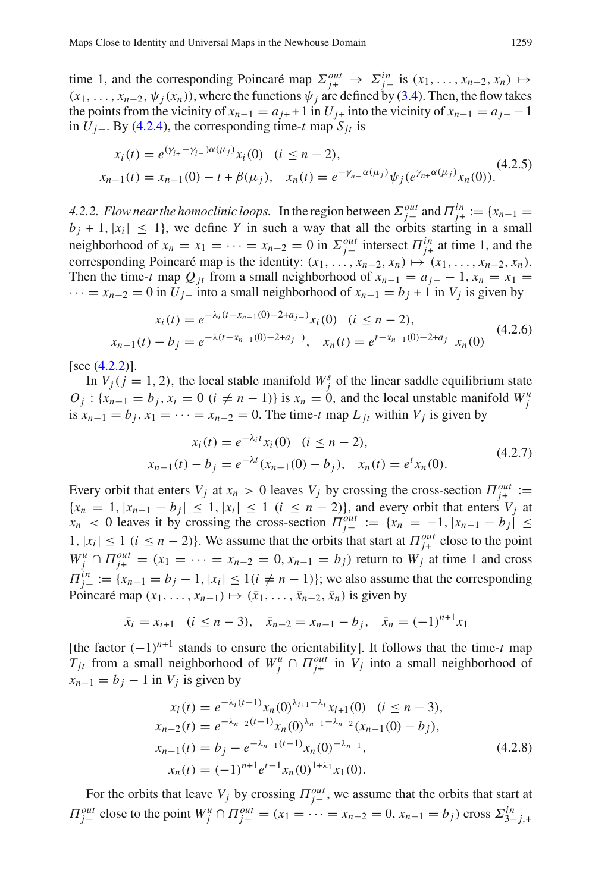time 1, and the corresponding Poincaré map $\Sigma^{out}_{j+} \to \Sigma^{in}_{j-}$ is $(x_1, \ldots, x_{n-2}, x_n) \mapsto (x_1, \ldots, x_{n-2}, \psi_j(x_n))$, where the functions $\psi_j$ are defined by (3.4). Then, the flow takes the points from the vicinity of $x_{n-1} = a_{j+} + 1$ in $U_{j+}$ into the vicinity of $x_{n-1} = a_{j-} - 1$ in $U_{j-}$. By (4.2.4), the corresponding time-$t$ map $S_{jt}$ is

$$
\begin{aligned}
x_i(t) &= e^{(\gamma_{i+} - \gamma_{i-})\alpha(\mu_j)} x_i(0) \quad (i \le n-2), \\
x_{n-1}(t) &= x_{n-1}(0) - t + \beta(\mu_j), \quad x_n(t) = e^{-\gamma_{n-}\alpha(\mu_j)} \psi_j(e^{\gamma_{n+}\alpha(\mu_j)} x_n(0)).
\end{aligned}
\tag{4.2.5}
$$

*4.2.2. Flow near the homoclinic loops.* In the region between $\Sigma^{out}_{j-}$ and $\Pi^{in}_{j+} := \{x_{n-1} = b_j + 1, |x_i| \le 1\}$, we define $Y$ in such a way that all the orbits starting in a small neighborhood of $x_n = x_1 = \cdots = x_{n-2} = 0$ in $\Sigma^{out}_{j-}$ intersect $\Pi^{in}_{j+}$ at time 1, and the corresponding Poincaré map is the identity: $(x_1, \ldots, x_{n-2}, x_n) \mapsto (x_1, \ldots, x_{n-2}, x_n)$. Then the time-$t$ map $Q_{jt}$ from a small neighborhood of $x_{n-1} = a_{j-} - 1, x_n = x_1 = \cdots = x_{n-2} = 0$ in $U_{j-}$ into a small neighborhood of $x_{n-1} = b_j + 1$ in $V_j$ is given by

$$
\begin{aligned}
x_i(t) &= e^{-\lambda_i(t - x_{n-1}(0) - 2 + a_{j-})} x_i(0) \quad (i \le n-2), \\
x_{n-1}(t) - b_j &= e^{-\lambda(t - x_{n-1}(0) - 2 + a_{j-})}, \quad x_n(t) = e^{t - x_{n-1}(0) - 2 + a_{j-}} x_n(0)
\end{aligned}
\tag{4.2.6}
$$

[see (4.2.2)].

In $V_j (j = 1, 2)$, the local stable manifold $W^s_j$ of the linear saddle equilibrium state $O_j : \{x_{n-1} = b_j, x_i = 0 \ (i \ne n-1)\}$ is $x_n = 0$, and the local unstable manifold $W^u_j$ is $x_{n-1} = b_j, x_1 = \cdots = x_{n-2} = 0$. The time-$t$ map $L_{jt}$ within $V_j$ is given by

$$
\begin{aligned}
x_i(t) &= e^{-\lambda_i t} x_i(0) \quad (i \le n-2), \\
x_{n-1}(t) - b_j &= e^{-\lambda t}(x_{n-1}(0) - b_j), \quad x_n(t) = e^t x_n(0).
\end{aligned}
\tag{4.2.7}
$$

Every orbit that enters $V_j$ at $x_n > 0$ leaves $V_j$ by crossing the cross-section $\Pi^{out}_{j+} := \{x_n = 1, |x_{n-1} - b_j| \le 1, |x_i| \le 1 \ (i \le n-2)\}$, and every orbit that enters $V_j$ at $x_n < 0$ leaves it by crossing the cross-section $\Pi^{out}_{j-} := \{x_n = -1, |x_{n-1} - b_j| \le 1, |x_i| \le 1 \ (i \le n-2)\}$. We assume that the orbits that start at $\Pi^{out}_{j+}$ close to the point $W^u_j \cap \Pi^{out}_{j+} = (x_1 = \cdots = x_{n-2} = 0, x_{n-1} = b_j)$ return to $W_j$ at time 1 and cross $\Pi^{in}_{j-} := \{x_{n-1} = b_j - 1, |x_i| \le 1 (i \ne n-1)\}$; we also assume that the corresponding Poincaré map $(x_1, \ldots, x_{n-1}) \mapsto (\bar{x}_1, \ldots, \bar{x}_{n-2}, \bar{x}_n)$ is given by

$$
\bar{x}_i = x_{i+1} \quad (i \le n-3), \quad \bar{x}_{n-2} = x_{n-1} - b_j, \quad \bar{x}_n = (-1)^{n+1} x_1
$$

[the factor $(-1)^{n+1}$ stands to ensure the orientability]. It follows that the time-$t$ map $T_{jt}$ from a small neighborhood of $W^u_j \cap \Pi^{out}_{j+}$ in $V_j$ into a small neighborhood of $x_{n-1} = b_j - 1$ in $V_j$ is given by

$$
\begin{aligned}
x_i(t) &= e^{-\lambda_i(t-1)} x_n(0)^{\lambda_{i+1} - \lambda_i} x_{i+1}(0) \quad (i \le n-3), \\
x_{n-2}(t) &= e^{-\lambda_{n-2}(t-1)} x_n(0)^{\lambda_{n-1} - \lambda_{n-2}} (x_{n-1}(0) - b_j), \\
x_{n-1}(t) &= b_j - e^{-\lambda_{n-1}(t-1)} x_n(0)^{-\lambda_{n-1}}, \\
x_n(t) &= (-1)^{n+1} e^{t-1} x_n(0)^{1+\lambda_1} x_1(0).
\end{aligned}
\tag{4.2.8}
$$

For the orbits that leave $V_j$ by crossing $\Pi^{out}_{j-}$, we assume that the orbits that start at $\Pi^{out}_{j-}$ close to the point $W^u_j \cap \Pi^{out}_{j-} = (x_1 = \cdots = x_{n-2} = 0, x_{n-1} = b_j)$ cross $\Sigma^{in}_{3-j,+}$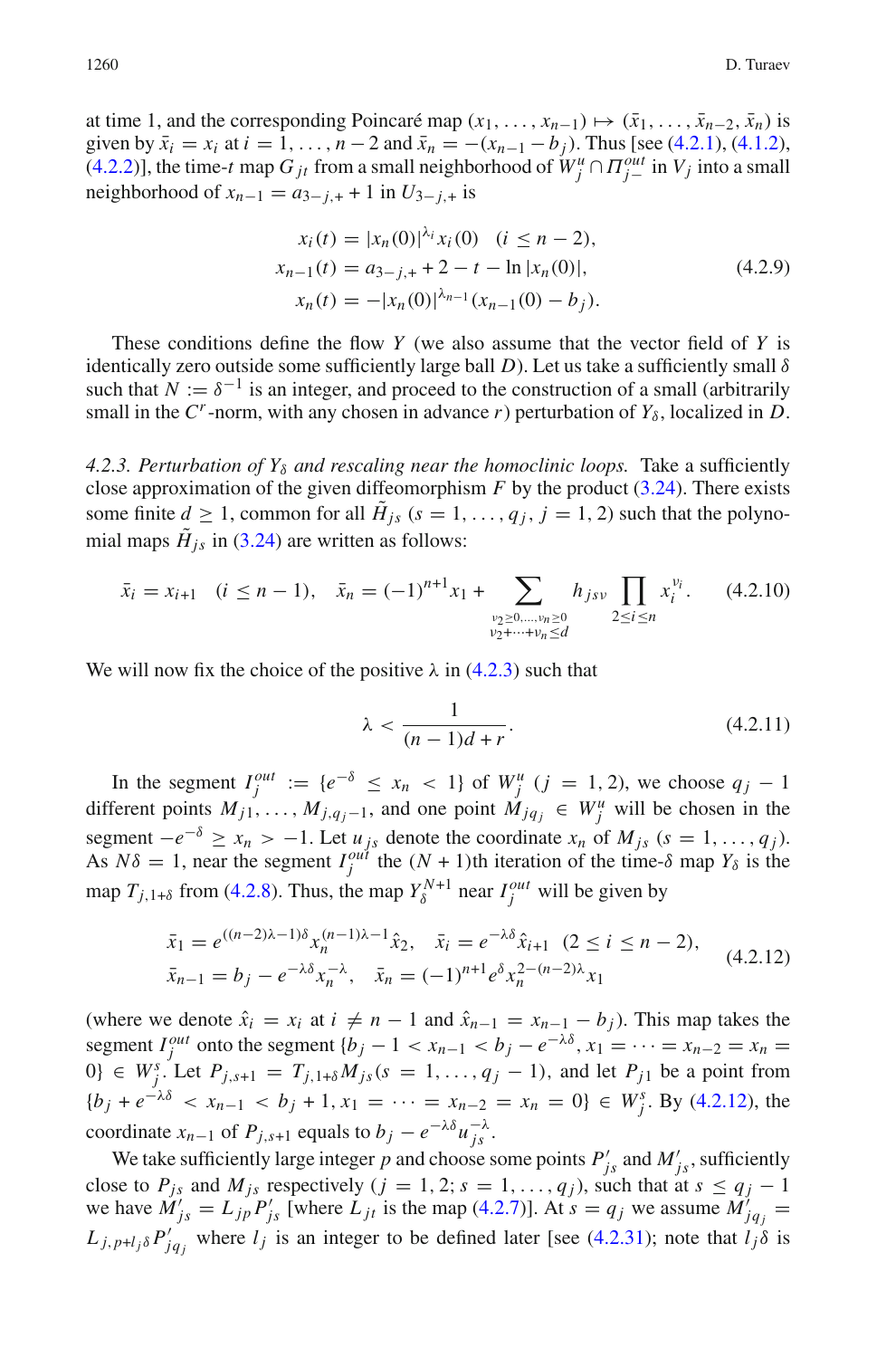at time 1, and the corresponding Poincaré map $(x_1, \dots, x_{n-1}) \mapsto (\bar{x}_1, \dots, \bar{x}_{n-2}, \bar{x}_n)$ is given by $\bar{x}_i = x_i$ at $i = 1, \dots, n-2$ and $\bar{x}_n = -(x_{n-1} - b_j)$. Thus [see (4.2.1), (4.1.2), (4.2.2)], the time-$t$ map $G_{jt}$ from a small neighborhood of $W_j^u \cap \Pi_{j-}^{out}$ in $V_j$ into a small neighborhood of $x_{n-1} = a_{3-j,+} + 1$ in $U_{3-j,+}$ is

$$
\begin{aligned}
x_i(t) &= |x_n(0)|^{\lambda_i} x_i(0) \quad (i \le n-2),\\
x_{n-1}(t) &= a_{3-j,+} + 2 - t - \ln |x_n(0)|, \\
x_n(t) &= -|x_n(0)|^{\lambda_{n-1}} (x_{n-1}(0) - b_j).
\end{aligned}
\tag{4.2.9}
$$

These conditions define the flow $Y$ (we also assume that the vector field of $Y$ is identically zero outside some sufficiently large ball $D$). Let us take a sufficiently small $\delta$ such that $N := \delta^{-1}$ is an integer, and proceed to the construction of a small (arbitrarily small in the $C^r$-norm, with any chosen in advance $r$) perturbation of $Y_\delta$, localized in $D$.

*4.2.3. Perturbation of $Y_\delta$ and rescaling near the homoclinic loops.* Take a sufficiently close approximation of the given diffeomorphism $F$ by the product (3.24). There exists some finite $d \ge 1$, common for all $\tilde{H}_{js}$ $(s = 1, \dots, q_j,\ j = 1, 2)$ such that the polynomial maps $\tilde{H}_{js}$ in (3.24) are written as follows:

$$
\bar{x}_i = x_{i+1} \quad (i \le n-1), \quad \bar{x}_n = (-1)^{n+1} x_1 + \sum_{\substack{\nu_2 \ge 0, \dots, \nu_n \ge 0 \\ \nu_2 + \dots + \nu_n \le d}} h_{js\nu} \prod_{2 \le i \le n} x_i^{\nu_i}.
\tag{4.2.10}
$$

We will now fix the choice of the positive $\lambda$ in (4.2.3) such that

$$
\lambda < \frac{1}{(n-1)d + r}.
\tag{4.2.11}
$$

In the segment $I_j^{out} := \{e^{-\delta} \le x_n < 1\}$ of $W_j^u$ $(j = 1, 2)$, we choose $q_j - 1$ different points $M_{j1}, \dots, M_{j,q_j-1}$, and one point $M_{jq_j} \in W_j^u$ will be chosen in the segment $-e^{-\delta} \ge x_n > -1$. Let $u_{js}$ denote the coordinate $x_n$ of $M_{js}$ $(s = 1, \dots, q_j)$. As $N\delta = 1$, near the segment $I_j^{out}$ the $(N+1)$th iteration of the time-$\delta$ map $Y_\delta$ is the map $T_{j,1+\delta}$ from (4.2.8). Thus, the map $Y_\delta^{N+1}$ near $I_j^{out}$ will be given by

$$
\begin{aligned}
&\bar{x}_1 = e^{((n-2)\lambda - 1)\delta} x_n^{(n-1)\lambda - 1} \hat{x}_2, \quad \bar{x}_i = e^{-\lambda\delta} \hat{x}_{i+1} \quad (2 \le i \le n-2),\\
&\bar{x}_{n-1} = b_j - e^{-\lambda\delta} x_n^{-\lambda}, \quad \bar{x}_n = (-1)^{n+1} e^{\delta} x_n^{2-(n-2)\lambda} x_1
\end{aligned}
\tag{4.2.12}
$$

(where we denote $\hat{x}_i = x_i$ at $i \ne n-1$ and $\hat{x}_{n-1} = x_{n-1} - b_j$). This map takes the segment $I_j^{out}$ onto the segment $\{b_j - 1 < x_{n-1} < b_j - e^{-\lambda\delta}, x_1 = \dots = x_{n-2} = x_n = 0\} \in W_j^s$. Let $P_{j,s+1} = T_{j,1+\delta} M_{js}$ $(s = 1, \dots, q_j - 1)$, and let $P_{j1}$ be a point from $\{b_j + e^{-\lambda\delta} < x_{n-1} < b_j + 1, x_1 = \dots = x_{n-2} = x_n = 0\} \in W_j^s$. By (4.2.12), the coordinate $x_{n-1}$ of $P_{j,s+1}$ equals to $b_j - e^{-\lambda\delta} u_{js}^{-\lambda}$.

We take sufficiently large integer $p$ and choose some points $P'_{js}$ and $M'_{js}$, sufficiently close to $P_{js}$ and $M_{js}$ respectively $(j = 1, 2;\ s = 1, \dots, q_j)$, such that at $s \le q_j - 1$ we have $M'_{js} = L_{jp} P'_{js}$ [where $L_{jt}$ is the map (4.2.7)]. At $s = q_j$ we assume $M'_{jq_j} = L_{j,p+l_j\delta} P'_{jq_j}$ where $l_j$ is an integer to be defined later [see (4.2.31); note that $l_j\delta$ is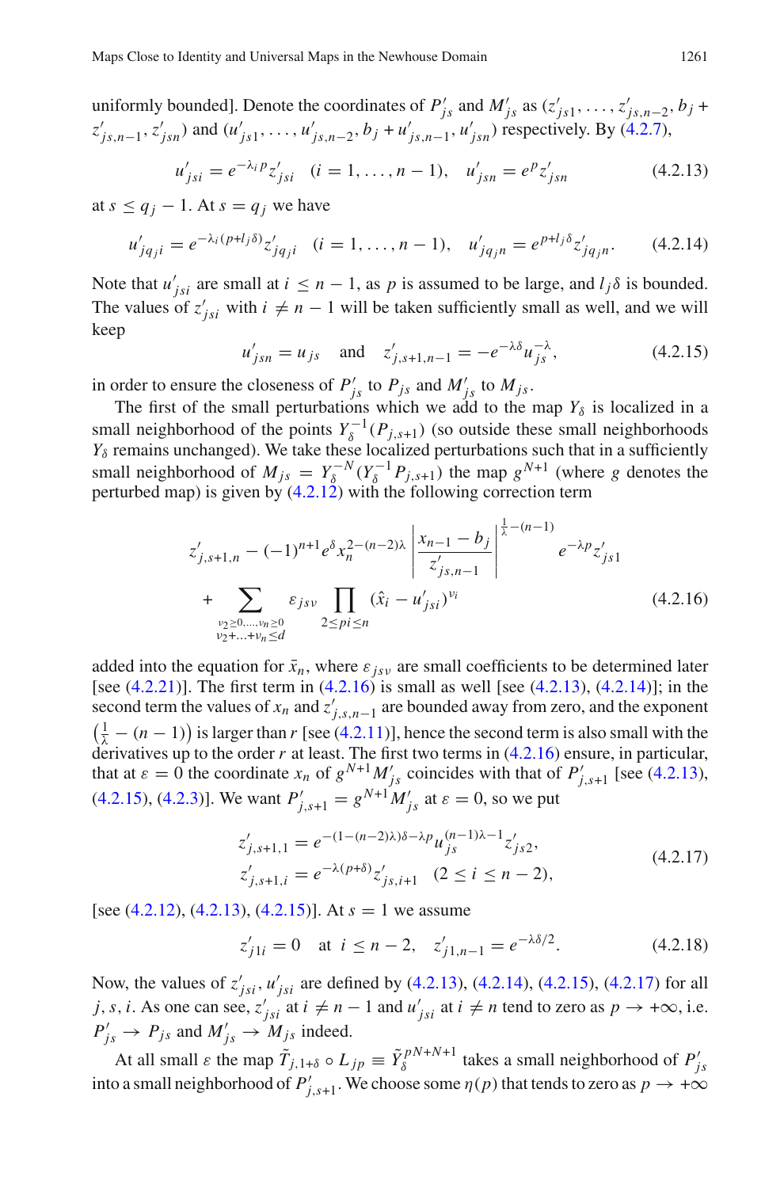uniformly bounded]. Denote the coordinates of $P'_{js}$ and $M'_{js}$ as $(z'_{js1}, \ldots, z'_{js,n-2}, b_j + z'_{js,n-1}, z'_{jsn})$ and $(u'_{js1}, \ldots, u'_{js,n-2}, b_j + u'_{js,n-1}, u'_{jsn})$ respectively. By (4.2.7),

$$u'_{jsi} = e^{-\lambda_i p} z'_{jsi} \quad (i = 1, \ldots, n-1), \quad u'_{jsn} = e^p z'_{jsn} \tag{4.2.13}$$

at $s \le q_j - 1$. At $s = q_j$ we have

$$u'_{jq_ji} = e^{-\lambda_i (p + l_j \delta)} z'_{jq_ji} \quad (i = 1, \ldots, n-1), \quad u'_{jq_jn} = e^{p + l_j \delta} z'_{jq_jn}. \tag{4.2.14}$$

Note that $u'_{jsi}$ are small at $i \le n-1$, as $p$ is assumed to be large, and $l_j \delta$ is bounded. The values of $z'_{jsi}$ with $i \ne n-1$ will be taken sufficiently small as well, and we will keep

$$u'_{jsn} = u_{js} \quad \text{and} \quad z'_{j,s+1,n-1} = -e^{-\lambda\delta} u_{js}^{-\lambda}, \tag{4.2.15}$$

in order to ensure the closeness of $P'_{js}$ to $P_{js}$ and $M'_{js}$ to $M_{js}$.

The first of the small perturbations which we add to the map $Y_\delta$ is localized in a small neighborhood of the points $Y_\delta^{-1}(P_{j,s+1})$ (so outside these small neighborhoods $Y_\delta$ remains unchanged). We take these localized perturbations such that in a sufficiently small neighborhood of $M_{js} = Y_\delta^{-N}(Y_\delta^{-1} P_{j,s+1})$ the map $g^{N+1}$ (where $g$ denotes the perturbed map) is given by (4.2.12) with the following correction term

$$z'_{j,s+1,n} - (-1)^{n+1} e^{\delta} x_n^{2-(n-2)\lambda} \left| \frac{x_{n-1} - b_j}{z'_{js,n-1}} \right|^{\frac{1}{\lambda} - (n-1)} e^{-\lambda p} z'_{js1} + \sum_{\substack{\nu_2 \ge 0, \ldots, \nu_n \ge 0 \\ \nu_2 + \ldots + \nu_n \le d}} \varepsilon_{js\nu} \prod_{2 \le pi \le n} (\hat{x}_i - u'_{jsi})^{\nu_i} \tag{4.2.16}$$

added into the equation for $\bar{x}_n$, where $\varepsilon_{js\nu}$ are small coefficients to be determined later [see (4.2.21)]. The first term in (4.2.16) is small as well [see (4.2.13), (4.2.14)]; in the second term the values of $x_n$ and $z'_{j,s,n-1}$ are bounded away from zero, and the exponent $\left(\frac{1}{\lambda} - (n-1)\right)$ is larger than $r$ [see (4.2.11)], hence the second term is also small with the derivatives up to the order $r$ at least. The first two terms in (4.2.16) ensure, in particular, that at $\varepsilon = 0$ the coordinate $x_n$ of $g^{N+1} M'_{js}$ coincides with that of $P'_{j,s+1}$ [see (4.2.13), (4.2.15), (4.2.3)]. We want $P'_{j,s+1} = g^{N+1} M'_{js}$ at $\varepsilon = 0$, so we put

$$\begin{aligned} z'_{j,s+1,1} &= e^{-(1-(n-2)\lambda)\delta - \lambda p} u_{js}^{(n-1)\lambda - 1} z'_{js2}, \\ z'_{j,s+1,i} &= e^{-\lambda(p+\delta)} z'_{js,i+1} \quad (2 \le i \le n-2), \end{aligned} \tag{4.2.17}$$

[see (4.2.12), (4.2.13), (4.2.15)]. At $s = 1$ we assume

$$z'_{j1i} = 0 \quad \text{at } i \le n-2, \quad z'_{j1,n-1} = e^{-\lambda\delta/2}. \tag{4.2.18}$$

Now, the values of $z'_{jsi}, u'_{jsi}$ are defined by (4.2.13), (4.2.14), (4.2.15), (4.2.17) for all $j, s, i$. As one can see, $z'_{jsi}$ at $i \ne n-1$ and $u'_{jsi}$ at $i \ne n$ tend to zero as $p \to +\infty$, i.e. $P'_{js} \to P_{js}$ and $M'_{js} \to M_{js}$ indeed.

At all small $\varepsilon$ the map $\tilde{T}_{j,1+\delta} \circ L_{jp} \equiv \tilde{Y}_\delta^{pN+N+1}$ takes a small neighborhood of $P'_{js}$ into a small neighborhood of $P'_{j,s+1}$. We choose some $\eta(p)$ that tends to zero as $p \to +\infty$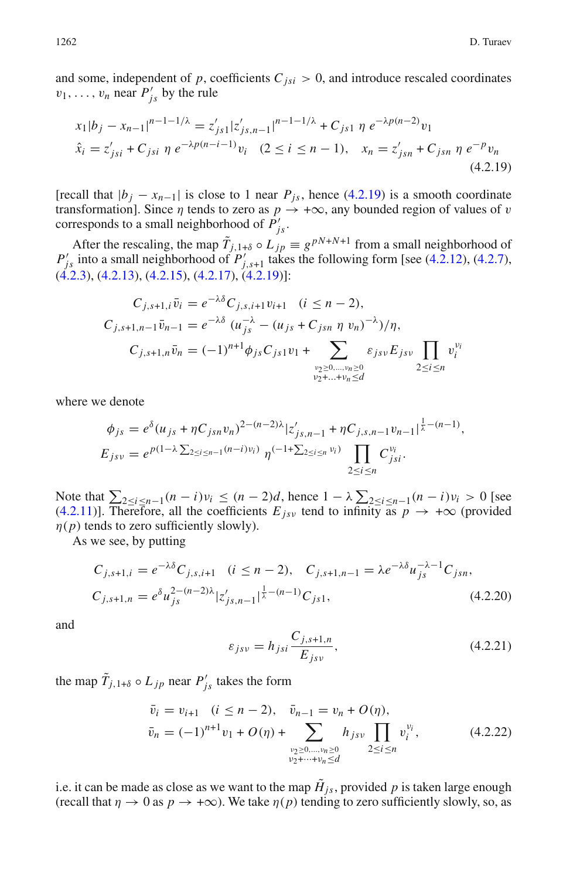and some, independent of $p$, coefficients $C_{jsi} > 0$, and introduce rescaled coordinates $v_1, \dots, v_n$ near $P'_{js}$ by the rule

$$
\begin{aligned}
x_1 |b_j - x_{n-1}|^{n-1-1/\lambda} &= z'_{js1} |z'_{js,n-1}|^{n-1-1/\lambda} + C_{js1}\, \eta\, e^{-\lambda p(n-2)} v_1 \\
\hat{x}_i = z'_{jsi} + C_{jsi}\, \eta\, e^{-\lambda p(n-i-1)} v_i \quad &(2 \le i \le n-1), \quad x_n = z'_{jsn} + C_{jsn}\, \eta\, e^{-p} v_n
\end{aligned}
\tag{4.2.19}
$$

[recall that $|b_j - x_{n-1}|$ is close to 1 near $P_{js}$, hence (4.2.19) is a smooth coordinate transformation]. Since $\eta$ tends to zero as $p \to +\infty$, any bounded region of values of $v$ corresponds to a small neighborhood of $P'_{js}$.

After the rescaling, the map $\tilde{T}_{j,1+\delta} \circ L_{jp} \equiv g^{pN+N+1}$ from a small neighborhood of $P'_{js}$ into a small neighborhood of $P'_{j,s+1}$ takes the following form [see (4.2.12), (4.2.7), (4.2.3), (4.2.13), (4.2.15), (4.2.17), (4.2.19)]:

$$
\begin{aligned}
C_{j,s+1,i} \bar{v}_i &= e^{-\lambda\delta} C_{j,s,i+1} v_{i+1} \quad (i \le n-2), \\
C_{j,s+1,n-1} \bar{v}_{n-1} &= e^{-\lambda\delta} \left(u_{js}^{-\lambda} - (u_{js} + C_{jsn}\, \eta\, v_n)^{-\lambda}\right)/\eta, \\
C_{j,s+1,n} \bar{v}_n &= (-1)^{n+1} \phi_{js} C_{js1} v_1 + \sum_{\substack{\nu_2 \ge 0, \dots, \nu_n \ge 0 \\ \nu_2 + \dots + \nu_n \le d}} \varepsilon_{js\nu} E_{js\nu} \prod_{2 \le i \le n} v_i^{\nu_i}
\end{aligned}
$$

where we denote

$$
\begin{aligned}
\phi_{js} &= e^{\delta} (u_{js} + \eta C_{jsn} v_n)^{2-(n-2)\lambda} |z'_{js,n-1} + \eta C_{j,s,n-1} v_{n-1}|^{\frac{1}{\lambda} - (n-1)}, \\
E_{js\nu} &= e^{p(1 - \lambda \sum_{2 \le i \le n-1} (n-i)\nu_i)}\, \eta^{(-1 + \sum_{2 \le i \le n} \nu_i)} \prod_{2 \le i \le n} C_{jsi}^{\nu_i}.
\end{aligned}
$$

Note that $\sum_{2 \le i \le n-1} (n-i)\nu_i \le (n-2)d$, hence $1 - \lambda \sum_{2 \le i \le n-1} (n-i)\nu_i > 0$ [see (4.2.11)]. Therefore, all the coefficients $E_{js\nu}$ tend to infinity as $p \to +\infty$ (provided $\eta(p)$ tends to zero sufficiently slowly).

As we see, by putting

$$
\begin{aligned}
C_{j,s+1,i} &= e^{-\lambda\delta} C_{j,s,i+1} \quad (i \le n-2), \quad C_{j,s+1,n-1} = \lambda e^{-\lambda\delta} u_{js}^{-\lambda-1} C_{jsn}, \\
C_{j,s+1,n} &= e^{\delta} u_{js}^{2-(n-2)\lambda} |z'_{js,n-1}|^{\frac{1}{\lambda} - (n-1)} C_{js1},
\end{aligned}
\tag{4.2.20}
$$

and

$$
\varepsilon_{js\nu} = h_{jsi} \frac{C_{j,s+1,n}}{E_{js\nu}},
\tag{4.2.21}
$$

the map $\tilde{T}_{j,1+\delta} \circ L_{jp}$ near $P'_{js}$ takes the form

$$
\begin{aligned}
\bar{v}_i &= v_{i+1} \quad (i \le n-2), \quad \bar{v}_{n-1} = v_n + O(\eta), \\
\bar{v}_n &= (-1)^{n+1} v_1 + O(\eta) + \sum_{\substack{\nu_2 \ge 0, \dots, \nu_n \ge 0 \\ \nu_2 + \dots + \nu_n \le d}} h_{js\nu} \prod_{2 \le i \le n} v_i^{\nu_i},
\end{aligned}
\tag{4.2.22}
$$

i.e. it can be made as close as we want to the map $\tilde{H}_{js}$, provided $p$ is taken large enough (recall that $\eta \to 0$ as $p \to +\infty$). We take $\eta(p)$ tending to zero sufficiently slowly, so, as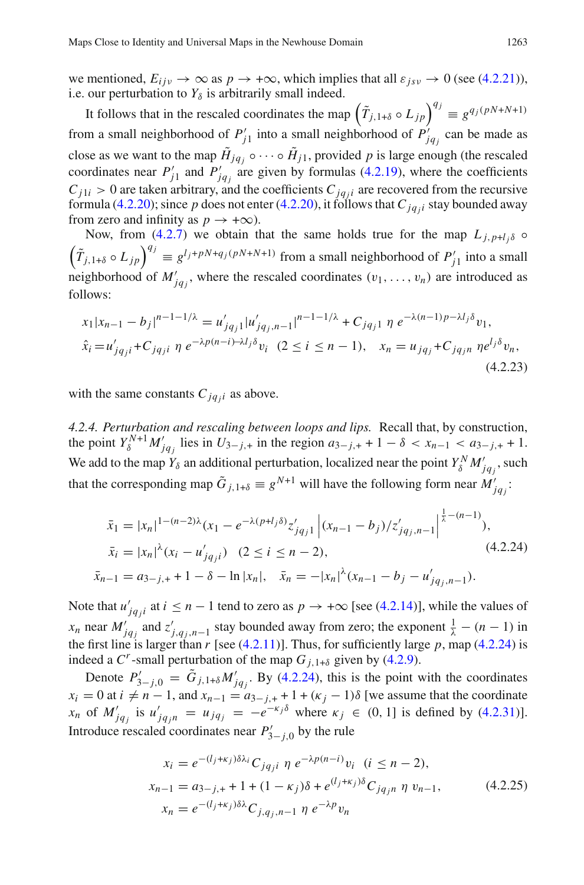we mentioned, $E_{ij\nu} \to \infty$ as $p \to +\infty$, which implies that all $\varepsilon_{js\nu} \to 0$ (see (4.2.21)), i.e. our perturbation to $Y_\delta$ is arbitrarily small indeed.

It follows that in the rescaled coordinates the map $\left(\tilde{T}_{j,1+\delta} \circ L_{jp}\right)^{q_j} \equiv g^{q_j(pN+N+1)}$ from a small neighborhood of $P'_{j1}$ into a small neighborhood of $P'_{jq_j}$ can be made as close as we want to the map $\tilde{H}_{jq_j} \circ \cdots \circ \tilde{H}_{j1}$, provided $p$ is large enough (the rescaled coordinates near $P'_{j1}$ and $P'_{jq_j}$ are given by formulas (4.2.19), where the coefficients $C_{j1i} > 0$ are taken arbitrary, and the coefficients $C_{jq_ji}$ are recovered from the recursive formula (4.2.20); since $p$ does not enter (4.2.20), it follows that $C_{jq_ji}$ stay bounded away from zero and infinity as $p \to +\infty$).

Now, from (4.2.7) we obtain that the same holds true for the map $L_{j,p+l_j\delta} \circ \left(\tilde{T}_{j,1+\delta} \circ L_{jp}\right)^{q_j} \equiv g^{l_j+pN+q_j(pN+N+1)}$ from a small neighborhood of $P'_{j1}$ into a small neighborhood of $M'_{jq_j}$, where the rescaled coordinates $(v_1, \ldots, v_n)$ are introduced as follows:

$$
\begin{aligned}
&x_1|x_{n-1} - b_j|^{n-1-1/\lambda} = u'_{jq_j1}|u'_{jq_j,n-1}|^{n-1-1/\lambda} + C_{jq_j1}\ \eta\ e^{-\lambda(n-1)p-\lambda l_j\delta} v_1,\\
&\hat{x}_i = u'_{jq_ji} + C_{jq_ji}\ \eta\ e^{-\lambda p(n-i)-\lambda l_j\delta} v_i \quad (2 \le i \le n-1), \quad x_n = u_{jq_j} + C_{jq_jn}\ \eta e^{l_j\delta} v_n,
\end{aligned}
\tag{4.2.23}
$$

with the same constants $C_{jq_ji}$ as above.

*4.2.4. Perturbation and rescaling between loops and lips.* Recall that, by construction, the point $Y_\delta^{N+1}M'_{jq_j}$ lies in $U_{3-j,+}$ in the region $a_{3-j,+} + 1 - \delta < x_{n-1} < a_{3-j,+} + 1$. We add to the map $Y_\delta$ an additional perturbation, localized near the point $Y_\delta^N M'_{jq_j}$, such that the corresponding map $\tilde{G}_{j,1+\delta} \equiv g^{N+1}$ will have the following form near $M'_{jq_j}$:

$$
\begin{aligned}
\bar{x}_1 &= |x_n|^{1-(n-2)\lambda}\left(x_1 - e^{-\lambda(p+l_j\delta)} z'_{jq_j1}\left|(x_{n-1} - b_j)/z'_{jq_j,n-1}\right|^{\frac{1}{\lambda}-(n-1)}\right),\\
\bar{x}_i &= |x_n|^{\lambda}(x_i - u'_{jq_ji}) \quad (2 \le i \le n-2),\\
\bar{x}_{n-1} &= a_{3-j,+} + 1 - \delta - \ln|x_n|, \quad \bar{x}_n = -|x_n|^{\lambda}(x_{n-1} - b_j - u'_{jq_j,n-1}).
\end{aligned}
\tag{4.2.24}
$$

Note that $u'_{jq_ji}$ at $i \le n-1$ tend to zero as $p \to +\infty$ [see (4.2.14)], while the values of $x_n$ near $M'_{jq_j}$ and $z'_{j,q_j,n-1}$ stay bounded away from zero; the exponent $\frac{1}{\lambda} - (n-1)$ in the first line is larger than $r$ [see (4.2.11)]. Thus, for sufficiently large $p$, map (4.2.24) is indeed a $C^r$-small perturbation of the map $G_{j,1+\delta}$ given by (4.2.9).

Denote $P'_{3-j,0} = \tilde{G}_{j,1+\delta}M'_{jq_j}$. By (4.2.24), this is the point with the coordinates $x_i = 0$ at $i \ne n-1$, and $x_{n-1} = a_{3-j,+} + 1 + (\kappa_j - 1)\delta$ [we assume that the coordinate $x_n$ of $M'_{jq_j}$ is $u'_{jq_jn} = u_{jq_j} = -e^{-\kappa_j\delta}$ where $\kappa_j \in (0, 1]$ is defined by (4.2.31)]. Introduce rescaled coordinates near $P'_{3-j,0}$ by the rule

$$
\begin{aligned}
x_i &= e^{-(l_j+\kappa_j)\delta\lambda_i} C_{jq_ji}\ \eta\ e^{-\lambda p(n-i)} v_i \quad (i \le n-2),\\
x_{n-1} &= a_{3-j,+} + 1 + (1-\kappa_j)\delta + e^{(l_j+\kappa_j)\delta} C_{jq_jn}\ \eta\ v_{n-1},\\
x_n &= e^{-(l_j+\kappa_j)\delta\lambda} C_{j,q_j,n-1}\ \eta\ e^{-\lambda p} v_n
\end{aligned}
\tag{4.2.25}
$$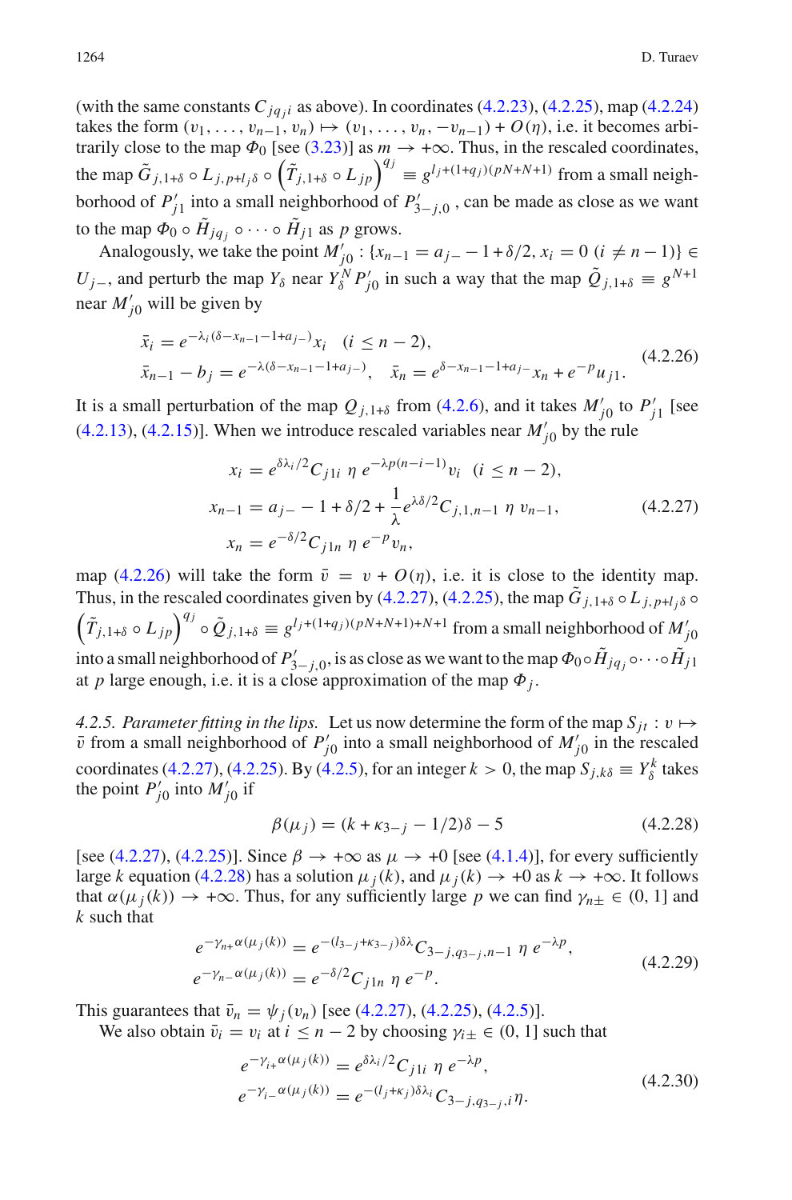(with the same constants $C_{jq_ji}$ as above). In coordinates (4.2.23), (4.2.25), map (4.2.24) takes the form $(v_1, \ldots, v_{n-1}, v_n) \mapsto (v_1, \ldots, v_n, -v_{n-1}) + O(\eta)$, i.e. it becomes arbitrarily close to the map $\Phi_0$ [see (3.23)] as $m \to +\infty$. Thus, in the rescaled coordinates, the map $\tilde{G}_{j,1+\delta} \circ L_{j,p+l_j\delta} \circ \left(\tilde{T}_{j,1+\delta} \circ L_{jp}\right)^{q_j} \equiv g^{l_j+(1+q_j)(pN+N+1)}$ from a small neighborhood of $P'_{j1}$ into a small neighborhood of $P'_{3-j,0}$, can be made as close as we want to the map $\Phi_0 \circ \tilde{H}_{jq_j} \circ \cdots \circ \tilde{H}_{j1}$ as $p$ grows.

Analogously, we take the point $M'_{j0} : \{x_{n-1} = a_{j-} - 1 + \delta/2, x_i = 0 \ (i \neq n-1)\} \in U_{j-}$, and perturb the map $Y_\delta$ near $Y_\delta^N P'_{j0}$ in such a way that the map $\tilde{Q}_{j,1+\delta} \equiv g^{N+1}$ near $M'_{j0}$ will be given by

$$\begin{aligned}
&\bar{x}_i = e^{-\lambda_i(\delta - x_{n-1} - 1 + a_{j-})} x_i \quad (i \leq n-2),\\
&\bar{x}_{n-1} - b_j = e^{-\lambda(\delta - x_{n-1} - 1 + a_{j-})}, \quad \bar{x}_n = e^{\delta - x_{n-1} - 1 + a_{j-}} x_n + e^{-p} u_{j1}.
\end{aligned} \tag{4.2.26}$$

It is a small perturbation of the map $Q_{j,1+\delta}$ from (4.2.6), and it takes $M'_{j0}$ to $P'_{j1}$ [see (4.2.13), (4.2.15)]. When we introduce rescaled variables near $M'_{j0}$ by the rule

$$\begin{aligned}
x_i &= e^{\delta\lambda_i/2} C_{j1i}\, \eta\, e^{-\lambda p(n-i-1)} v_i \quad (i \leq n-2),\\
x_{n-1} &= a_{j-} - 1 + \delta/2 + \frac{1}{\lambda} e^{\lambda\delta/2} C_{j,1,n-1}\, \eta\, v_{n-1},\\
x_n &= e^{-\delta/2} C_{j1n}\, \eta\, e^{-p} v_n,
\end{aligned} \tag{4.2.27}$$

map (4.2.26) will take the form $\bar{v} = v + O(\eta)$, i.e. it is close to the identity map. Thus, in the rescaled coordinates given by (4.2.27), (4.2.25), the map $\tilde{G}_{j,1+\delta} \circ L_{j,p+l_j\delta} \circ \left(\tilde{T}_{j,1+\delta} \circ L_{jp}\right)^{q_j} \circ \tilde{Q}_{j,1+\delta} \equiv g^{l_j+(1+q_j)(pN+N+1)+N+1}$ from a small neighborhood of $M'_{j0}$ into a small neighborhood of $P'_{3-j,0}$, is as close as we want to the map $\Phi_0 \circ \tilde{H}_{jq_j} \circ \cdots \circ \tilde{H}_{j1}$ at $p$ large enough, i.e. it is a close approximation of the map $\Phi_j$.

*4.2.5. Parameter fitting in the lips.* Let us now determine the form of the map $S_{jt} : v \mapsto \bar{v}$ from a small neighborhood of $P'_{j0}$ into a small neighborhood of $M'_{j0}$ in the rescaled coordinates (4.2.27), (4.2.25). By (4.2.5), for an integer $k > 0$, the map $S_{j,k\delta} \equiv Y_\delta^k$ takes the point $P'_{j0}$ into $M'_{j0}$ if

$$\beta(\mu_j) = (k + \kappa_{3-j} - 1/2)\delta - 5 \tag{4.2.28}$$

[see (4.2.27), (4.2.25)]. Since $\beta \to +\infty$ as $\mu \to +0$ [see (4.1.4)], for every sufficiently large $k$ equation (4.2.28) has a solution $\mu_j(k)$, and $\mu_j(k) \to +0$ as $k \to +\infty$. It follows that $\alpha(\mu_j(k)) \to +\infty$. Thus, for any sufficiently large $p$ we can find $\gamma_{n\pm} \in (0, 1]$ and $k$ such that

$$\begin{aligned}
e^{-\gamma_{n+}\alpha(\mu_j(k))} &= e^{-(l_{3-j}+\kappa_{3-j})\delta\lambda} C_{3-j,q_{3-j},n-1}\, \eta\, e^{-\lambda p},\\
e^{-\gamma_{n-}\alpha(\mu_j(k))} &= e^{-\delta/2} C_{j1n}\, \eta\, e^{-p}.
\end{aligned} \tag{4.2.29}$$

This guarantees that $\bar{v}_n = \psi_j(v_n)$ [see (4.2.27), (4.2.25), (4.2.5)].

We also obtain $\bar{v}_i = v_i$ at $i \leq n-2$ by choosing $\gamma_{i\pm} \in (0, 1]$ such that

$$\begin{aligned}
e^{-\gamma_{i+}\alpha(\mu_j(k))} &= e^{\delta\lambda_i/2} C_{j1i}\, \eta\, e^{-\lambda p},\\
e^{-\gamma_{i-}\alpha(\mu_j(k))} &= e^{-(l_j+\kappa_j)\delta\lambda_i} C_{3-j,q_{3-j},i}\, \eta.
\end{aligned} \tag{4.2.30}$$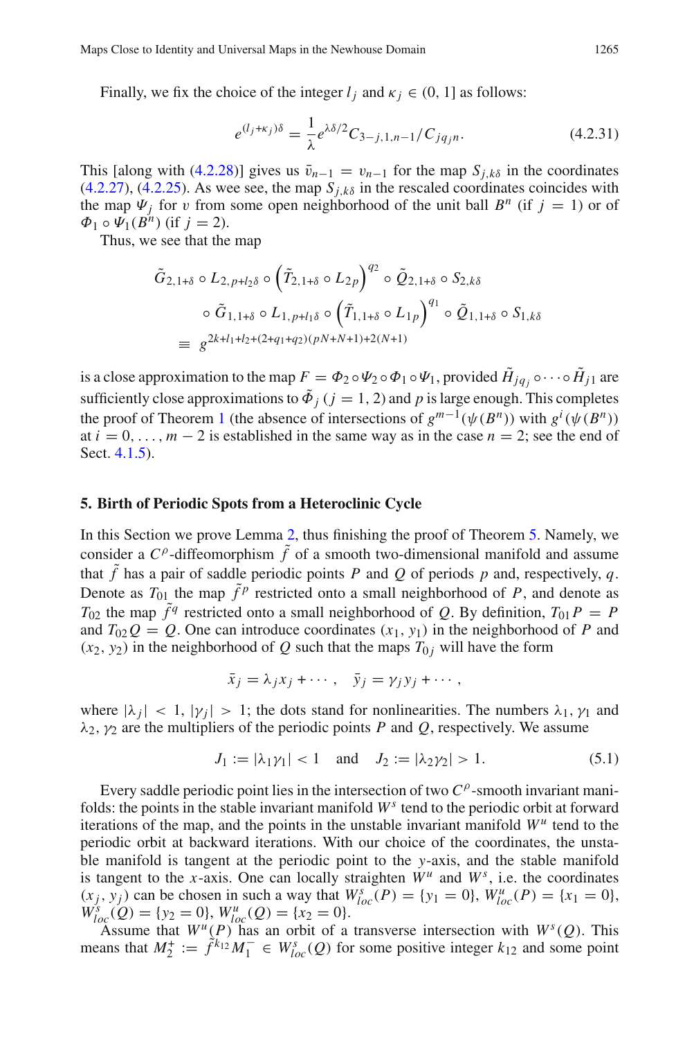Finally, we fix the choice of the integer $l_j$ and $\kappa_j \in (0, 1]$ as follows:

$$e^{(l_j+\kappa_j)\delta} = \frac{1}{\lambda} e^{\lambda\delta/2} C_{3-j,1,n-1}/C_{jq_jn}. \tag{4.2.31}$$

This [along with (4.2.28)] gives us $\bar{v}_{n-1} = v_{n-1}$ for the map $S_{j,k\delta}$ in the coordinates (4.2.27), (4.2.25). As wee see, the map $S_{j,k\delta}$ in the rescaled coordinates coincides with the map $\Psi_j$ for $v$ from some open neighborhood of the unit ball $B^n$ (if $j = 1$) or of $\Phi_1 \circ \Psi_1(B^n)$ (if $j = 2$).

Thus, we see that the map

$$\begin{aligned}
&\tilde{G}_{2,1+\delta} \circ L_{2,p+l_2\delta} \circ \left(\tilde{T}_{2,1+\delta} \circ L_{2p}\right)^{q_2} \circ \tilde{Q}_{2,1+\delta} \circ S_{2,k\delta} \\
&\quad \circ \tilde{G}_{1,1+\delta} \circ L_{1,p+l_1\delta} \circ \left(\tilde{T}_{1,1+\delta} \circ L_{1p}\right)^{q_1} \circ \tilde{Q}_{1,1+\delta} \circ S_{1,k\delta} \\
&\equiv g^{2k+l_1+l_2+(2+q_1+q_2)(pN+N+1)+2(N+1)}
\end{aligned}$$

is a close approximation to the map $F = \Phi_2 \circ \Psi_2 \circ \Phi_1 \circ \Psi_1$, provided $\tilde{H}_{jq_j} \circ \cdots \circ \tilde{H}_{j1}$ are sufficiently close approximations to $\tilde{\Phi}_j$ $(j = 1, 2)$ and $p$ is large enough. This completes the proof of Theorem 1 (the absence of intersections of $g^{m-1}(\psi(B^n))$ with $g^i(\psi(B^n))$ at $i = 0, \ldots, m-2$ is established in the same way as in the case $n = 2$; see the end of Sect. 4.1.5).

## 5. Birth of Periodic Spots from a Heteroclinic Cycle

In this Section we prove Lemma 2, thus finishing the proof of Theorem 5. Namely, we consider a $C^\rho$-diffeomorphism $\tilde{f}$ of a smooth two-dimensional manifold and assume that $\tilde{f}$ has a pair of saddle periodic points $P$ and $Q$ of periods $p$ and, respectively, $q$. Denote as $T_{01}$ the map $\tilde{f}^p$ restricted onto a small neighborhood of $P$, and denote as $T_{02}$ the map $\tilde{f}^q$ restricted onto a small neighborhood of $Q$. By definition, $T_{01}P = P$ and $T_{02}Q = Q$. One can introduce coordinates $(x_1, y_1)$ in the neighborhood of $P$ and $(x_2, y_2)$ in the neighborhood of $Q$ such that the maps $T_{0j}$ will have the form

$$\bar{x}_j = \lambda_j x_j + \cdots, \quad \bar{y}_j = \gamma_j y_j + \cdots,$$

where $|\lambda_j| < 1$, $|\gamma_j| > 1$; the dots stand for nonlinearities. The numbers $\lambda_1, \gamma_1$ and $\lambda_2, \gamma_2$ are the multipliers of the periodic points $P$ and $Q$, respectively. We assume

$$J_1 := |\lambda_1\gamma_1| < 1 \quad \text{and} \quad J_2 := |\lambda_2\gamma_2| > 1. \tag{5.1}$$

Every saddle periodic point lies in the intersection of two $C^\rho$-smooth invariant manifolds: the points in the stable invariant manifold $W^s$ tend to the periodic orbit at forward iterations of the map, and the points in the unstable invariant manifold $W^u$ tend to the periodic orbit at backward iterations. With our choice of the coordinates, the unstable manifold is tangent at the periodic point to the $y$-axis, and the stable manifold is tangent to the $x$-axis. One can locally straighten $W^u$ and $W^s$, i.e. the coordinates $(x_j, y_j)$ can be chosen in such a way that $W^s_{loc}(P) = \{y_1 = 0\}$, $W^u_{loc}(P) = \{x_1 = 0\}$, $W^s_{loc}(Q) = \{y_2 = 0\}$, $W^u_{loc}(Q) = \{x_2 = 0\}$.

Assume that $W^u(P)$ has an orbit of a transverse intersection with $W^s(Q)$. This means that $M_2^+ := \tilde{f}^{k_{12}} M_1^- \in W^s_{loc}(Q)$ for some positive integer $k_{12}$ and some point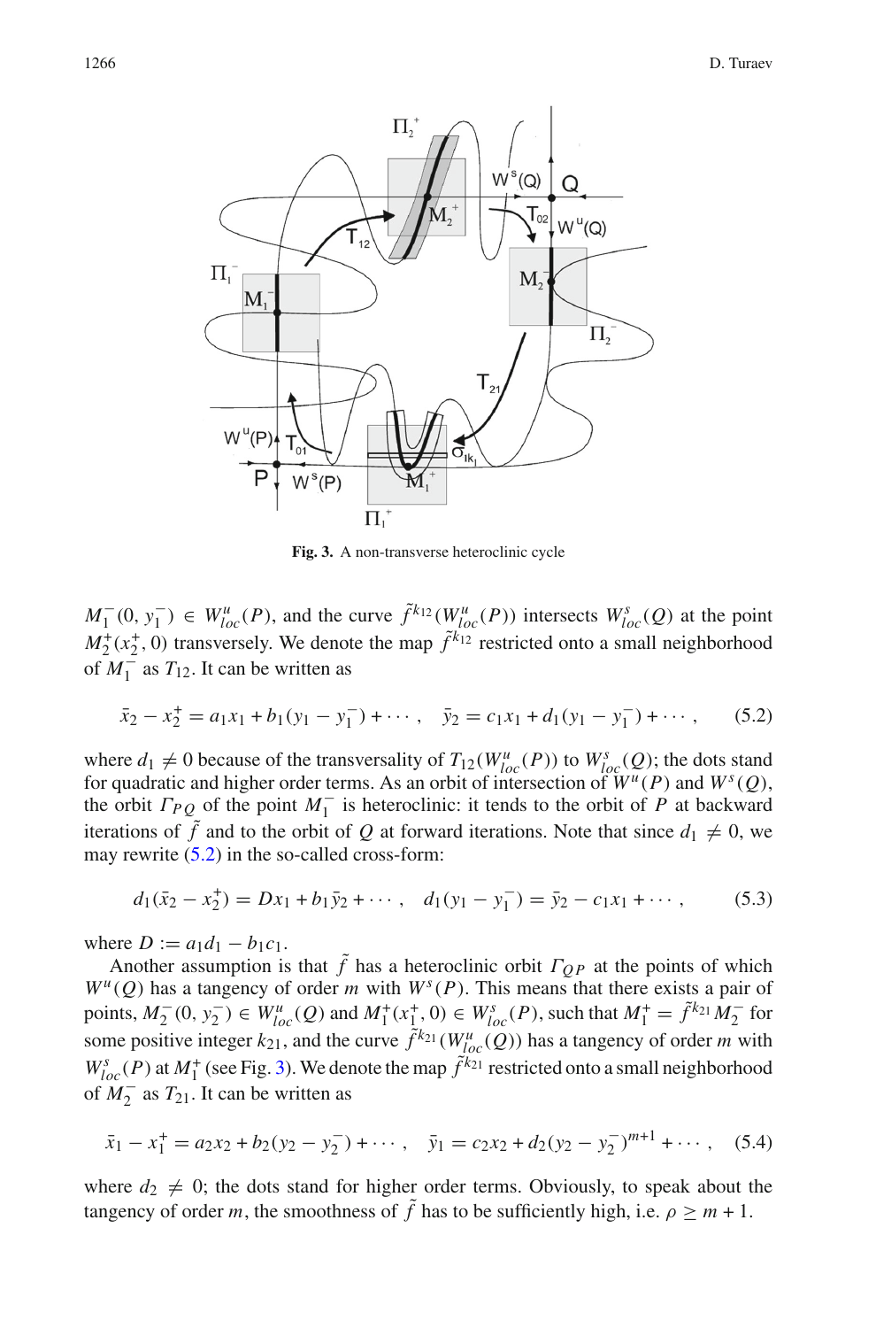**Fig. 3.** A non-transverse heteroclinic cycle

$M_1^-(0, y_1^-) \in W^u_{loc}(P)$, and the curve $\tilde{f}^{k_{12}}(W^u_{loc}(P))$ intersects $W^s_{loc}(Q)$ at the point $M_2^+(x_2^+, 0)$ transversely. We denote the map $\tilde{f}^{k_{12}}$ restricted onto a small neighborhood of $M_1^-$ as $T_{12}$. It can be written as

$$\bar{x}_2 - x_2^+ = a_1 x_1 + b_1(y_1 - y_1^-) + \cdots, \quad \bar{y}_2 = c_1 x_1 + d_1(y_1 - y_1^-) + \cdots, \tag{5.2}$$

where $d_1 \neq 0$ because of the transversality of $T_{12}(W^u_{loc}(P))$ to $W^s_{loc}(Q)$; the dots stand for quadratic and higher order terms. As an orbit of intersection of $W^u(P)$ and $W^s(Q)$, the orbit $\Gamma_{PQ}$ of the point $M_1^-$ is heteroclinic: it tends to the orbit of $P$ at backward iterations of $\tilde{f}$ and to the orbit of $Q$ at forward iterations. Note that since $d_1 \neq 0$, we may rewrite (5.2) in the so-called cross-form:

$$d_1(\bar{x}_2 - x_2^+) = Dx_1 + b_1\bar{y}_2 + \cdots, \quad d_1(y_1 - y_1^-) = \bar{y}_2 - c_1 x_1 + \cdots, \tag{5.3}$$

where $D := a_1 d_1 - b_1 c_1$.

Another assumption is that $\tilde{f}$ has a heteroclinic orbit $\Gamma_{QP}$ at the points of which $W^u(Q)$ has a tangency of order $m$ with $W^s(P)$. This means that there exists a pair of points, $M_2^-(0, y_2^-) \in W^u_{loc}(Q)$ and $M_1^+(x_1^+, 0) \in W^s_{loc}(P)$, such that $M_1^+ = \tilde{f}^{k_{21}} M_2^-$ for some positive integer $k_{21}$, and the curve $\tilde{f}^{k_{21}}(W^u_{loc}(Q))$ has a tangency of order $m$ with $W^s_{loc}(P)$ at $M_1^+$ (see Fig. 3). We denote the map $\tilde{f}^{k_{21}}$ restricted onto a small neighborhood of $M_2^-$ as $T_{21}$. It can be written as

$$\bar{x}_1 - x_1^+ = a_2 x_2 + b_2(y_2 - y_2^-) + \cdots, \quad \bar{y}_1 = c_2 x_2 + d_2(y_2 - y_2^-)^{m+1} + \cdots, \tag{5.4}$$

where $d_2 \neq 0$; the dots stand for higher order terms. Obviously, to speak about the tangency of order $m$, the smoothness of $\tilde{f}$ has to be sufficiently high, i.e. $\rho \geq m + 1$.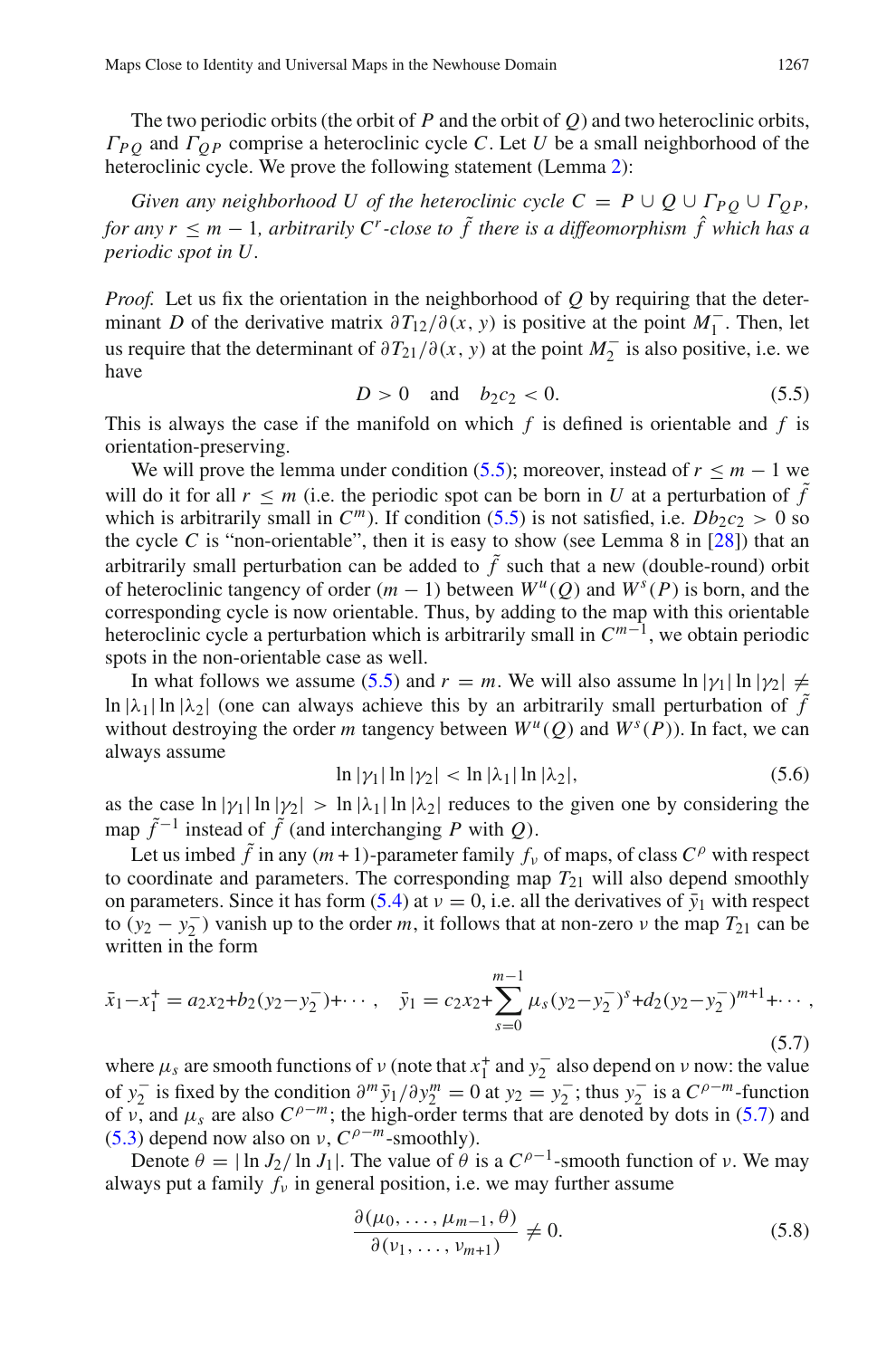The two periodic orbits (the orbit of $P$ and the orbit of $Q$) and two heteroclinic orbits, $\Gamma_{PQ}$ and $\Gamma_{QP}$ comprise a heteroclinic cycle $C$. Let $U$ be a small neighborhood of the heteroclinic cycle. We prove the following statement (Lemma 2):

*Given any neighborhood $U$ of the heteroclinic cycle $C = P \cup Q \cup \Gamma_{PQ} \cup \Gamma_{QP}$, for any $r \leq m-1$, arbitrarily $C^r$-close to $\tilde{f}$ there is a diffeomorphism $\hat{f}$ which has a periodic spot in $U$.*

*Proof.* Let us fix the orientation in the neighborhood of $Q$ by requiring that the determinant $D$ of the derivative matrix $\partial T_{12}/\partial(x,y)$ is positive at the point $M_1^-$. Then, let us require that the determinant of $\partial T_{21}/\partial(x,y)$ at the point $M_2^-$ is also positive, i.e. we have

$$D > 0 \quad \text{and} \quad b_2 c_2 < 0. \tag{5.5}$$

This is always the case if the manifold on which $f$ is defined is orientable and $f$ is orientation-preserving.

We will prove the lemma under condition (5.5); moreover, instead of $r \leq m-1$ we will do it for all $r \leq m$ (i.e. the periodic spot can be born in $U$ at a perturbation of $\tilde{f}$ which is arbitrarily small in $C^m$). If condition (5.5) is not satisfied, i.e. $Db_2c_2 > 0$ so the cycle $C$ is "non-orientable", then it is easy to show (see Lemma 8 in [28]) that an arbitrarily small perturbation can be added to $\tilde{f}$ such that a new (double-round) orbit of heteroclinic tangency of order $(m-1)$ between $W^u(Q)$ and $W^s(P)$ is born, and the corresponding cycle is now orientable. Thus, by adding to the map with this orientable heteroclinic cycle a perturbation which is arbitrarily small in $C^{m-1}$, we obtain periodic spots in the non-orientable case as well.

In what follows we assume (5.5) and $r = m$. We will also assume $\ln|\gamma_1|\ln|\gamma_2| \neq \ln|\lambda_1|\ln|\lambda_2|$ (one can always achieve this by an arbitrarily small perturbation of $\tilde{f}$ without destroying the order $m$ tangency between $W^u(Q)$ and $W^s(P)$). In fact, we can always assume

$$\ln|\gamma_1|\ln|\gamma_2| < \ln|\lambda_1|\ln|\lambda_2|, \tag{5.6}$$

as the case $\ln|\gamma_1|\ln|\gamma_2| > \ln|\lambda_1|\ln|\lambda_2|$ reduces to the given one by considering the map $\tilde{f}^{-1}$ instead of $\tilde{f}$ (and interchanging $P$ with $Q$).

Let us imbed $\tilde{f}$ in any $(m+1)$-parameter family $f_\nu$ of maps, of class $C^\rho$ with respect to coordinate and parameters. The corresponding map $T_{21}$ will also depend smoothly on parameters. Since it has form (5.4) at $\nu = 0$, i.e. all the derivatives of $\bar{y}_1$ with respect to $(y_2 - y_2^-)$ vanish up to the order $m$, it follows that at non-zero $\nu$ the map $T_{21}$ can be written in the form

$$\bar{x}_1 - x_1^+ = a_2 x_2 + b_2(y_2 - y_2^-) + \cdots, \quad \bar{y}_1 = c_2 x_2 + \sum_{s=0}^{m-1} \mu_s (y_2 - y_2^-)^s + d_2 (y_2 - y_2^-)^{m+1} + \cdots, \tag{5.7}$$

where $\mu_s$ are smooth functions of $\nu$ (note that $x_1^+$ and $y_2^-$ also depend on $\nu$ now: the value of $y_2^-$ is fixed by the condition $\partial^m \bar{y}_1/\partial y_2^m = 0$ at $y_2 = y_2^-$; thus $y_2^-$ is a $C^{\rho-m}$-function of $\nu$, and $\mu_s$ are also $C^{\rho-m}$; the high-order terms that are denoted by dots in (5.7) and (5.3) depend now also on $\nu$, $C^{\rho-m}$-smoothly).

Denote $\theta = |\ln J_2/\ln J_1|$. The value of $\theta$ is a $C^{\rho-1}$-smooth function of $\nu$. We may always put a family $f_\nu$ in general position, i.e. we may further assume

$$\frac{\partial(\mu_0, \ldots, \mu_{m-1}, \theta)}{\partial(\nu_1, \ldots, \nu_{m+1})} \neq 0. \tag{5.8}$$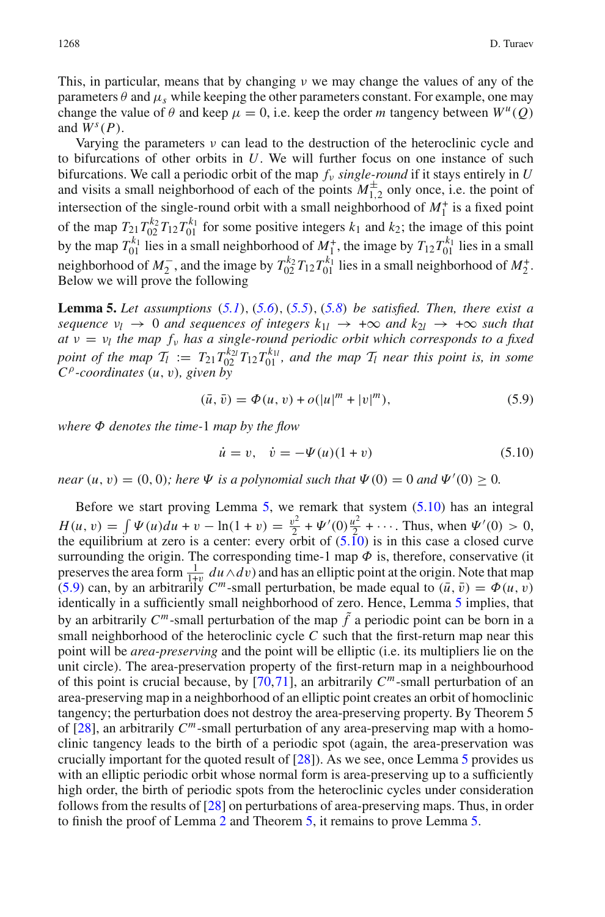This, in particular, means that by changing $\nu$ we may change the values of any of the parameters $\theta$ and $\mu_s$ while keeping the other parameters constant. For example, one may change the value of $\theta$ and keep $\mu = 0$, i.e. keep the order $m$ tangency between $W^u(Q)$ and $W^s(P)$.

Varying the parameters $\nu$ can lead to the destruction of the heteroclinic cycle and to bifurcations of other orbits in $U$. We will further focus on one instance of such bifurcations. We call a periodic orbit of the map $f_\nu$ *single-round* if it stays entirely in $U$ and visits a small neighborhood of each of the points $M^{\pm}_{1,2}$ only once, i.e. the point of intersection of the single-round orbit with a small neighborhood of $M_1^+$ is a fixed point of the map $T_{21}T_{02}^{k_2}T_{12}T_{01}^{k_1}$ for some positive integers $k_1$ and $k_2$; the image of this point by the map $T_{01}^{k_1}$ lies in a small neighborhood of $M_1^+$, the image by $T_{12}T_{01}^{k_1}$ lies in a small neighborhood of $M_2^-$, and the image by $T_{02}^{k_2}T_{12}T_{01}^{k_1}$ lies in a small neighborhood of $M_2^+$. Below we will prove the following

**Lemma 5.** *Let assumptions (5.1), (5.6), (5.5), (5.8) be satisfied. Then, there exist a sequence $\nu_l \to 0$ and sequences of integers $k_{1l} \to +\infty$ and $k_{2l} \to +\infty$ such that at $\nu = \nu_l$ the map $f_\nu$ has a single-round periodic orbit which corresponds to a fixed point of the map $\mathcal{T}_l := T_{21}T_{02}^{k_{2l}}T_{12}T_{01}^{k_{1l}}$, and the map $\mathcal{T}_l$ near this point is, in some $C^\rho$-coordinates $(u, v)$, given by*

$$(\bar{u}, \bar{v}) = \Phi(u, v) + o(|u|^m + |v|^m), \tag{5.9}$$

*where $\Phi$ denotes the time-1 map by the flow*

$$\dot{u} = v, \quad \dot{v} = -\Psi(u)(1 + v) \tag{5.10}$$

*near $(u, v) = (0, 0)$; here $\Psi$ is a polynomial such that $\Psi(0) = 0$ and $\Psi'(0) \geq 0$.*

Before we start proving Lemma 5, we remark that system (5.10) has an integral $H(u, v) = \int \Psi(u)du + v - \ln(1 + v) = \frac{v^2}{2} + \Psi'(0)\frac{u^2}{2} + \cdots$. Thus, when $\Psi'(0) > 0$, the equilibrium at zero is a center: every orbit of (5.10) is in this case a closed curve surrounding the origin. The corresponding time-1 map $\Phi$ is, therefore, conservative (it preserves the area form $\frac{1}{1+v}\, du \wedge dv$) and has an elliptic point at the origin. Note that map (5.9) can, by an arbitrarily $C^m$-small perturbation, be made equal to $(\bar{u}, \bar{v}) = \Phi(u, v)$ identically in a sufficiently small neighborhood of zero. Hence, Lemma 5 implies, that by an arbitrarily $C^m$-small perturbation of the map $\tilde{f}$ a periodic point can be born in a small neighborhood of the heteroclinic cycle $C$ such that the first-return map near this point will be *area-preserving* and the point will be elliptic (i.e. its multipliers lie on the unit circle). The area-preservation property of the first-return map in a neighbourhood of this point is crucial because, by [70,71], an arbitrarily $C^m$-small perturbation of an area-preserving map in a neighborhood of an elliptic point creates an orbit of homoclinic tangency; the perturbation does not destroy the area-preserving property. By Theorem 5 of [28], an arbitrarily $C^m$-small perturbation of any area-preserving map with a homoclinic tangency leads to the birth of a periodic spot (again, the area-preservation was crucially important for the quoted result of [28]). As we see, once Lemma 5 provides us with an elliptic periodic orbit whose normal form is area-preserving up to a sufficiently high order, the birth of periodic spots from the heteroclinic cycles under consideration follows from the results of [28] on perturbations of area-preserving maps. Thus, in order to finish the proof of Lemma 2 and Theorem 5, it remains to prove Lemma 5.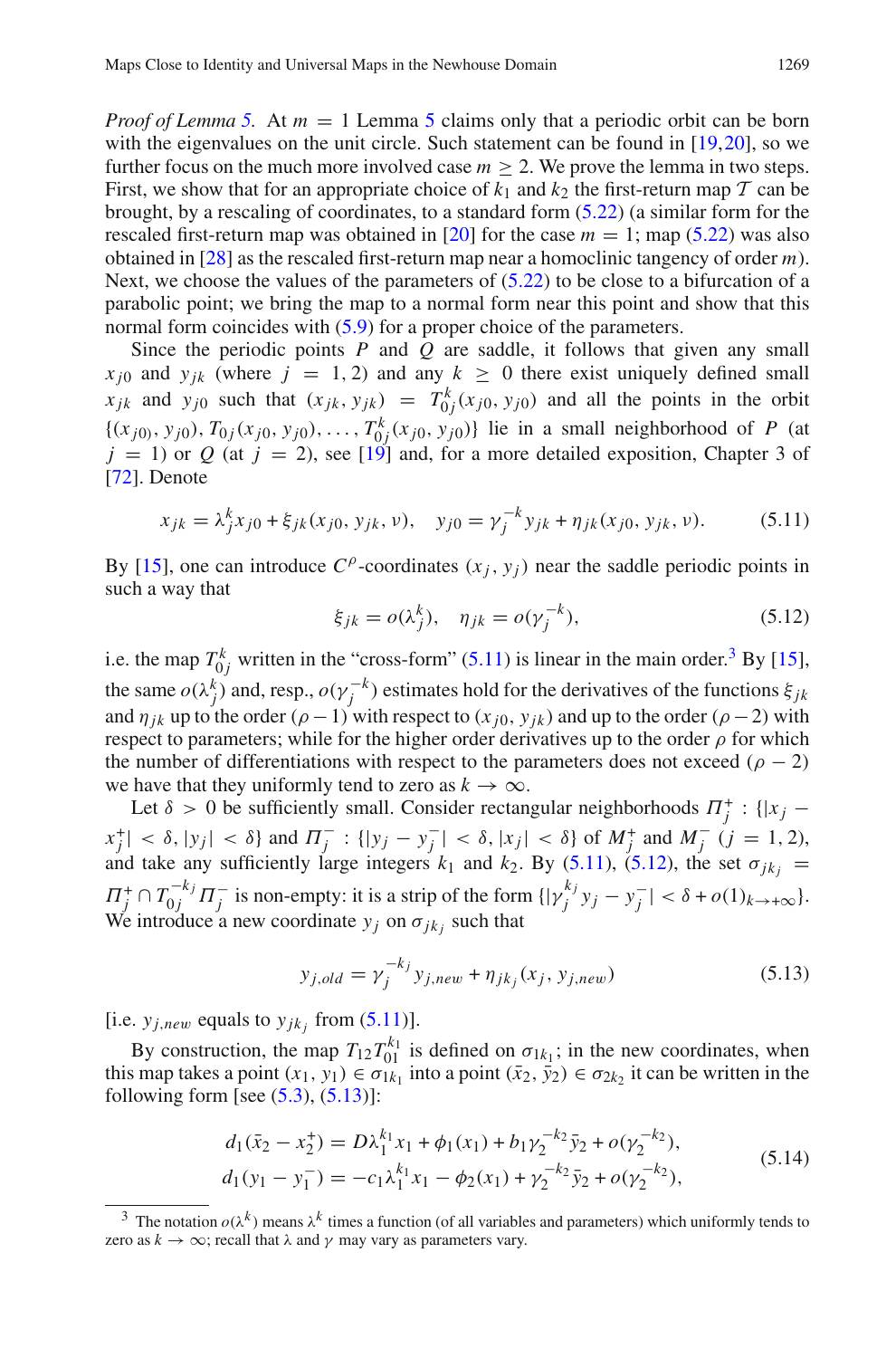*Proof of Lemma 5.* At $m = 1$ Lemma 5 claims only that a periodic orbit can be born with the eigenvalues on the unit circle. Such statement can be found in [19,20], so we further focus on the much more involved case $m \geq 2$. We prove the lemma in two steps. First, we show that for an appropriate choice of $k_1$ and $k_2$ the first-return map $\mathcal{T}$ can be brought, by a rescaling of coordinates, to a standard form (5.22) (a similar form for the rescaled first-return map was obtained in [20] for the case $m = 1$; map (5.22) was also obtained in [28] as the rescaled first-return map near a homoclinic tangency of order $m$). Next, we choose the values of the parameters of (5.22) to be close to a bifurcation of a parabolic point; we bring the map to a normal form near this point and show that this normal form coincides with (5.9) for a proper choice of the parameters.

Since the periodic points $P$ and $Q$ are saddle, it follows that given any small $x_{j0}$ and $y_{jk}$ (where $j = 1, 2$) and any $k \geq 0$ there exist uniquely defined small $x_{jk}$ and $y_{j0}$ such that $(x_{jk}, y_{jk}) = T_{0j}^k(x_{j0}, y_{j0})$ and all the points in the orbit $\{(x_{j0}), y_{j0}), T_{0j}(x_{j0}, y_{j0}), \ldots, T_{0j}^k(x_{j0}, y_{j0})\}$ lie in a small neighborhood of $P$ (at $j = 1$) or $Q$ (at $j = 2$), see [19] and, for a more detailed exposition, Chapter 3 of [72]. Denote

$$x_{jk} = \lambda_j^k x_{j0} + \xi_{jk}(x_{j0}, y_{jk}, \nu), \quad y_{j0} = \gamma_j^{-k} y_{jk} + \eta_{jk}(x_{j0}, y_{jk}, \nu). \tag{5.11}$$

By [15], one can introduce $C^\rho$-coordinates $(x_j, y_j)$ near the saddle periodic points in such a way that

$$\xi_{jk} = o(\lambda_j^k), \quad \eta_{jk} = o(\gamma_j^{-k}), \tag{5.12}$$

i.e. the map $T_{0j}^k$ written in the "cross-form" (5.11) is linear in the main order.[3] By [15], the same $o(\lambda_j^k)$ and, resp., $o(\gamma_j^{-k})$ estimates hold for the derivatives of the functions $\xi_{jk}$ and $\eta_{jk}$ up to the order $(\rho - 1)$ with respect to $(x_{j0}, y_{jk})$ and up to the order $(\rho - 2)$ with respect to parameters; while for the higher order derivatives up to the order $\rho$ for which the number of differentiations with respect to the parameters does not exceed $(\rho - 2)$ we have that they uniformly tend to zero as $k \to \infty$.

Let $\delta > 0$ be sufficiently small. Consider rectangular neighborhoods $\Pi_j^+ : \{|x_j - x_j^+| < \delta, |y_j| < \delta\}$ and $\Pi_j^- : \{|y_j - y_j^-| < \delta, |x_j| < \delta\}$ of $M_j^+$ and $M_j^-$ $(j = 1, 2)$, and take any sufficiently large integers $k_1$ and $k_2$. By (5.11), (5.12), the set $\sigma_{jk_j} = \Pi_j^+ \cap T_{0j}^{-k_j} \Pi_j^-$ is non-empty: it is a strip of the form $\{|\gamma_j^{k_j} y_j - y_j^-| < \delta + o(1)_{k \to +\infty}\}$. We introduce a new coordinate $y_j$ on $\sigma_{jk_j}$ such that

$$y_{j,old} = \gamma_j^{-k_j} y_{j,new} + \eta_{jk_j}(x_j, y_{j,new}) \tag{5.13}$$

[i.e. $y_{j,new}$ equals to $y_{jk_j}$ from (5.11)].

By construction, the map $T_{12} T_{01}^{k_1}$ is defined on $\sigma_{1k_1}$; in the new coordinates, when this map takes a point $(x_1, y_1) \in \sigma_{1k_1}$ into a point $(\bar{x}_2, \bar{y}_2) \in \sigma_{2k_2}$ it can be written in the following form [see (5.3), (5.13)]:

$$\begin{aligned}
d_1(\bar{x}_2 - x_2^+) &= D\lambda_1^{k_1} x_1 + \phi_1(x_1) + b_1 \gamma_2^{-k_2} \bar{y}_2 + o(\gamma_2^{-k_2}), \\
d_1(y_1 - y_1^-) &= -c_1 \lambda_1^{k_1} x_1 - \phi_2(x_1) + \gamma_2^{-k_2} \bar{y}_2 + o(\gamma_2^{-k_2}),
\end{aligned} \tag{5.14}$$

[3] The notation $o(\lambda^k)$ means $\lambda^k$ times a function (of all variables and parameters) which uniformly tends to zero as $k \to \infty$; recall that $\lambda$ and $\gamma$ may vary as parameters vary.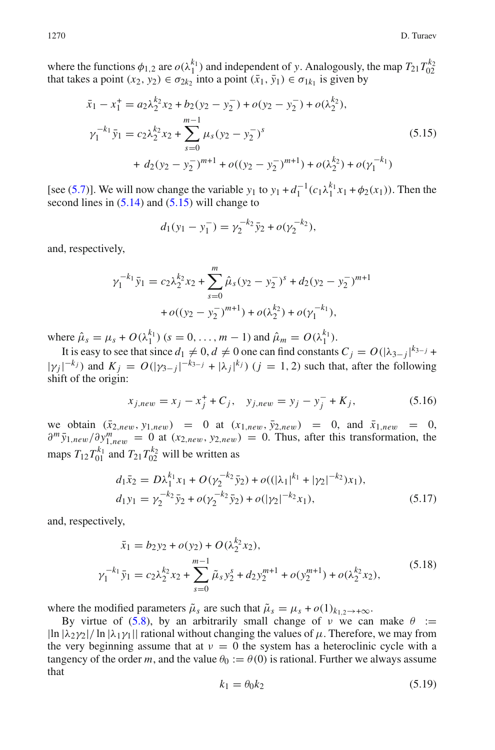where the functions $\phi_{1,2}$ are $o(\lambda_1^{k_1})$ and independent of $y$. Analogously, the map $T_{21}T_{02}^{k_2}$ that takes a point $(x_2, y_2) \in \sigma_{2k_2}$ into a point $(\bar{x}_1, \bar{y}_1) \in \sigma_{1k_1}$ is given by

$$
\begin{aligned}
\bar{x}_1 - x_1^+ &= a_2\lambda_2^{k_2}x_2 + b_2(y_2 - y_2^-) + o(y_2 - y_2^-) + o(\lambda_2^{k_2}),\\
\gamma_1^{-k_1}\bar{y}_1 &= c_2\lambda_2^{k_2}x_2 + \sum_{s=0}^{m-1}\mu_s(y_2 - y_2^-)^s\\
&\quad + d_2(y_2 - y_2^-)^{m+1} + o((y_2 - y_2^-)^{m+1}) + o(\lambda_2^{k_2}) + o(\gamma_1^{-k_1})
\end{aligned}
\tag{5.15}
$$

[see (5.7)]. We will now change the variable $y_1$ to $y_1 + d_1^{-1}(c_1\lambda_1^{k_1}x_1 + \phi_2(x_1))$. Then the second lines in (5.14) and (5.15) will change to

$$
d_1(y_1 - y_1^-) = \gamma_2^{-k_2}\bar{y}_2 + o(\gamma_2^{-k_2}),
$$

and, respectively,

$$
\begin{aligned}
\gamma_1^{-k_1}\bar{y}_1 &= c_2\lambda_2^{k_2}x_2 + \sum_{s=0}^{m}\hat{\mu}_s(y_2 - y_2^-)^s + d_2(y_2 - y_2^-)^{m+1}\\
&\quad + o((y_2 - y_2^-)^{m+1}) + o(\lambda_2^{k_2}) + o(\gamma_1^{-k_1}),
\end{aligned}
$$

where $\hat{\mu}_s = \mu_s + O(\lambda_1^{k_1})$ $(s = 0, \ldots, m-1)$ and $\hat{\mu}_m = O(\lambda_1^{k_1})$.

It is easy to see that since $d_1 \neq 0, d \neq 0$ one can find constants $C_j = O(|\lambda_{3-j}|^{k_{3-j}} + |\gamma_j|^{-k_j})$ and $K_j = O(|\gamma_{3-j}|^{-k_{3-j}} + |\lambda_j|^{k_j})$ $(j = 1, 2)$ such that, after the following shift of the origin:

$$
x_{j,new} = x_j - x_j^+ + C_j, \quad y_{j,new} = y_j - y_j^- + K_j,
\tag{5.16}
$$

we obtain $(\bar{x}_{2,new}, y_{1,new}) = 0$ at $(x_{1,new}, \bar{y}_{2,new}) = 0$, and $\bar{x}_{1,new} = 0$, $\partial^m\bar{y}_{1,new}/\partial y_{1,new}^m = 0$ at $(x_{2,new}, y_{2,new}) = 0$. Thus, after this transformation, the maps $T_{12}T_{01}^{k_1}$ and $T_{21}T_{02}^{k_2}$ will be written as

$$
\begin{aligned}
d_1\bar{x}_2 &= D\lambda_1^{k_1}x_1 + O(\gamma_2^{-k_2}\bar{y}_2) + o((|\lambda_1|^{k_1} + |\gamma_2|^{-k_2})x_1),\\
d_1y_1 &= \gamma_2^{-k_2}\bar{y}_2 + o(\gamma_2^{-k_2}\bar{y}_2) + o(|\gamma_2|^{-k_2}x_1),
\end{aligned}
\tag{5.17}
$$

and, respectively,

$$
\begin{aligned}
\bar{x}_1 &= b_2y_2 + o(y_2) + O(\lambda_2^{k_2}x_2),\\
\gamma_1^{-k_1}\bar{y}_1 &= c_2\lambda_2^{k_2}x_2 + \sum_{s=0}^{m-1}\tilde{\mu}_s y_2^s + d_2y_2^{m+1} + o(y_2^{m+1}) + o(\lambda_2^{k_2}x_2),
\end{aligned}
\tag{5.18}
$$

where the modified parameters $\tilde{\mu}_s$ are such that $\tilde{\mu}_s = \mu_s + o(1)_{k_{1,2}\to+\infty}$.

By virtue of (5.8), by an arbitrarily small change of $\nu$ we can make $\theta := |\ln|\lambda_2\gamma_2|/\ln|\lambda_1\gamma_1||$ rational without changing the values of $\mu$. Therefore, we may from the very beginning assume that at $\nu = 0$ the system has a heteroclinic cycle with a tangency of the order $m$, and the value $\theta_0 := \theta(0)$ is rational. Further we always assume that

$$
k_1 = \theta_0 k_2
\tag{5.19}
$$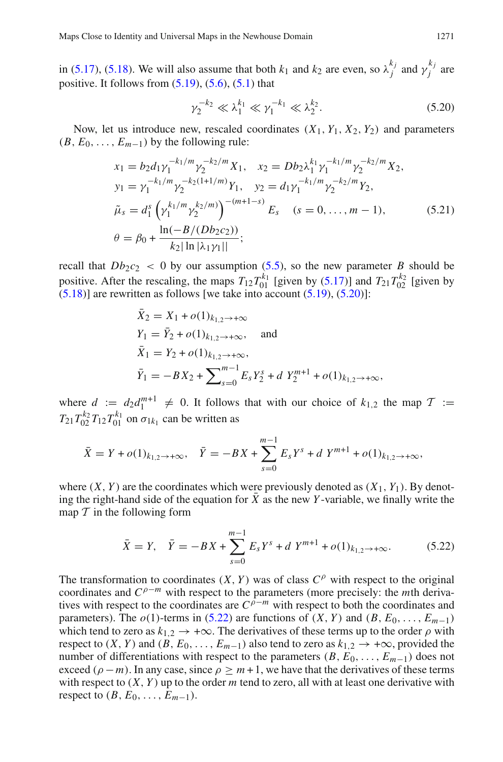in (5.17), (5.18). We will also assume that both $k_1$ and $k_2$ are even, so $\lambda_j^{k_j}$ and $\gamma_j^{k_j}$ are positive. It follows from (5.19), (5.6), (5.1) that

$$\gamma_2^{-k_2} \ll \lambda_1^{k_1} \ll \gamma_1^{-k_1} \ll \lambda_2^{k_2}. \tag{5.20}$$

Now, let us introduce new, rescaled coordinates $(X_1, Y_1, X_2, Y_2)$ and parameters $(B, E_0, \ldots, E_{m-1})$ by the following rule:

$$\begin{aligned}
x_1 &= b_2 d_1 \gamma_1^{-k_1/m} \gamma_2^{-k_2/m} X_1, \quad x_2 = D b_2 \lambda_1^{k_1} \gamma_1^{-k_1/m} \gamma_2^{-k_2/m} X_2, \\
y_1 &= \gamma_1^{-k_1/m} \gamma_2^{-k_2(1+1/m)} Y_1, \quad y_2 = d_1 \gamma_1^{-k_1/m} \gamma_2^{-k_2/m} Y_2, \\
\tilde{\mu}_s &= d_1^s \left(\gamma_1^{k_1/m} \gamma_2^{k_2/m)}\right)^{-(m+1-s)} E_s \quad (s = 0, \ldots, m-1), \\
\theta &= \beta_0 + \frac{\ln(-B/(D b_2 c_2))}{k_2 |\ln|\lambda_1 \gamma_1||};
\end{aligned} \tag{5.21}$$

recall that $D b_2 c_2 < 0$ by our assumption (5.5), so the new parameter $B$ should be positive. After the rescaling, the maps $T_{12} T_{01}^{k_1}$ [given by (5.17)] and $T_{21} T_{02}^{k_2}$ [given by (5.18)] are rewritten as follows [we take into account (5.19), (5.20)]:

$$\begin{aligned}
\bar{X}_2 &= X_1 + o(1)_{k_{1,2} \to +\infty} \\
Y_1 &= \bar{Y}_2 + o(1)_{k_{1,2} \to +\infty}, \quad \text{and} \\
\bar{X}_1 &= Y_2 + o(1)_{k_{1,2} \to +\infty}, \\
\bar{Y}_1 &= -B X_2 + \sum\nolimits_{s=0}^{m-1} E_s Y_2^s + d\ Y_2^{m+1} + o(1)_{k_{1,2} \to +\infty},
\end{aligned}$$

where $d := d_2 d_1^{m+1} \neq 0$. It follows that with our choice of $k_{1,2}$ the map $\mathcal{T} := T_{21} T_{02}^{k_2} T_{12} T_{01}^{k_1}$ on $\sigma_{1k_1}$ can be written as

$$\bar{X} = Y + o(1)_{k_{1,2} \to +\infty}, \quad \bar{Y} = -B X + \sum_{s=0}^{m-1} E_s Y^s + d\ Y^{m+1} + o(1)_{k_{1,2} \to +\infty},$$

where $(X, Y)$ are the coordinates which were previously denoted as $(X_1, Y_1)$. By denoting the right-hand side of the equation for $\bar{X}$ as the new $Y$-variable, we finally write the map $\mathcal{T}$ in the following form

$$\bar{X} = Y, \quad \bar{Y} = -B X + \sum_{s=0}^{m-1} E_s Y^s + d\ Y^{m+1} + o(1)_{k_{1,2} \to +\infty}. \tag{5.22}$$

The transformation to coordinates $(X, Y)$ was of class $C^\rho$ with respect to the original coordinates and $C^{\rho-m}$ with respect to the parameters (more precisely: the $m$th derivatives with respect to the coordinates are $C^{\rho-m}$ with respect to both the coordinates and parameters). The $o(1)$-terms in (5.22) are functions of $(X, Y)$ and $(B, E_0, \ldots, E_{m-1})$ which tend to zero as $k_{1,2} \to +\infty$. The derivatives of these terms up to the order $\rho$ with respect to $(X, Y)$ and $(B, E_0, \ldots, E_{m-1})$ also tend to zero as $k_{1,2} \to +\infty$, provided the number of differentiations with respect to the parameters $(B, E_0, \ldots, E_{m-1})$ does not exceed $(\rho - m)$. In any case, since $\rho \geq m+1$, we have that the derivatives of these terms with respect to $(X, Y)$ up to the order $m$ tend to zero, all with at least one derivative with respect to $(B, E_0, \ldots, E_{m-1})$.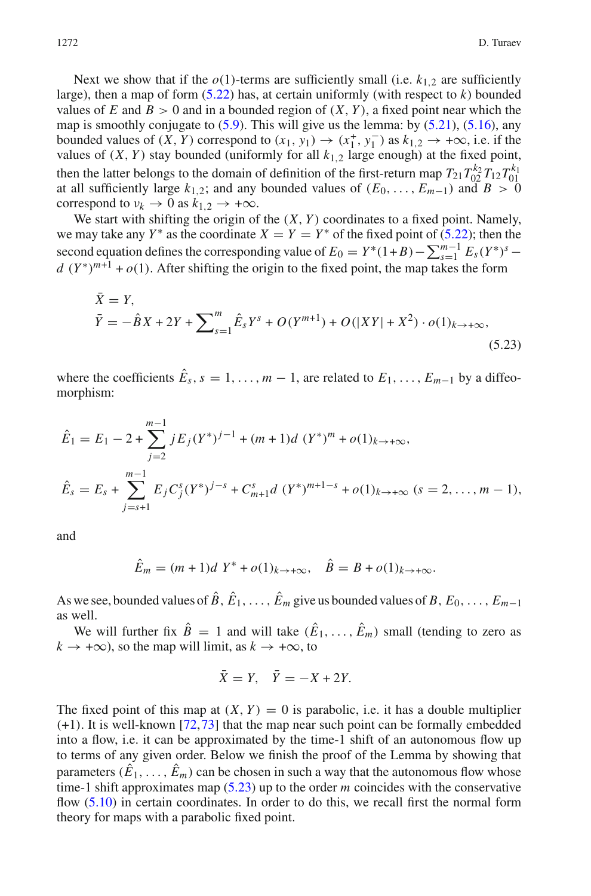Next we show that if the $o(1)$-terms are sufficiently small (i.e. $k_{1,2}$ are sufficiently large), then a map of form (5.22) has, at certain uniformly (with respect to $k$) bounded values of $E$ and $B > 0$ and in a bounded region of $(X, Y)$, a fixed point near which the map is smoothly conjugate to (5.9). This will give us the lemma: by (5.21), (5.16), any bounded values of $(X, Y)$ correspond to $(x_1, y_1) \to (x_1^+, y_1^-)$ as $k_{1,2} \to +\infty$, i.e. if the values of $(X, Y)$ stay bounded (uniformly for all $k_{1,2}$ large enough) at the fixed point, then the latter belongs to the domain of definition of the first-return map $T_{21}T_{02}^{k_2}T_{12}T_{01}^{k_1}$ at all sufficiently large $k_{1,2}$; and any bounded values of $(E_0, \dots, E_{m-1})$ and $B > 0$ correspond to $\nu_k \to 0$ as $k_{1,2} \to +\infty$.

We start with shifting the origin of the $(X, Y)$ coordinates to a fixed point. Namely, we may take any $Y^*$ as the coordinate $X = Y = Y^*$ of the fixed point of (5.22); then the second equation defines the corresponding value of $E_0 = Y^*(1+B) - \sum_{s=1}^{m-1} E_s (Y^*)^s - d\,(Y^*)^{m+1} + o(1)$. After shifting the origin to the fixed point, the map takes the form

$$
\begin{aligned}
\bar{X} &= Y, \\
\bar{Y} &= -\hat{B}X + 2Y + \sum\nolimits_{s=1}^{m} \hat{E}_s Y^s + O(Y^{m+1}) + O(|XY| + X^2) \cdot o(1)_{k \to +\infty},
\end{aligned}
\tag{5.23}
$$

where the coefficients $\hat{E}_s$, $s = 1, \dots, m-1$, are related to $E_1, \dots, E_{m-1}$ by a diffeomorphism:

$$
\hat{E}_1 = E_1 - 2 + \sum_{j=2}^{m-1} j E_j (Y^*)^{j-1} + (m+1)d\,(Y^*)^m + o(1)_{k \to +\infty},
$$

$$
\hat{E}_s = E_s + \sum_{j=s+1}^{m-1} E_j C_j^s (Y^*)^{j-s} + C_{m+1}^s d\,(Y^*)^{m+1-s} + o(1)_{k \to +\infty} \ (s = 2, \dots, m-1),
$$

and

$$
\hat{E}_m = (m+1)d\;Y^* + o(1)_{k \to +\infty}, \quad \hat{B} = B + o(1)_{k \to +\infty}.
$$

As we see, bounded values of $\hat{B}, \hat{E}_1, \dots, \hat{E}_m$ give us bounded values of $B, E_0, \dots, E_{m-1}$ as well.

We will further fix $\hat{B} = 1$ and will take $(\hat{E}_1, \dots, \hat{E}_m)$ small (tending to zero as $k \to +\infty$), so the map will limit, as $k \to +\infty$, to

$$
\bar{X} = Y, \quad \bar{Y} = -X + 2Y.
$$

The fixed point of this map at $(X, Y) = 0$ is parabolic, i.e. it has a double multiplier $(+1)$. It is well-known [72,73] that the map near such point can be formally embedded into a flow, i.e. it can be approximated by the time-1 shift of an autonomous flow up to terms of any given order. Below we finish the proof of the Lemma by showing that parameters $(\hat{E}_1, \dots, \hat{E}_m)$ can be chosen in such a way that the autonomous flow whose time-1 shift approximates map (5.23) up to the order $m$ coincides with the conservative flow (5.10) in certain coordinates. In order to do this, we recall first the normal form theory for maps with a parabolic fixed point.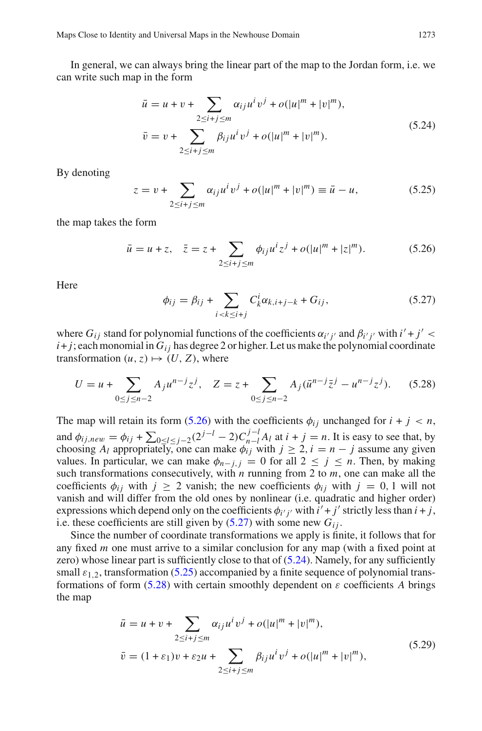In general, we can always bring the linear part of the map to the Jordan form, i.e. we can write such map in the form

$$
\begin{aligned}
\bar{u} &= u + v + \sum_{2 \le i+j \le m} \alpha_{ij} u^i v^j + o(|u|^m + |v|^m), \\
\bar{v} &= v + \sum_{2 \le i+j \le m} \beta_{ij} u^i v^j + o(|u|^m + |v|^m).
\end{aligned}
\tag{5.24}
$$

By denoting

$$
z = v + \sum_{2 \le i+j \le m} \alpha_{ij} u^i v^j + o(|u|^m + |v|^m) \equiv \bar{u} - u, \tag{5.25}
$$

the map takes the form

$$
\bar{u} = u + z, \quad \bar{z} = z + \sum_{2 \le i+j \le m} \phi_{ij} u^i z^j + o(|u|^m + |z|^m). \tag{5.26}
$$

Here

$$
\phi_{ij} = \beta_{ij} + \sum_{i < k \le i+j} C_k^i \alpha_{k,i+j-k} + G_{ij}, \tag{5.27}
$$

where $G_{ij}$ stand for polynomial functions of the coefficients $\alpha_{i'j'}$ and $\beta_{i'j'}$ with $i' + j' < i + j$; each monomial in $G_{ij}$ has degree 2 or higher. Let us make the polynomial coordinate transformation $(u, z) \mapsto (U, Z)$, where

$$
U = u + \sum_{0 \le j \le n-2} A_j u^{n-j} z^j, \quad Z = z + \sum_{0 \le j \le n-2} A_j (\bar{u}^{n-j} \bar{z}^j - u^{n-j} z^j). \tag{5.28}
$$

The map will retain its form (5.26) with the coefficients $\phi_{ij}$ unchanged for $i + j < n$, and $\phi_{ij,new} = \phi_{ij} + \sum_{0 \le l \le j-2} (2^{j-l} - 2) C_{n-l}^{j-l} A_l$ at $i + j = n$. It is easy to see that, by choosing $A_l$ appropriately, one can make $\phi_{ij}$ with $j \ge 2, i = n - j$ assume any given values. In particular, we can make $\phi_{n-j,j} = 0$ for all $2 \le j \le n$. Then, by making such transformations consecutively, with $n$ running from 2 to $m$, one can make all the coefficients $\phi_{ij}$ with $j \ge 2$ vanish; the new coefficients $\phi_{ij}$ with $j = 0, 1$ will not vanish and will differ from the old ones by nonlinear (i.e. quadratic and higher order) expressions which depend only on the coefficients $\phi_{i'j'}$ with $i' + j'$ strictly less than $i + j$, i.e. these coefficients are still given by (5.27) with some new $G_{ij}$.

Since the number of coordinate transformations we apply is finite, it follows that for any fixed $m$ one must arrive to a similar conclusion for any map (with a fixed point at zero) whose linear part is sufficiently close to that of (5.24). Namely, for any sufficiently small $\varepsilon_{1,2}$, transformation (5.25) accompanied by a finite sequence of polynomial transformations of form (5.28) with certain smoothly dependent on $\varepsilon$ coefficients $A$ brings the map

$$
\begin{aligned}
\bar{u} &= u + v + \sum_{2 \le i+j \le m} \alpha_{ij} u^i v^j + o(|u|^m + |v|^m), \\
\bar{v} &= (1 + \varepsilon_1) v + \varepsilon_2 u + \sum_{2 \le i+j \le m} \beta_{ij} u^i v^j + o(|u|^m + |v|^m),
\end{aligned}
\tag{5.29}
$$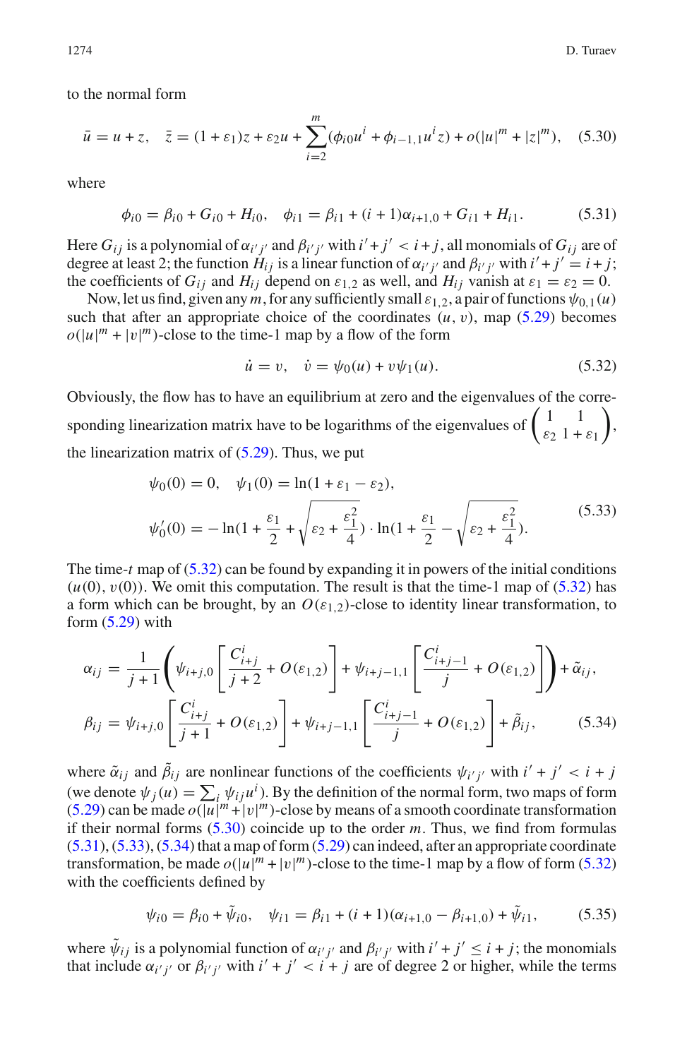to the normal form

$$\bar{u} = u + z, \quad \bar{z} = (1+\varepsilon_1)z + \varepsilon_2 u + \sum_{i=2}^{m} (\phi_{i0} u^i + \phi_{i-1,1} u^i z) + o(|u|^m + |z|^m), \tag{5.30}$$

where

$$\phi_{i0} = \beta_{i0} + G_{i0} + H_{i0}, \quad \phi_{i1} = \beta_{i1} + (i+1)\alpha_{i+1,0} + G_{i1} + H_{i1}. \tag{5.31}$$

Here $G_{ij}$ is a polynomial of $\alpha_{i'j'}$ and $\beta_{i'j'}$ with $i'+j' < i+j$, all monomials of $G_{ij}$ are of degree at least 2; the function $H_{ij}$ is a linear function of $\alpha_{i'j'}$ and $\beta_{i'j'}$ with $i'+j' = i+j$; the coefficients of $G_{ij}$ and $H_{ij}$ depend on $\varepsilon_{1,2}$ as well, and $H_{ij}$ vanish at $\varepsilon_1 = \varepsilon_2 = 0$.

Now, let us find, given any $m$, for any sufficiently small $\varepsilon_{1,2}$, a pair of functions $\psi_{0,1}(u)$ such that after an appropriate choice of the coordinates $(u, v)$, map (5.29) becomes $o(|u|^m + |v|^m)$-close to the time-1 map by a flow of the form

$$\dot{u} = v, \quad \dot{v} = \psi_0(u) + v\psi_1(u). \tag{5.32}$$

Obviously, the flow has to have an equilibrium at zero and the eigenvalues of the corresponding linearization matrix have to be logarithms of the eigenvalues of $\begin{pmatrix} 1 & 1 \\ \varepsilon_2 & 1+\varepsilon_1 \end{pmatrix}$, the linearization matrix of (5.29). Thus, we put

$$\begin{aligned} &\psi_0(0) = 0, \quad \psi_1(0) = \ln(1+\varepsilon_1-\varepsilon_2), \\ &\psi_0'(0) = -\ln\Big(1+\frac{\varepsilon_1}{2}+\sqrt{\varepsilon_2+\frac{\varepsilon_1^2}{4}}\Big)\cdot \ln\Big(1+\frac{\varepsilon_1}{2}-\sqrt{\varepsilon_2+\frac{\varepsilon_1^2}{4}}\Big). \end{aligned} \tag{5.33}$$

The time-$t$ map of (5.32) can be found by expanding it in powers of the initial conditions $(u(0), v(0))$. We omit this computation. The result is that the time-1 map of (5.32) has a form which can be brought, by an $O(\varepsilon_{1,2})$-close to identity linear transformation, to form (5.29) with

$$\begin{aligned} \alpha_{ij} &= \frac{1}{j+1}\left(\psi_{i+j,0}\left[\frac{C^i_{i+j}}{j+2} + O(\varepsilon_{1,2})\right] + \psi_{i+j-1,1}\left[\frac{C^i_{i+j-1}}{j} + O(\varepsilon_{1,2})\right]\right) + \tilde{\alpha}_{ij}, \\ \beta_{ij} &= \psi_{i+j,0}\left[\frac{C^i_{i+j}}{j+1} + O(\varepsilon_{1,2})\right] + \psi_{i+j-1,1}\left[\frac{C^i_{i+j-1}}{j} + O(\varepsilon_{1,2})\right] + \tilde{\beta}_{ij}, \end{aligned} \tag{5.34}$$

where $\tilde{\alpha}_{ij}$ and $\tilde{\beta}_{ij}$ are nonlinear functions of the coefficients $\psi_{i'j'}$ with $i'+j' < i+j$ (we denote $\psi_j(u) = \sum_i \psi_{ij} u^i$). By the definition of the normal form, two maps of form (5.29) can be made $o(|u|^m + |v|^m)$-close by means of a smooth coordinate transformation if their normal forms (5.30) coincide up to the order $m$. Thus, we find from formulas (5.31), (5.33), (5.34) that a map of form (5.29) can indeed, after an appropriate coordinate transformation, be made $o(|u|^m + |v|^m)$-close to the time-1 map by a flow of form (5.32) with the coefficients defined by

$$\psi_{i0} = \beta_{i0} + \tilde{\psi}_{i0}, \quad \psi_{i1} = \beta_{i1} + (i+1)(\alpha_{i+1,0} - \beta_{i+1,0}) + \tilde{\psi}_{i1}, \tag{5.35}$$

where $\tilde{\psi}_{ij}$ is a polynomial function of $\alpha_{i'j'}$ and $\beta_{i'j'}$ with $i'+j' \le i+j$; the monomials that include $\alpha_{i'j'}$ or $\beta_{i'j'}$ with $i'+j' < i+j$ are of degree 2 or higher, while the terms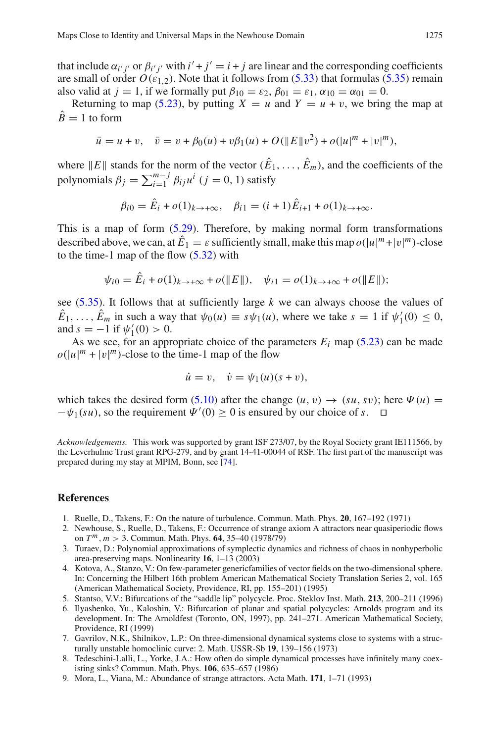that include $\alpha_{i'j'}$ or $\beta_{i'j'}$ with $i' + j' = i + j$ are linear and the corresponding coefficients are small of order $O(\varepsilon_{1,2})$. Note that it follows from (5.33) that formulas (5.35) remain also valid at $j = 1$, if we formally put $\beta_{10} = \varepsilon_2$, $\beta_{01} = \varepsilon_1$, $\alpha_{10} = \alpha_{01} = 0$.

Returning to map (5.23), by putting $X = u$ and $Y = u + v$, we bring the map at $\hat{B} = 1$ to form

$$\bar{u} = u + v, \quad \bar{v} = v + \beta_0(u) + v\beta_1(u) + O(\|E\|v^2) + o(|u|^m + |v|^m),$$

where $\|E\|$ stands for the norm of the vector $(\hat{E}_1, \ldots, \hat{E}_m)$, and the coefficients of the polynomials $\beta_j = \sum_{i=1}^{m-j} \beta_{ij} u^i$ $(j = 0, 1)$ satisfy

$$\beta_{i0} = \hat{E}_i + o(1)_{k \to +\infty}, \quad \beta_{i1} = (i+1)\hat{E}_{i+1} + o(1)_{k \to +\infty}.$$

This is a map of form (5.29). Therefore, by making normal form transformations described above, we can, at $\hat{E}_1 = \varepsilon$ sufficiently small, make this map $o(|u|^m + |v|^m)$-close to the time-1 map of the flow (5.32) with

$$\psi_{i0} = \hat{E}_i + o(1)_{k \to +\infty} + o(\|E\|), \quad \psi_{i1} = o(1)_{k \to +\infty} + o(\|E\|);$$

see (5.35). It follows that at sufficiently large $k$ we can always choose the values of $\hat{E}_1, \ldots, \hat{E}_m$ in such a way that $\psi_0(u) \equiv s\psi_1(u)$, where we take $s = 1$ if $\psi_1'(0) \leq 0$, and $s = -1$ if $\psi_1'(0) > 0$.

As we see, for an appropriate choice of the parameters $E_i$ map (5.23) can be made $o(|u|^m + |v|^m)$-close to the time-1 map of the flow

$$\dot{u} = v, \quad \dot{v} = \psi_1(u)(s + v),$$

which takes the desired form (5.10) after the change $(u, v) \to (su, sv)$; here $\Psi(u) = -\psi_1(su)$, so the requirement $\Psi'(0) \geq 0$ is ensured by our choice of $s$. $\square$

*Acknowledgements.* This work was supported by grant ISF 273/07, by the Royal Society grant IE111566, by the Leverhulme Trust grant RPG-279, and by grant 14-41-00044 of RSF. The first part of the manuscript was prepared during my stay at MPIM, Bonn, see [74].

## References

1. Ruelle, D., Takens, F.: On the nature of turbulence. Commun. Math. Phys. **20**, 167–192 (1971)
2. Newhouse, S., Ruelle, D., Takens, F.: Occurrence of strange axiom A attractors near quasiperiodic flows on $T^m$, $m > 3$. Commun. Math. Phys. **64**, 35–40 (1978/79)
3. Turaev, D.: Polynomial approximations of symplectic dynamics and richness of chaos in nonhyperbolic area-preserving maps. Nonlinearity **16**, 1–13 (2003)
4. Kotova, A., Stanzo, V.: On few-parameter genericfamilies of vector fields on the two-dimensional sphere. In: Concerning the Hilbert 16th problem American Mathematical Society Translation Series 2, vol. 165 (American Mathematical Society, Providence, RI, pp. 155–201) (1995)
5. Stantso, V.V.: Bifurcations of the "saddle lip" polycycle. Proc. Steklov Inst. Math. **213**, 200–211 (1996)
6. Ilyashenko, Yu., Kaloshin, V.: Bifurcation of planar and spatial polycycles: Arnolds program and its development. In: The Arnoldfest (Toronto, ON, 1997), pp. 241–271. American Mathematical Society, Providence, RI (1999)
7. Gavrilov, N.K., Shilnikov, L.P.: On three-dimensional dynamical systems close to systems with a structurally unstable homoclinic curve: 2. Math. USSR-Sb **19**, 139–156 (1973)
8. Tedeschini-Lalli, L., Yorke, J.A.: How often do simple dynamical processes have infinitely many coexisting sinks? Commun. Math. Phys. **106**, 635–657 (1986)
9. Mora, L., Viana, M.: Abundance of strange attractors. Acta Math. **171**, 1–71 (1993)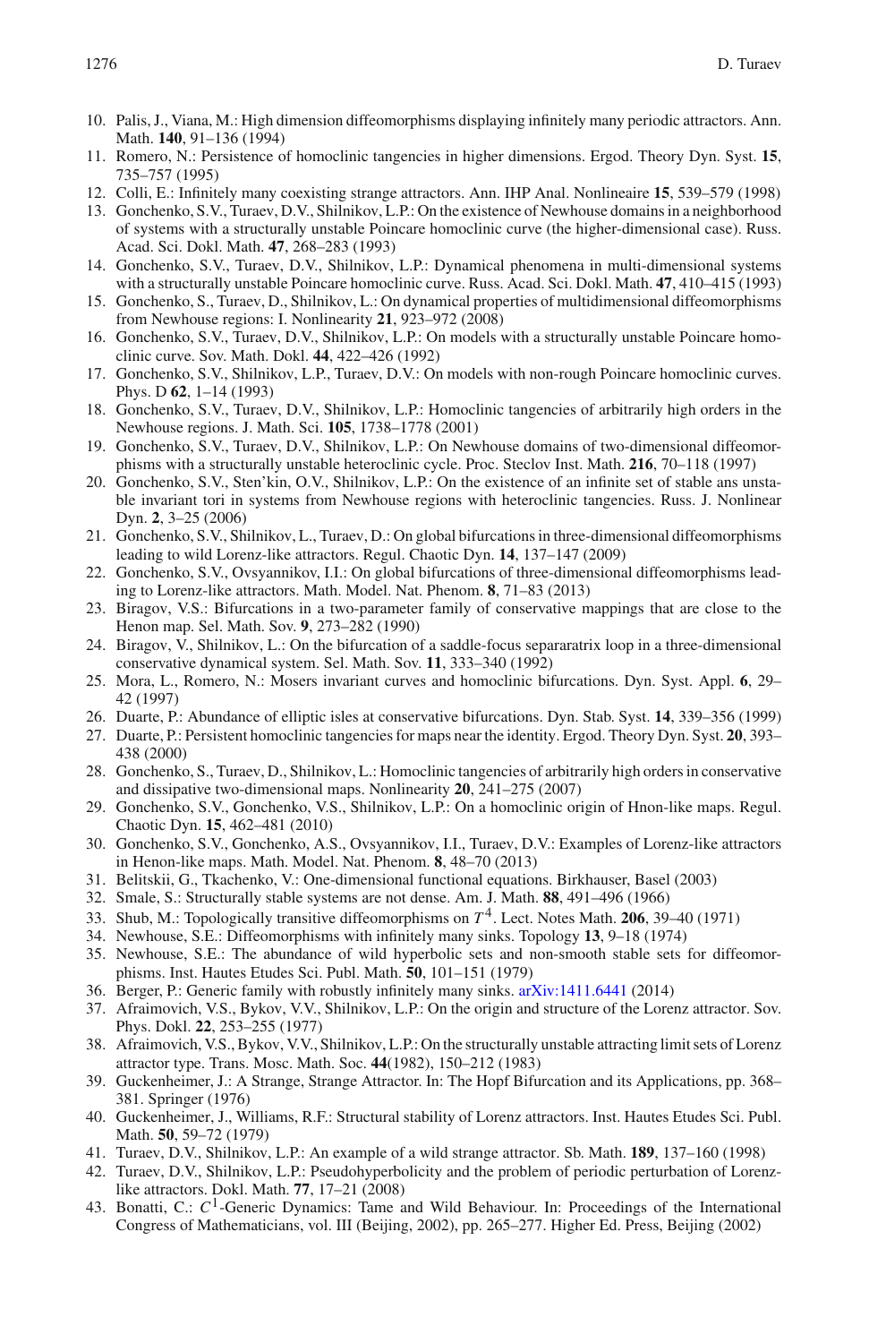10. Palis, J., Viana, M.: High dimension diffeomorphisms displaying infinitely many periodic attractors. Ann. Math. **140**, 91–136 (1994)
11. Romero, N.: Persistence of homoclinic tangencies in higher dimensions. Ergod. Theory Dyn. Syst. **15**, 735–757 (1995)
12. Colli, E.: Infinitely many coexisting strange attractors. Ann. IHP Anal. Nonlineaire **15**, 539–579 (1998)
13. Gonchenko, S.V., Turaev, D.V., Shilnikov, L.P.: On the existence of Newhouse domains in a neighborhood of systems with a structurally unstable Poincare homoclinic curve (the higher-dimensional case). Russ. Acad. Sci. Dokl. Math. **47**, 268–283 (1993)
14. Gonchenko, S.V., Turaev, D.V., Shilnikov, L.P.: Dynamical phenomena in multi-dimensional systems with a structurally unstable Poincare homoclinic curve. Russ. Acad. Sci. Dokl. Math. **47**, 410–415 (1993)
15. Gonchenko, S., Turaev, D., Shilnikov, L.: On dynamical properties of multidimensional diffeomorphisms from Newhouse regions: I. Nonlinearity **21**, 923–972 (2008)
16. Gonchenko, S.V., Turaev, D.V., Shilnikov, L.P.: On models with a structurally unstable Poincare homoclinic curve. Sov. Math. Dokl. **44**, 422–426 (1992)
17. Gonchenko, S.V., Shilnikov, L.P., Turaev, D.V.: On models with non-rough Poincare homoclinic curves. Phys. D **62**, 1–14 (1993)
18. Gonchenko, S.V., Turaev, D.V., Shilnikov, L.P.: Homoclinic tangencies of arbitrarily high orders in the Newhouse regions. J. Math. Sci. **105**, 1738–1778 (2001)
19. Gonchenko, S.V., Turaev, D.V., Shilnikov, L.P.: On Newhouse domains of two-dimensional diffeomorphisms with a structurally unstable heteroclinic cycle. Proc. Steclov Inst. Math. **216**, 70–118 (1997)
20. Gonchenko, S.V., Sten'kin, O.V., Shilnikov, L.P.: On the existence of an infinite set of stable ans unstable invariant tori in systems from Newhouse regions with heteroclinic tangencies. Russ. J. Nonlinear Dyn. **2**, 3–25 (2006)
21. Gonchenko, S.V., Shilnikov, L., Turaev, D.: On global bifurcations in three-dimensional diffeomorphisms leading to wild Lorenz-like attractors. Regul. Chaotic Dyn. **14**, 137–147 (2009)
22. Gonchenko, S.V., Ovsyannikov, I.I.: On global bifurcations of three-dimensional diffeomorphisms leading to Lorenz-like attractors. Math. Model. Nat. Phenom. **8**, 71–83 (2013)
23. Biragov, V.S.: Bifurcations in a two-parameter family of conservative mappings that are close to the Henon map. Sel. Math. Sov. **9**, 273–282 (1990)
24. Biragov, V., Shilnikov, L.: On the bifurcation of a saddle-focus separatrix loop in a three-dimensional conservative dynamical system. Sel. Math. Sov. **11**, 333–340 (1992)
25. Mora, L., Romero, N.: Mosers invariant curves and homoclinic bifurcations. Dyn. Syst. Appl. **6**, 29–42 (1997)
26. Duarte, P.: Abundance of elliptic isles at conservative bifurcations. Dyn. Stab. Syst. **14**, 339–356 (1999)
27. Duarte, P.: Persistent homoclinic tangencies for maps near the identity. Ergod. Theory Dyn. Syst. **20**, 393–438 (2000)
28. Gonchenko, S., Turaev, D., Shilnikov, L.: Homoclinic tangencies of arbitrarily high orders in conservative and dissipative two-dimensional maps. Nonlinearity **20**, 241–275 (2007)
29. Gonchenko, S.V., Gonchenko, V.S., Shilnikov, L.P.: On a homoclinic origin of Hnon-like maps. Regul. Chaotic Dyn. **15**, 462–481 (2010)
30. Gonchenko, S.V., Gonchenko, A.S., Ovsyannikov, I.I., Turaev, D.V.: Examples of Lorenz-like attractors in Henon-like maps. Math. Model. Nat. Phenom. **8**, 48–70 (2013)
31. Belitskii, G., Tkachenko, V.: One-dimensional functional equations. Birkhauser, Basel (2003)
32. Smale, S.: Structurally stable systems are not dense. Am. J. Math. **88**, 491–496 (1966)
33. Shub, M.: Topologically transitive diffeomorphisms on $T^4$. Lect. Notes Math. **206**, 39–40 (1971)
34. Newhouse, S.E.: Diffeomorphisms with infinitely many sinks. Topology **13**, 9–18 (1974)
35. Newhouse, S.E.: The abundance of wild hyperbolic sets and non-smooth stable sets for diffeomorphisms. Inst. Hautes Etudes Sci. Publ. Math. **50**, 101–151 (1979)
36. Berger, P.: Generic family with robustly infinitely many sinks. arXiv:1411.6441 (2014)
37. Afraimovich, V.S., Bykov, V.V., Shilnikov, L.P.: On the origin and structure of the Lorenz attractor. Sov. Phys. Dokl. **22**, 253–255 (1977)
38. Afraimovich, V.S., Bykov, V.V., Shilnikov, L.P.: On the structurally unstable attracting limit sets of Lorenz attractor type. Trans. Mosc. Math. Soc. **44**(1982), 150–212 (1983)
39. Guckenheimer, J.: A Strange, Strange Attractor. In: The Hopf Bifurcation and its Applications, pp. 368–381. Springer (1976)
40. Guckenheimer, J., Williams, R.F.: Structural stability of Lorenz attractors. Inst. Hautes Etudes Sci. Publ. Math. **50**, 59–72 (1979)
41. Turaev, D.V., Shilnikov, L.P.: An example of a wild strange attractor. Sb. Math. **189**, 137–160 (1998)
42. Turaev, D.V., Shilnikov, L.P.: Pseudohyperbolicity and the problem of periodic perturbation of Lorenz-like attractors. Dokl. Math. **77**, 17–21 (2008)
43. Bonatti, C.: $C^1$-Generic Dynamics: Tame and Wild Behaviour. In: Proceedings of the International Congress of Mathematicians, vol. III (Beijing, 2002), pp. 265–277. Higher Ed. Press, Beijing (2002)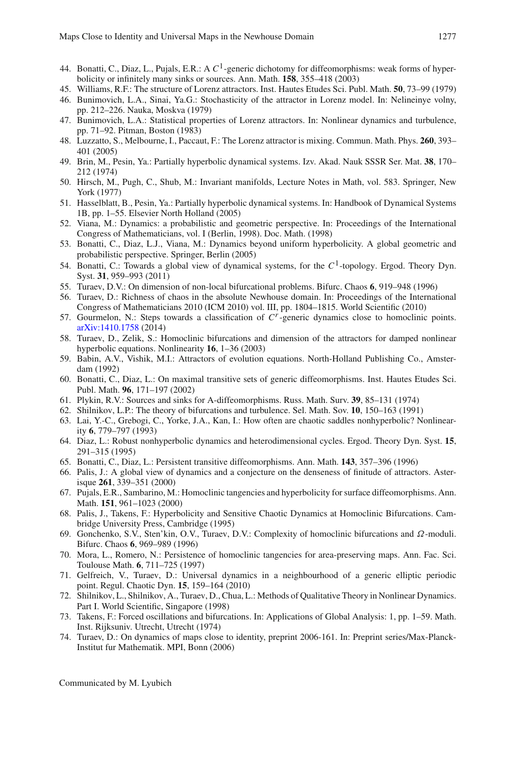44. Bonatti, C., Diaz, L., Pujals, E.R.: A $C^1$-generic dichotomy for diffeomorphisms: weak forms of hyperbolicity or infinitely many sinks or sources. Ann. Math. **158**, 355–418 (2003)
45. Williams, R.F.: The structure of Lorenz attractors. Inst. Hautes Etudes Sci. Publ. Math. **50**, 73–99 (1979)
46. Bunimovich, L.A., Sinai, Ya.G.: Stochasticity of the attractor in Lorenz model. In: Nelineinye volny, pp. 212–226. Nauka, Moskva (1979)
47. Bunimovich, L.A.: Statistical properties of Lorenz attractors. In: Nonlinear dynamics and turbulence, pp. 71–92. Pitman, Boston (1983)
48. Luzzatto, S., Melbourne, I., Paccaut, F.: The Lorenz attractor is mixing. Commun. Math. Phys. **260**, 393–401 (2005)
49. Brin, M., Pesin, Ya.: Partially hyperbolic dynamical systems. Izv. Akad. Nauk SSSR Ser. Mat. **38**, 170–212 (1974)
50. Hirsch, M., Pugh, C., Shub, M.: Invariant manifolds, Lecture Notes in Math, vol. 583. Springer, New York (1977)
51. Hasselblatt, B., Pesin, Ya.: Partially hyperbolic dynamical systems. In: Handbook of Dynamical Systems 1B, pp. 1–55. Elsevier North Holland (2005)
52. Viana, M.: Dynamics: a probabilistic and geometric perspective. In: Proceedings of the International Congress of Mathematicians, vol. I (Berlin, 1998). Doc. Math. (1998)
53. Bonatti, C., Diaz, L.J., Viana, M.: Dynamics beyond uniform hyperbolicity. A global geometric and probabilistic perspective. Springer, Berlin (2005)
54. Bonatti, C.: Towards a global view of dynamical systems, for the $C^1$-topology. Ergod. Theory Dyn. Syst. **31**, 959–993 (2011)
55. Turaev, D.V.: On dimension of non-local bifurcational problems. Bifurc. Chaos **6**, 919–948 (1996)
56. Turaev, D.: Richness of chaos in the absolute Newhouse domain. In: Proceedings of the International Congress of Mathematicians 2010 (ICM 2010) vol. III, pp. 1804–1815. World Scientific (2010)
57. Gourmelon, N.: Steps towards a classification of $C^r$-generic dynamics close to homoclinic points. arXiv:1410.1758 (2014)
58. Turaev, D., Zelik, S.: Homoclinic bifurcations and dimension of the attractors for damped nonlinear hyperbolic equations. Nonlinearity **16**, 1–36 (2003)
59. Babin, A.V., Vishik, M.I.: Attractors of evolution equations. North-Holland Publishing Co., Amsterdam (1992)
60. Bonatti, C., Diaz, L.: On maximal transitive sets of generic diffeomorphisms. Inst. Hautes Etudes Sci. Publ. Math. **96**, 171–197 (2002)
61. Plykin, R.V.: Sources and sinks for A-diffeomorphisms. Russ. Math. Surv. **39**, 85–131 (1974)
62. Shilnikov, L.P.: The theory of bifurcations and turbulence. Sel. Math. Sov. **10**, 150–163 (1991)
63. Lai, Y.-C., Grebogi, C., Yorke, J.A., Kan, I.: How often are chaotic saddles nonhyperbolic? Nonlinearity **6**, 779–797 (1993)
64. Diaz, L.: Robust nonhyperbolic dynamics and heterodimensional cycles. Ergod. Theory Dyn. Syst. **15**, 291–315 (1995)
65. Bonatti, C., Diaz, L.: Persistent transitive diffeomorphisms. Ann. Math. **143**, 357–396 (1996)
66. Palis, J.: A global view of dynamics and a conjecture on the denseness of finitude of attractors. Asterisque **261**, 339–351 (2000)
67. Pujals, E.R., Sambarino, M.: Homoclinic tangencies and hyperbolicity for surface diffeomorphisms. Ann. Math. **151**, 961–1023 (2000)
68. Palis, J., Takens, F.: Hyperbolicity and Sensitive Chaotic Dynamics at Homoclinic Bifurcations. Cambridge University Press, Cambridge (1995)
69. Gonchenko, S.V., Sten'kin, O.V., Turaev, D.V.: Complexity of homoclinic bifurcations and $\Omega$-moduli. Bifurc. Chaos **6**, 969–989 (1996)
70. Mora, L., Romero, N.: Persistence of homoclinic tangencies for area-preserving maps. Ann. Fac. Sci. Toulouse Math. **6**, 711–725 (1997)
71. Gelfreich, V., Turaev, D.: Universal dynamics in a neighbourhood of a generic elliptic periodic point. Regul. Chaotic Dyn. **15**, 159–164 (2010)
72. Shilnikov, L., Shilnikov, A., Turaev, D., Chua, L.: Methods of Qualitative Theory in Nonlinear Dynamics. Part I. World Scientific, Singapore (1998)
73. Takens, F.: Forced oscillations and bifurcations. In: Applications of Global Analysis: 1, pp. 1–59. Math. Inst. Rijksuniv. Utrecht, Utrecht (1974)
74. Turaev, D.: On dynamics of maps close to identity, preprint 2006-161. In: Preprint series/Max-Planck-Institut fur Mathematik. MPI, Bonn (2006)

Communicated by M. Lyubich